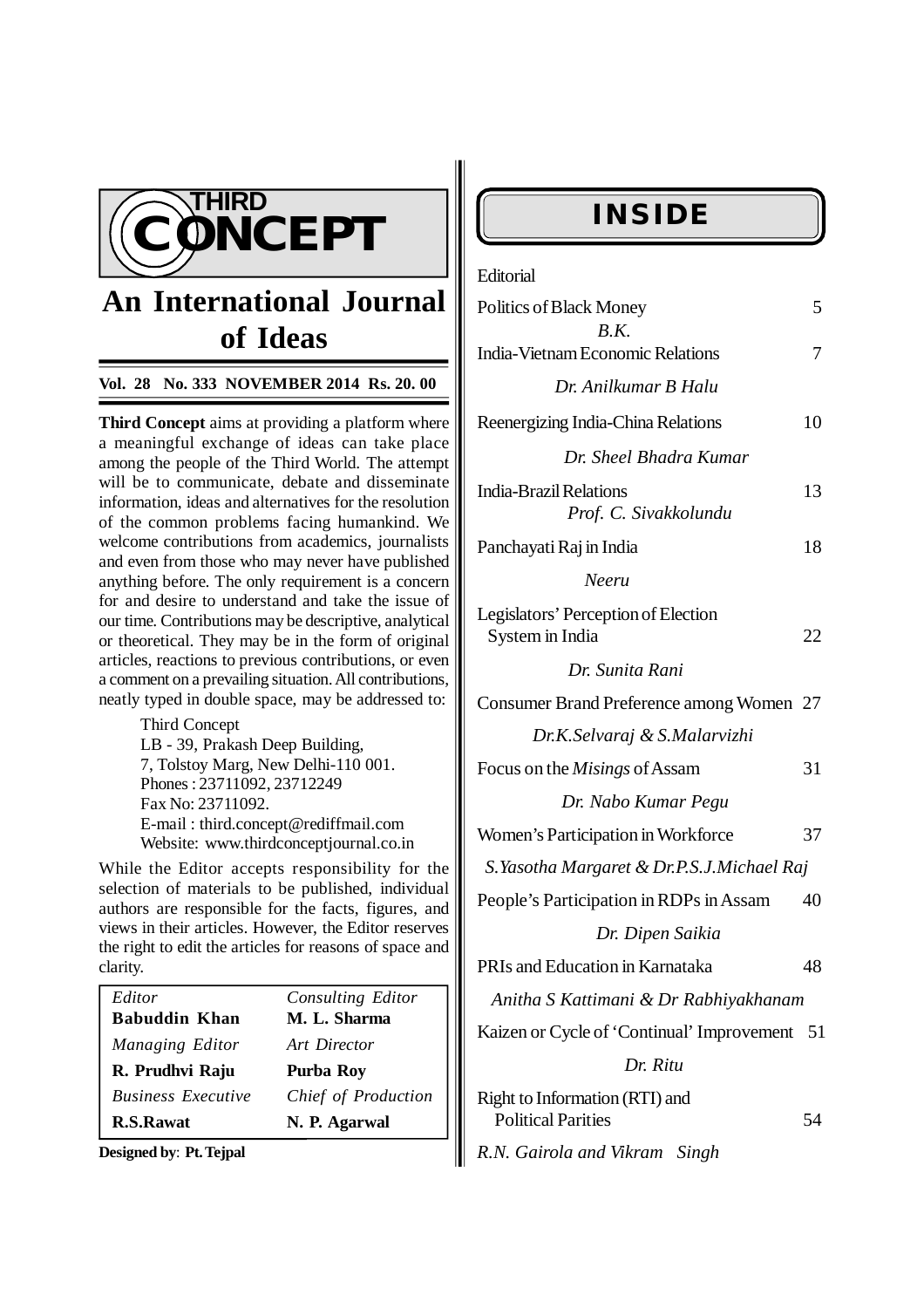# THIRD CONCEPT

## An International Journal of Ideas

**Vol. 28 No. 333 NOVEMBER 2014 Rs. 20. 00**

**Third Concept** aims at providing a platform where a meaningful exchange of ideas can take place among the people of the Third World. The attempt will be to communicate, debate and disseminate information, ideas and alternatives for the resolution of the common problems facing humankind. We welcome contributions from academics, journalists and even from those who may never have published anything before. The only requirement is a concern for and desire to understand and take the issue of our time. Contributions may be descriptive, analytical or theoretical. They may be in the form of original articles, reactions to previous contributions, or even a comment on a prevailing situation. All contributions, neatly typed in double space, may be addressed to:

Third Concept
LB - 39, Prakash Deep Building,
7, Tolstoy Marg, New Delhi-110 001.
Phones : 23711092, 23712249
Fax No: 23711092.
E-mail : third.concept@rediffmail.com
Website: www.thirdconceptjournal.co.in

While the Editor accepts responsibility for the selection of materials to be published, individual authors are responsible for the facts, figures, and views in their articles. However, the Editor reserves the right to edit the articles for reasons of space and clarity.

| *Editor* | *Consulting Editor* |
|---|---|
| **Babuddin Khan** | **M. L. Sharma** |
| *Managing Editor* | *Art Director* |
| **R. Prudhvi Raju** | **Purba Roy** |
| *Business Executive* | *Chief of Production* |
| **R.S.Rawat** | **N. P. Agarwal** |

**Designed by**: **Pt. Tejpal**

## INSIDE

| Contents | Page |
|---|---|
| Editorial | |
| Politics of Black Money<br>*B.K.* | 5 |
| India-Vietnam Economic Relations<br>*Dr. Anilkumar B Halu* | 7 |
| Reenergizing India-China Relations<br>*Dr. Sheel Bhadra Kumar* | 10 |
| India-Brazil Relations<br>*Prof. C. Sivakkolundu* | 13 |
| Panchayati Raj in India<br>*Neeru* | 18 |
| Legislators' Perception of Election System in India<br>*Dr. Sunita Rani* | 22 |
| Consumer Brand Preference among Women<br>*Dr.K.Selvaraj & S.Malarvizhi* | 27 |
| Focus on the *Misings* of Assam<br>*Dr. Nabo Kumar Pegu* | 31 |
| Women's Participation in Workforce<br>*S.Yasotha Margaret & Dr.P.S.J.Michael Raj* | 37 |
| People's Participation in RDPs in Assam<br>*Dr. Dipen Saikia* | 40 |
| PRIs and Education in Karnataka<br>*Anitha S Kattimani & Dr Rabhiyakhanam* | 48 |
| Kaizen or Cycle of 'Continual' Improvement<br>*Dr. Ritu* | 51 |
| Right to Information (RTI) and Political Parities<br>*R.N. Gairola and Vikram Singh* | 54 |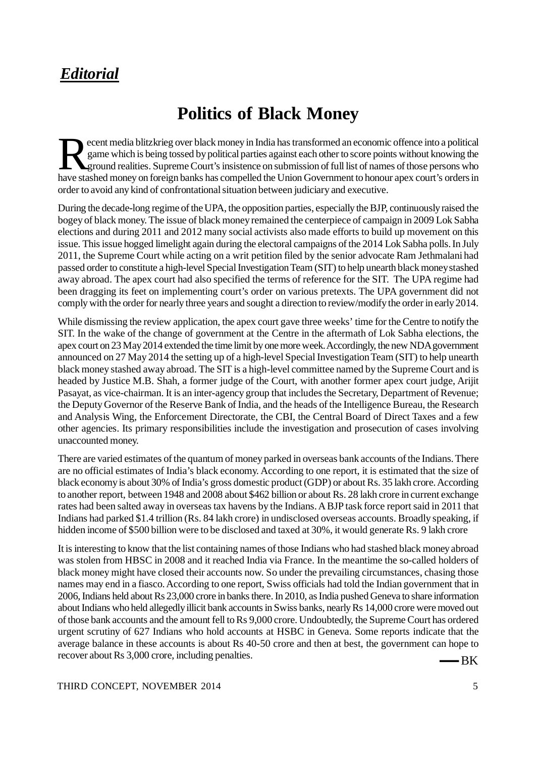## *Editorial*

# Politics of Black Money

Recent media blitzkrieg over black money in India has transformed an economic offence into a political game which is being tossed by political parties against each other to score points without knowing the ground realities. Supreme Court's insistence on submission of full list of names of those persons who have stashed money on foreign banks has compelled the Union Government to honour apex court's orders in order to avoid any kind of confrontational situation between judiciary and executive.

During the decade-long regime of the UPA, the opposition parties, especially the BJP, continuously raised the bogey of black money. The issue of black money remained the centerpiece of campaign in 2009 Lok Sabha elections and during 2011 and 2012 many social activists also made efforts to build up movement on this issue. This issue hogged limelight again during the electoral campaigns of the 2014 Lok Sabha polls. In July 2011, the Supreme Court while acting on a writ petition filed by the senior advocate Ram Jethmalani had passed order to constitute a high-level Special Investigation Team (SIT) to help unearth black money stashed away abroad. The apex court had also specified the terms of reference for the SIT. The UPA regime had been dragging its feet on implementing court's order on various pretexts. The UPA government did not comply with the order for nearly three years and sought a direction to review/modify the order in early 2014.

While dismissing the review application, the apex court gave three weeks' time for the Centre to notify the SIT. In the wake of the change of government at the Centre in the aftermath of Lok Sabha elections, the apex court on 23 May 2014 extended the time limit by one more week. Accordingly, the new NDA government announced on 27 May 2014 the setting up of a high-level Special Investigation Team (SIT) to help unearth black money stashed away abroad. The SIT is a high-level committee named by the Supreme Court and is headed by Justice M.B. Shah, a former judge of the Court, with another former apex court judge, Arijit Pasayat, as vice-chairman. It is an inter-agency group that includes the Secretary, Department of Revenue; the Deputy Governor of the Reserve Bank of India, and the heads of the Intelligence Bureau, the Research and Analysis Wing, the Enforcement Directorate, the CBI, the Central Board of Direct Taxes and a few other agencies. Its primary responsibilities include the investigation and prosecution of cases involving unaccounted money.

There are varied estimates of the quantum of money parked in overseas bank accounts of the Indians. There are no official estimates of India's black economy. According to one report, it is estimated that the size of black economy is about 30% of India's gross domestic product (GDP) or about Rs. 35 lakh crore. According to another report, between 1948 and 2008 about $462 billion or about Rs. 28 lakh crore in current exchange rates had been salted away in overseas tax havens by the Indians. A BJP task force report said in 2011 that Indians had parked $1.4 trillion (Rs. 84 lakh crore) in undisclosed overseas accounts. Broadly speaking, if hidden income of $500 billion were to be disclosed and taxed at 30%, it would generate Rs. 9 lakh crore

It is interesting to know that the list containing names of those Indians who had stashed black money abroad was stolen from HBSC in 2008 and it reached India via France. In the meantime the so-called holders of black money might have closed their accounts now. So under the prevailing circumstances, chasing those names may end in a fiasco. According to one report, Swiss officials had told the Indian government that in 2006, Indians held about Rs 23,000 crore in banks there. In 2010, as India pushed Geneva to share information about Indians who held allegedly illicit bank accounts in Swiss banks, nearly Rs 14,000 crore were moved out of those bank accounts and the amount fell to Rs 9,000 crore. Undoubtedly, the Supreme Court has ordered urgent scrutiny of 627 Indians who hold accounts at HSBC in Geneva. Some reports indicate that the average balance in these accounts is about Rs 40-50 crore and then at best, the government can hope to recover about Rs 3,000 crore, including penalties.

— BK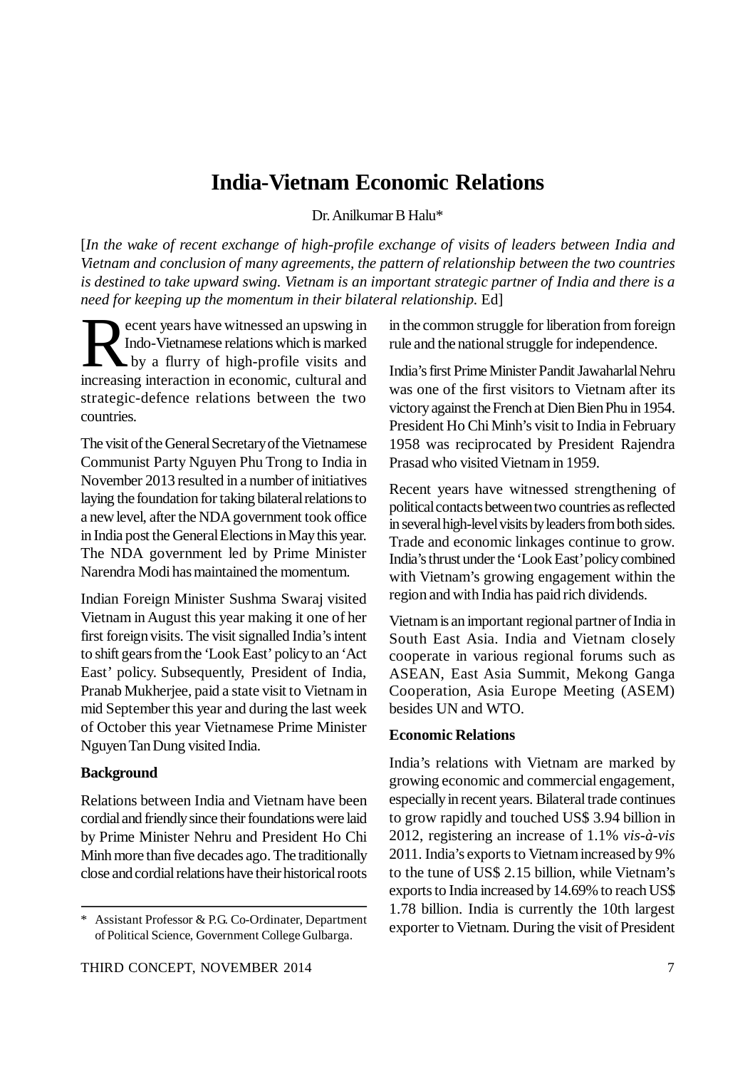# India-Vietnam Economic Relations

Dr. Anilkumar B Halu*

[*In the wake of recent exchange of high-profile exchange of visits of leaders between India and Vietnam and conclusion of many agreements, the pattern of relationship between the two countries is destined to take upward swing. Vietnam is an important strategic partner of India and there is a need for keeping up the momentum in their bilateral relationship.* Ed]

Recent years have witnessed an upswing in Indo-Vietnamese relations which is marked by a flurry of high-profile visits and increasing interaction in economic, cultural and strategic-defence relations between the two countries.

The visit of the General Secretary of the Vietnamese Communist Party Nguyen Phu Trong to India in November 2013 resulted in a number of initiatives laying the foundation for taking bilateral relations to a new level, after the NDA government took office in India post the General Elections in May this year. The NDA government led by Prime Minister Narendra Modi has maintained the momentum.

Indian Foreign Minister Sushma Swaraj visited Vietnam in August this year making it one of her first foreign visits. The visit signalled India's intent to shift gears from the 'Look East' policy to an 'Act East' policy. Subsequently, President of India, Pranab Mukherjee, paid a state visit to Vietnam in mid September this year and during the last week of October this year Vietnamese Prime Minister Nguyen Tan Dung visited India.

**Background**

Relations between India and Vietnam have been cordial and friendly since their foundations were laid by Prime Minister Nehru and President Ho Chi Minh more than five decades ago. The traditionally close and cordial relations have their historical roots in the common struggle for liberation from foreign rule and the national struggle for independence.

India's first Prime Minister Pandit Jawaharlal Nehru was one of the first visitors to Vietnam after its victory against the French at Dien Bien Phu in 1954. President Ho Chi Minh's visit to India in February 1958 was reciprocated by President Rajendra Prasad who visited Vietnam in 1959.

Recent years have witnessed strengthening of political contacts between two countries as reflected in several high-level visits by leaders from both sides. Trade and economic linkages continue to grow. India's thrust under the 'Look East' policy combined with Vietnam's growing engagement within the region and with India has paid rich dividends.

Vietnam is an important regional partner of India in South East Asia. India and Vietnam closely cooperate in various regional forums such as ASEAN, East Asia Summit, Mekong Ganga Cooperation, Asia Europe Meeting (ASEM) besides UN and WTO.

**Economic Relations**

India's relations with Vietnam are marked by growing economic and commercial engagement, especially in recent years. Bilateral trade continues to grow rapidly and touched US$ 3.94 billion in 2012, registering an increase of 1.1% *vis-à-vis* 2011. India's exports to Vietnam increased by 9% to the tune of US$ 2.15 billion, while Vietnam's exports to India increased by 14.69% to reach US$ 1.78 billion. India is currently the 10th largest exporter to Vietnam. During the visit of President

\* Assistant Professor & P.G. Co-Ordinater, Department of Political Science, Government College Gulbarga.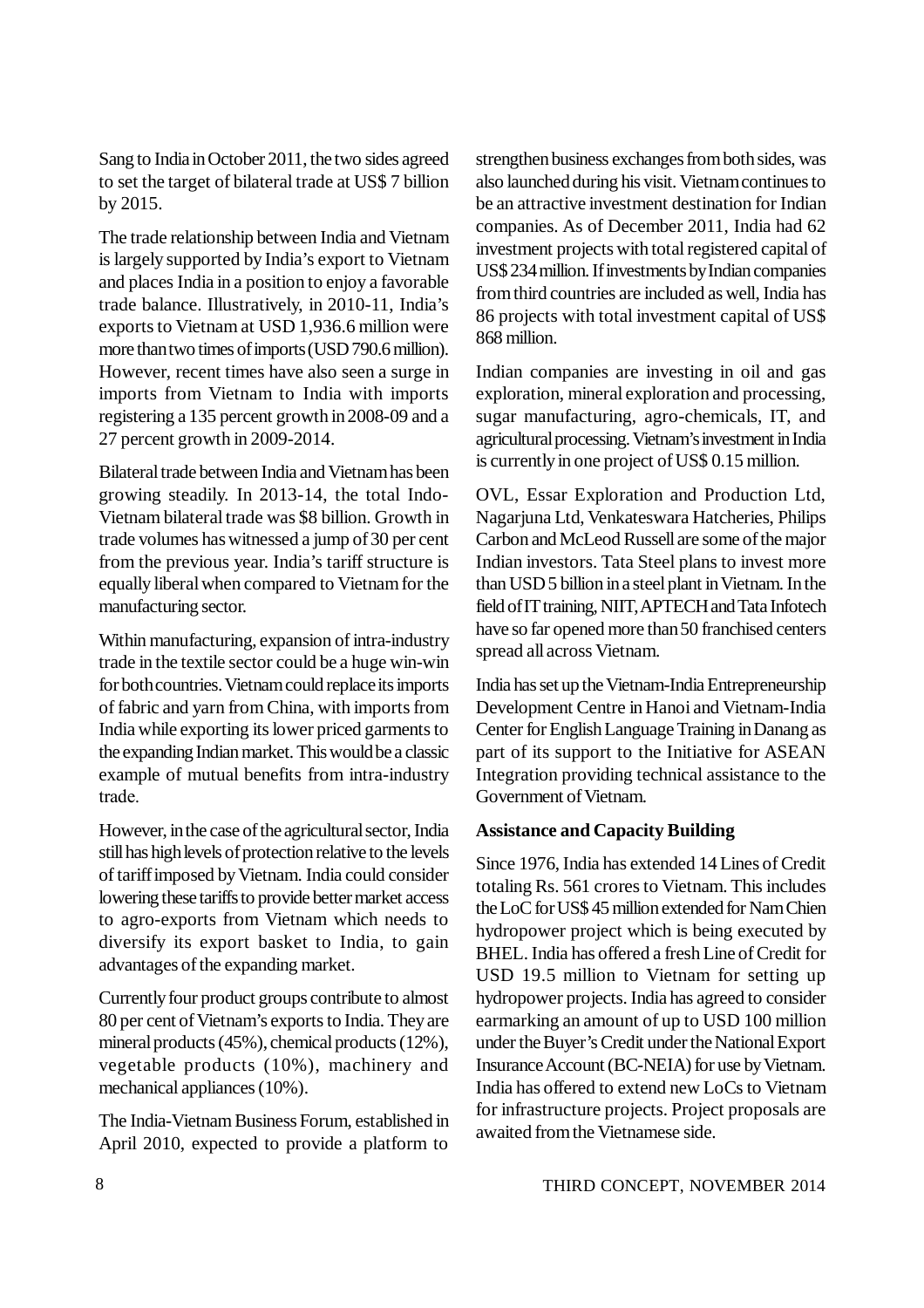Sang to India in October 2011, the two sides agreed to set the target of bilateral trade at US$ 7 billion by 2015.

The trade relationship between India and Vietnam is largely supported by India's export to Vietnam and places India in a position to enjoy a favorable trade balance. Illustratively, in 2010-11, India's exports to Vietnam at USD 1,936.6 million were more than two times of imports (USD 790.6 million). However, recent times have also seen a surge in imports from Vietnam to India with imports registering a 135 percent growth in 2008-09 and a 27 percent growth in 2009-2014.

Bilateral trade between India and Vietnam has been growing steadily. In 2013-14, the total Indo-Vietnam bilateral trade was $8 billion. Growth in trade volumes has witnessed a jump of 30 per cent from the previous year. India's tariff structure is equally liberal when compared to Vietnam for the manufacturing sector.

Within manufacturing, expansion of intra-industry trade in the textile sector could be a huge win-win for both countries. Vietnam could replace its imports of fabric and yarn from China, with imports from India while exporting its lower priced garments to the expanding Indian market. This would be a classic example of mutual benefits from intra-industry trade.

However, in the case of the agricultural sector, India still has high levels of protection relative to the levels of tariff imposed by Vietnam. India could consider lowering these tariffs to provide better market access to agro-exports from Vietnam which needs to diversify its export basket to India, to gain advantages of the expanding market.

Currently four product groups contribute to almost 80 per cent of Vietnam's exports to India. They are mineral products (45%), chemical products (12%), vegetable products (10%), machinery and mechanical appliances (10%).

The India-Vietnam Business Forum, established in April 2010, expected to provide a platform to strengthen business exchanges from both sides, was also launched during his visit. Vietnam continues to be an attractive investment destination for Indian companies. As of December 2011, India had 62 investment projects with total registered capital of US$ 234 million. If investments by Indian companies from third countries are included as well, India has 86 projects with total investment capital of US$ 868 million.

Indian companies are investing in oil and gas exploration, mineral exploration and processing, sugar manufacturing, agro-chemicals, IT, and agricultural processing. Vietnam's investment in India is currently in one project of US$ 0.15 million.

OVL, Essar Exploration and Production Ltd, Nagarjuna Ltd, Venkateswara Hatcheries, Philips Carbon and McLeod Russell are some of the major Indian investors. Tata Steel plans to invest more than USD 5 billion in a steel plant in Vietnam. In the field of IT training, NIIT, APTECH and Tata Infotech have so far opened more than 50 franchised centers spread all across Vietnam.

India has set up the Vietnam-India Entrepreneurship Development Centre in Hanoi and Vietnam-India Center for English Language Training in Danang as part of its support to the Initiative for ASEAN Integration providing technical assistance to the Government of Vietnam.

**Assistance and Capacity Building**

Since 1976, India has extended 14 Lines of Credit totaling Rs. 561 crores to Vietnam. This includes the LoC for US$ 45 million extended for Nam Chien hydropower project which is being executed by BHEL. India has offered a fresh Line of Credit for USD 19.5 million to Vietnam for setting up hydropower projects. India has agreed to consider earmarking an amount of up to USD 100 million under the Buyer's Credit under the National Export Insurance Account (BC-NEIA) for use by Vietnam. India has offered to extend new LoCs to Vietnam for infrastructure projects. Project proposals are awaited from the Vietnamese side.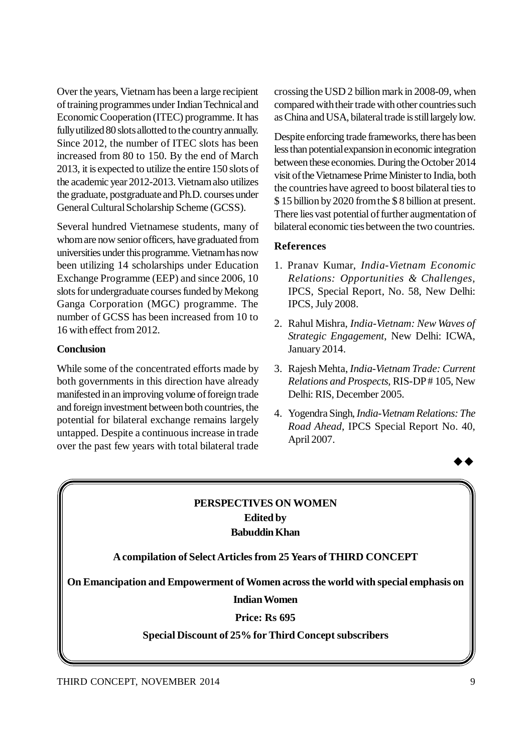Over the years, Vietnam has been a large recipient of training programmes under Indian Technical and Economic Cooperation (ITEC) programme. It has fully utilized 80 slots allotted to the country annually. Since 2012, the number of ITEC slots has been increased from 80 to 150. By the end of March 2013, it is expected to utilize the entire 150 slots of the academic year 2012-2013. Vietnam also utilizes the graduate, postgraduate and Ph.D. courses under General Cultural Scholarship Scheme (GCSS).

Several hundred Vietnamese students, many of whom are now senior officers, have graduated from universities under this programme. Vietnam has now been utilizing 14 scholarships under Education Exchange Programme (EEP) and since 2006, 10 slots for undergraduate courses funded by Mekong Ganga Corporation (MGC) programme. The number of GCSS has been increased from 10 to 16 with effect from 2012.

### Conclusion

While some of the concentrated efforts made by both governments in this direction have already manifested in an improving volume of foreign trade and foreign investment between both countries, the potential for bilateral exchange remains largely untapped. Despite a continuous increase in trade over the past few years with total bilateral trade crossing the USD 2 billion mark in 2008-09, when compared with their trade with other countries such as China and USA, bilateral trade is still largely low.

Despite enforcing trade frameworks, there has been less than potential expansion in economic integration between these economies. During the October 2014 visit of the Vietnamese Prime Minister to India, both the countries have agreed to boost bilateral ties to $ 15 billion by 2020 from the $ 8 billion at present. There lies vast potential of further augmentation of bilateral economic ties between the two countries.

### References

1. Pranav Kumar, *India-Vietnam Economic Relations: Opportunities & Challenges*, IPCS, Special Report, No. 58, New Delhi: IPCS, July 2008.
2. Rahul Mishra, *India-Vietnam: New Waves of Strategic Engagement*, New Delhi: ICWA, January 2014.
3. Rajesh Mehta, *India-Vietnam Trade: Current Relations and Prospects*, RIS-DP # 105, New Delhi: RIS, December 2005.
4. Yogendra Singh, *India-Vietnam Relations: The Road Ahead*, IPCS Special Report No. 40, April 2007.

◆◆

**PERSPECTIVES ON WOMEN**

**Edited by**

**Babuddin Khan**

**A compilation of Select Articles from 25 Years of THIRD CONCEPT**

**On Emancipation and Empowerment of Women across the world with special emphasis on Indian Women**

**Price: Rs 695**

**Special Discount of 25% for Third Concept subscribers**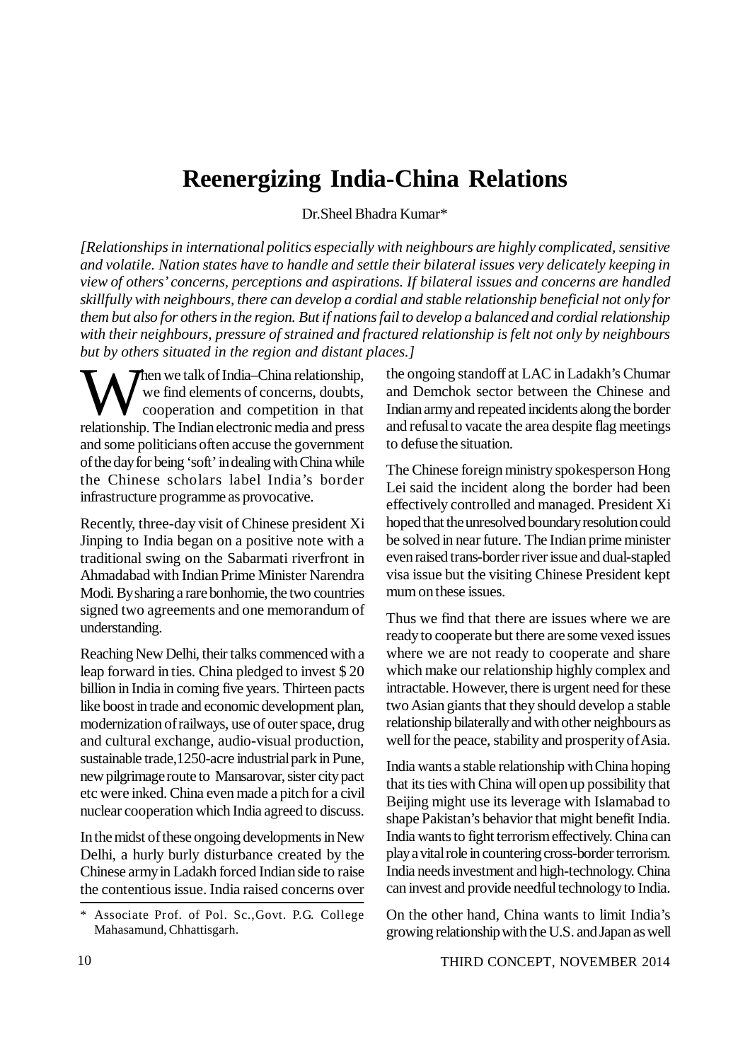# Reenergizing India-China Relations

Dr.Sheel Bhadra Kumar*

*[Relationships in international politics especially with neighbours are highly complicated, sensitive and volatile. Nation states have to handle and settle their bilateral issues very delicately keeping in view of others' concerns, perceptions and aspirations. If bilateral issues and concerns are handled skillfully with neighbours, there can develop a cordial and stable relationship beneficial not only for them but also for others in the region. But if nations fail to develop a balanced and cordial relationship with their neighbours, pressure of strained and fractured relationship is felt not only by neighbours but by others situated in the region and distant places.]*

When we talk of India–China relationship, we find elements of concerns, doubts, cooperation and competition in that relationship. The Indian electronic media and press and some politicians often accuse the government of the day for being 'soft' in dealing with China while the Chinese scholars label India's border infrastructure programme as provocative.

Recently, three-day visit of Chinese president Xi Jinping to India began on a positive note with a traditional swing on the Sabarmati riverfront in Ahmadabad with Indian Prime Minister Narendra Modi. By sharing a rare bonhomie, the two countries signed two agreements and one memorandum of understanding.

Reaching New Delhi, their talks commenced with a leap forward in ties. China pledged to invest $ 20 billion in India in coming five years. Thirteen pacts like boost in trade and economic development plan, modernization of railways, use of outer space, drug and cultural exchange, audio-visual production, sustainable trade,1250-acre industrial park in Pune, new pilgrimage route to Mansarovar, sister city pact etc were inked. China even made a pitch for a civil nuclear cooperation which India agreed to discuss.

In the midst of these ongoing developments in New Delhi, a hurly burly disturbance created by the Chinese army in Ladakh forced Indian side to raise the contentious issue. India raised concerns over the ongoing standoff at LAC in Ladakh's Chumar and Demchok sector between the Chinese and Indian army and repeated incidents along the border and refusal to vacate the area despite flag meetings to defuse the situation.

The Chinese foreign ministry spokesperson Hong Lei said the incident along the border had been effectively controlled and managed. President Xi hoped that the unresolved boundary resolution could be solved in near future. The Indian prime minister even raised trans-border river issue and dual-stapled visa issue but the visiting Chinese President kept mum on these issues.

Thus we find that there are issues where we are ready to cooperate but there are some vexed issues where we are not ready to cooperate and share which make our relationship highly complex and intractable. However, there is urgent need for these two Asian giants that they should develop a stable relationship bilaterally and with other neighbours as well for the peace, stability and prosperity of Asia.

India wants a stable relationship with China hoping that its ties with China will open up possibility that Beijing might use its leverage with Islamabad to shape Pakistan's behavior that might benefit India. India wants to fight terrorism effectively. China can play a vital role in countering cross-border terrorism. India needs investment and high-technology. China can invest and provide needful technology to India.

On the other hand, China wants to limit India's growing relationship with the U.S. and Japan as well

---

\* Associate Prof. of Pol. Sc.,Govt. P.G. College Mahasamund, Chhattisgarh.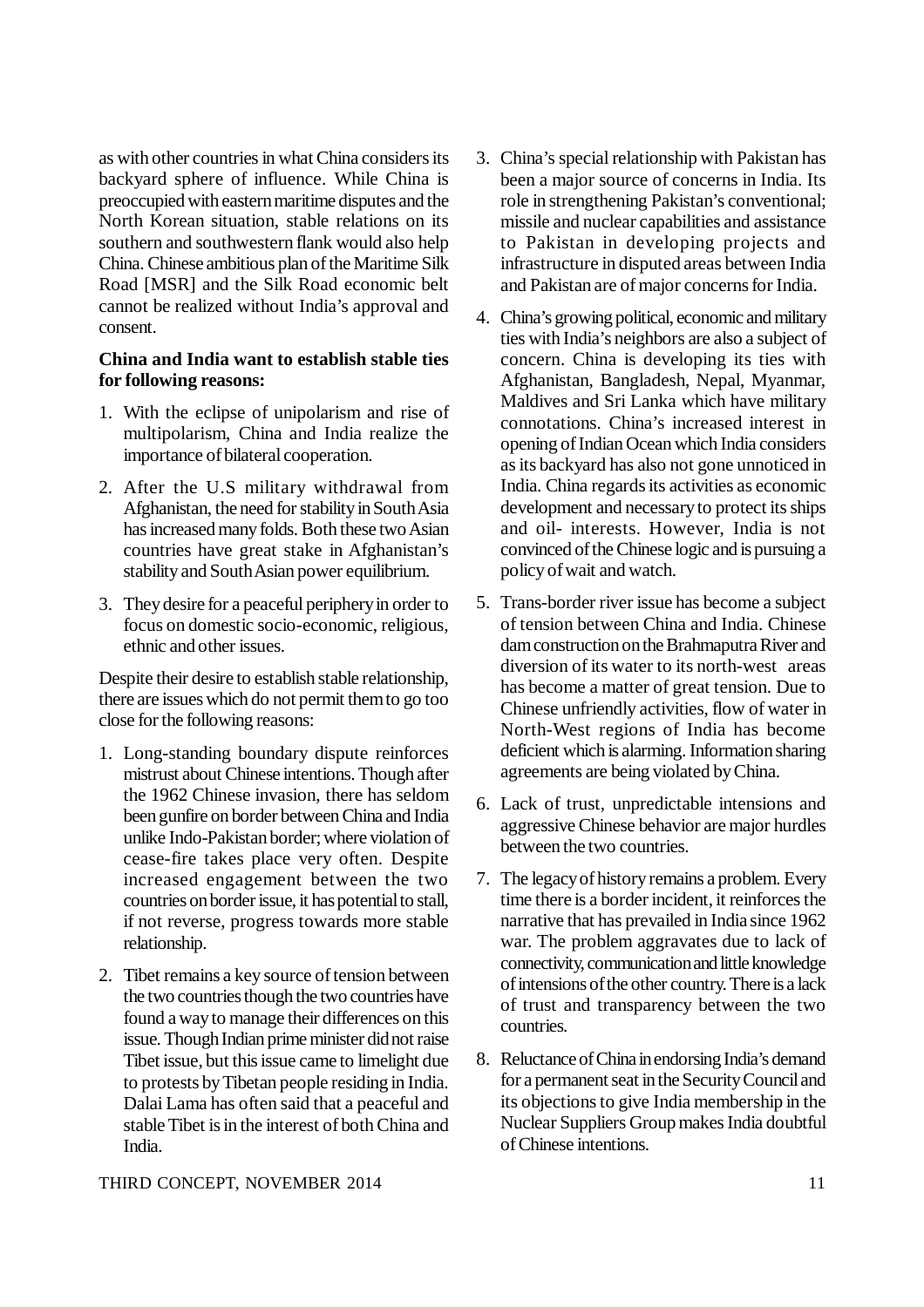as with other countries in what China considers its backyard sphere of influence. While China is preoccupied with eastern maritime disputes and the North Korean situation, stable relations on its southern and southwestern flank would also help China. Chinese ambitious plan of the Maritime Silk Road [MSR] and the Silk Road economic belt cannot be realized without India's approval and consent.

**China and India want to establish stable ties for following reasons:**

1. With the eclipse of unipolarism and rise of multipolarism, China and India realize the importance of bilateral cooperation.
2. After the U.S military withdrawal from Afghanistan, the need for stability in South Asia has increased many folds. Both these two Asian countries have great stake in Afghanistan's stability and South Asian power equilibrium.
3. They desire for a peaceful periphery in order to focus on domestic socio-economic, religious, ethnic and other issues.

Despite their desire to establish stable relationship, there are issues which do not permit them to go too close for the following reasons:

1. Long-standing boundary dispute reinforces mistrust about Chinese intentions. Though after the 1962 Chinese invasion, there has seldom been gunfire on border between China and India unlike Indo-Pakistan border; where violation of cease-fire takes place very often. Despite increased engagement between the two countries on border issue, it has potential to stall, if not reverse, progress towards more stable relationship.
2. Tibet remains a key source of tension between the two countries though the two countries have found a way to manage their differences on this issue. Though Indian prime minister did not raise Tibet issue, but this issue came to limelight due to protests by Tibetan people residing in India. Dalai Lama has often said that a peaceful and stable Tibet is in the interest of both China and India.
3. China's special relationship with Pakistan has been a major source of concerns in India. Its role in strengthening Pakistan's conventional; missile and nuclear capabilities and assistance to Pakistan in developing projects and infrastructure in disputed areas between India and Pakistan are of major concerns for India.
4. China's growing political, economic and military ties with India's neighbors are also a subject of concern. China is developing its ties with Afghanistan, Bangladesh, Nepal, Myanmar, Maldives and Sri Lanka which have military connotations. China's increased interest in opening of Indian Ocean which India considers as its backyard has also not gone unnoticed in India. China regards its activities as economic development and necessary to protect its ships and oil- interests. However, India is not convinced of the Chinese logic and is pursuing a policy of wait and watch.
5. Trans-border river issue has become a subject of tension between China and India. Chinese dam construction on the Brahmaputra River and diversion of its water to its north-west areas has become a matter of great tension. Due to Chinese unfriendly activities, flow of water in North-West regions of India has become deficient which is alarming. Information sharing agreements are being violated by China.
6. Lack of trust, unpredictable intensions and aggressive Chinese behavior are major hurdles between the two countries.
7. The legacy of history remains a problem. Every time there is a border incident, it reinforces the narrative that has prevailed in India since 1962 war. The problem aggravates due to lack of connectivity, communication and little knowledge of intensions of the other country. There is a lack of trust and transparency between the two countries.
8. Reluctance of China in endorsing India's demand for a permanent seat in the Security Council and its objections to give India membership in the Nuclear Suppliers Group makes India doubtful of Chinese intentions.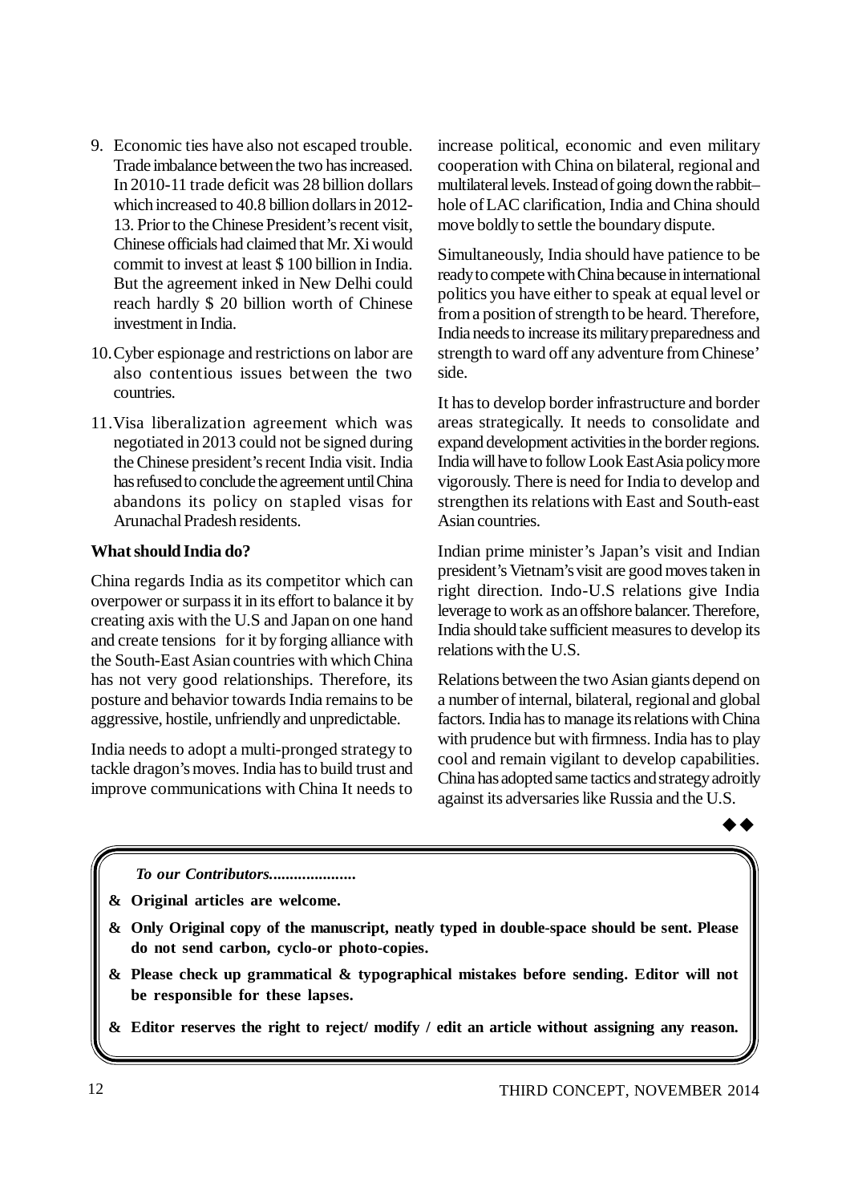9. Economic ties have also not escaped trouble. Trade imbalance between the two has increased. In 2010-11 trade deficit was 28 billion dollars which increased to 40.8 billion dollars in 2012-13. Prior to the Chinese President's recent visit, Chinese officials had claimed that Mr. Xi would commit to invest at least $ 100 billion in India. But the agreement inked in New Delhi could reach hardly $ 20 billion worth of Chinese investment in India.

10. Cyber espionage and restrictions on labor are also contentious issues between the two countries.

11. Visa liberalization agreement which was negotiated in 2013 could not be signed during the Chinese president's recent India visit. India has refused to conclude the agreement until China abandons its policy on stapled visas for Arunachal Pradesh residents.

**What should India do?**

China regards India as its competitor which can overpower or surpass it in its effort to balance it by creating axis with the U.S and Japan on one hand and create tensions for it by forging alliance with the South-East Asian countries with which China has not very good relationships. Therefore, its posture and behavior towards India remains to be aggressive, hostile, unfriendly and unpredictable.

India needs to adopt a multi-pronged strategy to tackle dragon's moves. India has to build trust and improve communications with China It needs to increase political, economic and even military cooperation with China on bilateral, regional and multilateral levels. Instead of going down the rabbit–hole of LAC clarification, India and China should move boldly to settle the boundary dispute.

Simultaneously, India should have patience to be ready to compete with China because in international politics you have either to speak at equal level or from a position of strength to be heard. Therefore, India needs to increase its military preparedness and strength to ward off any adventure from Chinese' side.

It has to develop border infrastructure and border areas strategically. It needs to consolidate and expand development activities in the border regions. India will have to follow Look East Asia policy more vigorously. There is need for India to develop and strengthen its relations with East and South-east Asian countries.

Indian prime minister's Japan's visit and Indian president's Vietnam's visit are good moves taken in right direction. Indo-U.S relations give India leverage to work as an offshore balancer. Therefore, India should take sufficient measures to develop its relations with the U.S.

Relations between the two Asian giants depend on a number of internal, bilateral, regional and global factors. India has to manage its relations with China with prudence but with firmness. India has to play cool and remain vigilant to develop capabilities. China has adopted same tactics and strategy adroitly against its adversaries like Russia and the U.S.

◆◆

*To our Contributors.....................*

- **Original articles are welcome.**
- **Only Original copy of the manuscript, neatly typed in double-space should be sent. Please do not send carbon, cyclo-or photo-copies.**
- **Please check up grammatical & typographical mistakes before sending. Editor will not be responsible for these lapses.**
- **Editor reserves the right to reject/ modify / edit an article without assigning any reason.**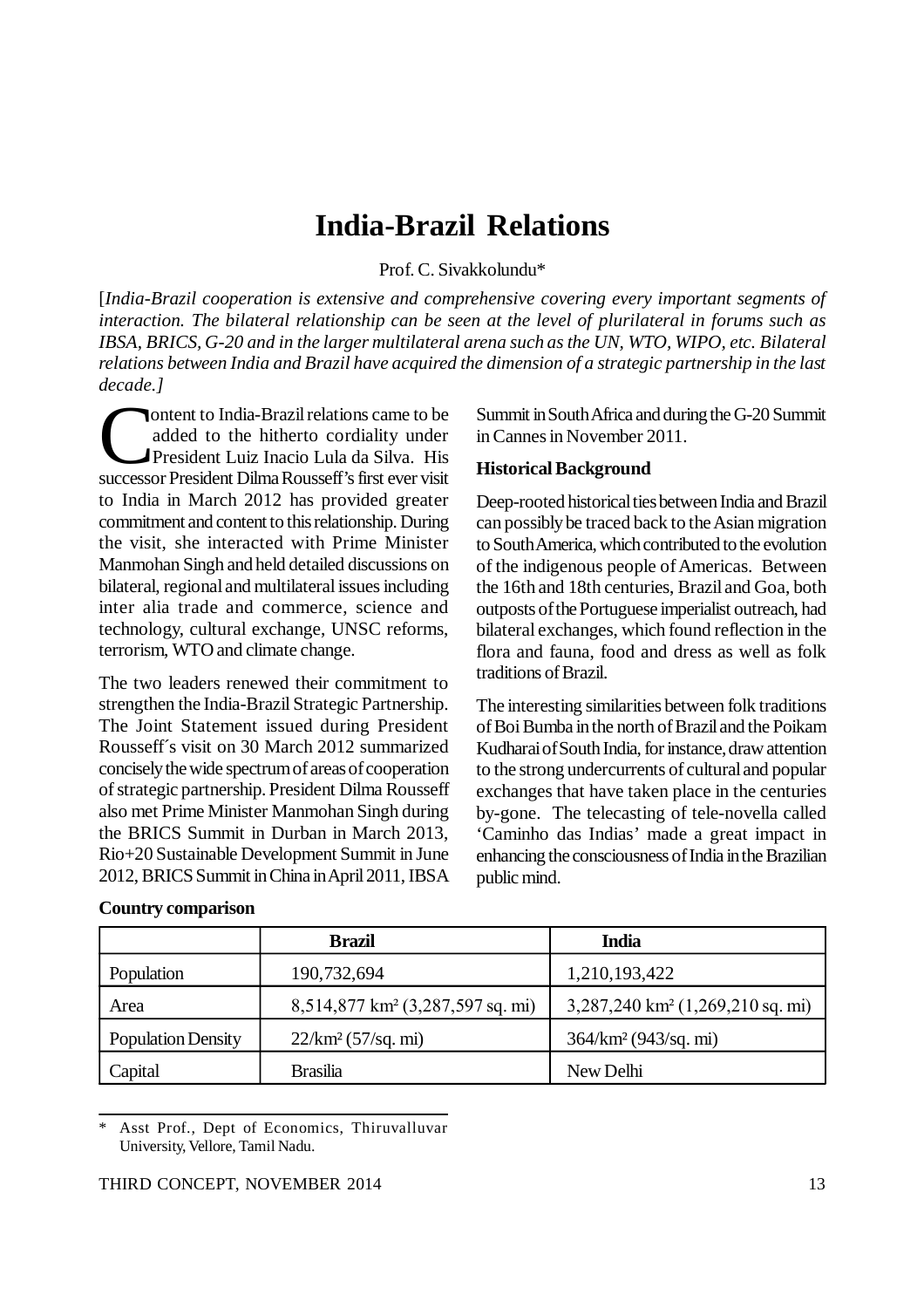# India-Brazil Relations

Prof. C. Sivakkolundu*

[*India-Brazil cooperation is extensive and comprehensive covering every important segments of interaction. The bilateral relationship can be seen at the level of plurilateral in forums such as IBSA, BRICS, G-20 and in the larger multilateral arena such as the UN, WTO, WIPO, etc. Bilateral relations between India and Brazil have acquired the dimension of a strategic partnership in the last decade.*]

Content to India-Brazil relations came to be added to the hitherto cordiality under President Luiz Inacio Lula da Silva. His successor President Dilma Rousseff's first ever visit to India in March 2012 has provided greater commitment and content to this relationship. During the visit, she interacted with Prime Minister Manmohan Singh and held detailed discussions on bilateral, regional and multilateral issues including inter alia trade and commerce, science and technology, cultural exchange, UNSC reforms, terrorism, WTO and climate change.

The two leaders renewed their commitment to strengthen the India-Brazil Strategic Partnership. The Joint Statement issued during President Rousseff´s visit on 30 March 2012 summarized concisely the wide spectrum of areas of cooperation of strategic partnership. President Dilma Rousseff also met Prime Minister Manmohan Singh during the BRICS Summit in Durban in March 2013, Rio+20 Sustainable Development Summit in June 2012, BRICS Summit in China in April 2011, IBSA Summit in South Africa and during the G-20 Summit in Cannes in November 2011.

### Historical Background

Deep-rooted historical ties between India and Brazil can possibly be traced back to the Asian migration to South America, which contributed to the evolution of the indigenous people of Americas. Between the 16th and 18th centuries, Brazil and Goa, both outposts of the Portuguese imperialist outreach, had bilateral exchanges, which found reflection in the flora and fauna, food and dress as well as folk traditions of Brazil.

The interesting similarities between folk traditions of Boi Bumba in the north of Brazil and the Poikam Kudharai of South India, for instance, draw attention to the strong undercurrents of cultural and popular exchanges that have taken place in the centuries by-gone. The telecasting of tele-novella called 'Caminho das Indias' made a great impact in enhancing the consciousness of India in the Brazilian public mind.

**Country comparison**

| | Brazil | India |
|---|---|---|
| Population | 190,732,694 | 1,210,193,422 |
| Area | 8,514,877 km² (3,287,597 sq. mi) | 3,287,240 km² (1,269,210 sq. mi) |
| Population Density | 22/km² (57/sq. mi) | 364/km² (943/sq. mi) |
| Capital | Brasilia | New Delhi |

\* Asst Prof., Dept of Economics, Thiruvalluvar University, Vellore, Tamil Nadu.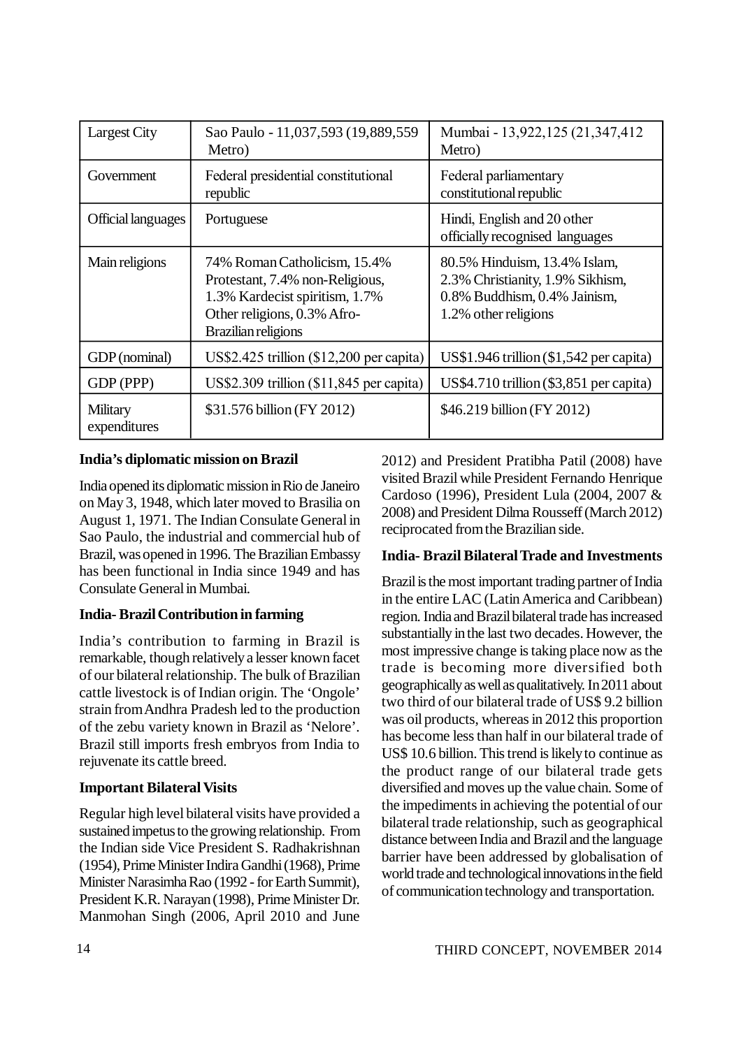| Largest City | Sao Paulo - 11,037,593 (19,889,559 Metro) | Mumbai - 13,922,125 (21,347,412 Metro) |
|---|---|---|
| Government | Federal presidential constitutional republic | Federal parliamentary constitutional republic |
| Official languages | Portuguese | Hindi, English and 20 other officially recognised languages |
| Main religions | 74% Roman Catholicism, 15.4% Protestant, 7.4% non-Religious, 1.3% Kardecist spiritism, 1.7% Other religions, 0.3% Afro-Brazilian religions | 80.5% Hinduism, 13.4% Islam, 2.3% Christianity, 1.9% Sikhism, 0.8% Buddhism, 0.4% Jainism, 1.2% other religions |
| GDP (nominal) | US$2.425 trillion ($12,200 per capita) | US$1.946 trillion ($1,542 per capita) |
| GDP (PPP) | US$2.309 trillion ($11,845 per capita) | US$4.710 trillion ($3,851 per capita) |
| Military expenditures | $31.576 billion (FY 2012) | $46.219 billion (FY 2012) |

**India's diplomatic mission on Brazil**

India opened its diplomatic mission in Rio de Janeiro on May 3, 1948, which later moved to Brasilia on August 1, 1971. The Indian Consulate General in Sao Paulo, the industrial and commercial hub of Brazil, was opened in 1996. The Brazilian Embassy has been functional in India since 1949 and has Consulate General in Mumbai.

**India- Brazil Contribution in farming**

India's contribution to farming in Brazil is remarkable, though relatively a lesser known facet of our bilateral relationship. The bulk of Brazilian cattle livestock is of Indian origin. The 'Ongole' strain from Andhra Pradesh led to the production of the zebu variety known in Brazil as 'Nelore'. Brazil still imports fresh embryos from India to rejuvenate its cattle breed.

**Important Bilateral Visits**

Regular high level bilateral visits have provided a sustained impetus to the growing relationship. From the Indian side Vice President S. Radhakrishnan (1954), Prime Minister Indira Gandhi (1968), Prime Minister Narasimha Rao (1992 - for Earth Summit), President K.R. Narayan (1998), Prime Minister Dr. Manmohan Singh (2006, April 2010 and June 2012) and President Pratibha Patil (2008) have visited Brazil while President Fernando Henrique Cardoso (1996), President Lula (2004, 2007 & 2008) and President Dilma Rousseff (March 2012) reciprocated from the Brazilian side.

**India- Brazil Bilateral Trade and Investments**

Brazil is the most important trading partner of India in the entire LAC (Latin America and Caribbean) region. India and Brazil bilateral trade has increased substantially in the last two decades. However, the most impressive change is taking place now as the trade is becoming more diversified both geographically as well as qualitatively. In 2011 about two third of our bilateral trade of US$ 9.2 billion was oil products, whereas in 2012 this proportion has become less than half in our bilateral trade of US$ 10.6 billion. This trend is likely to continue as the product range of our bilateral trade gets diversified and moves up the value chain. Some of the impediments in achieving the potential of our bilateral trade relationship, such as geographical distance between India and Brazil and the language barrier have been addressed by globalisation of world trade and technological innovations in the field of communication technology and transportation.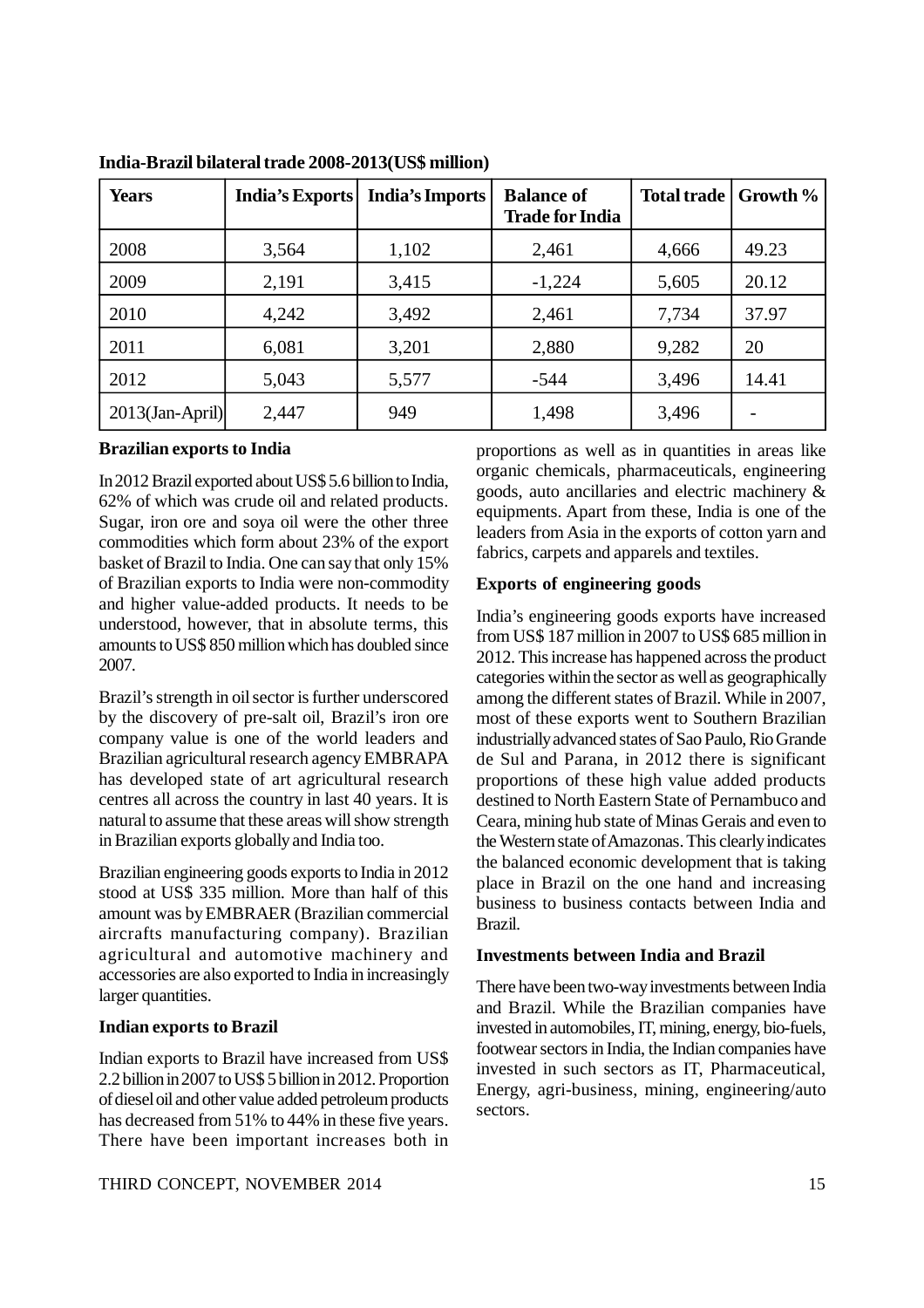**India-Brazil bilateral trade 2008-2013(US$ million)**

| Years | India's Exports | India's Imports | Balance of Trade for India | Total trade | Growth % |
|---|---|---|---|---|---|
| 2008 | 3,564 | 1,102 | 2,461 | 4,666 | 49.23 |
| 2009 | 2,191 | 3,415 | -1,224 | 5,605 | 20.12 |
| 2010 | 4,242 | 3,492 | 2,461 | 7,734 | 37.97 |
| 2011 | 6,081 | 3,201 | 2,880 | 9,282 | 20 |
| 2012 | 5,043 | 5,577 | -544 | 3,496 | 14.41 |
| 2013(Jan-April) | 2,447 | 949 | 1,498 | 3,496 | - |

**Brazilian exports to India**

In 2012 Brazil exported about US$ 5.6 billion to India, 62% of which was crude oil and related products. Sugar, iron ore and soya oil were the other three commodities which form about 23% of the export basket of Brazil to India. One can say that only 15% of Brazilian exports to India were non-commodity and higher value-added products. It needs to be understood, however, that in absolute terms, this amounts to US$ 850 million which has doubled since 2007.

Brazil's strength in oil sector is further underscored by the discovery of pre-salt oil, Brazil's iron ore company value is one of the world leaders and Brazilian agricultural research agency EMBRAPA has developed state of art agricultural research centres all across the country in last 40 years. It is natural to assume that these areas will show strength in Brazilian exports globally and India too.

Brazilian engineering goods exports to India in 2012 stood at US$ 335 million. More than half of this amount was by EMBRAER (Brazilian commercial aircrafts manufacturing company). Brazilian agricultural and automotive machinery and accessories are also exported to India in increasingly larger quantities.

**Indian exports to Brazil**

Indian exports to Brazil have increased from US$ 2.2 billion in 2007 to US$ 5 billion in 2012. Proportion of diesel oil and other value added petroleum products has decreased from 51% to 44% in these five years. There have been important increases both in proportions as well as in quantities in areas like organic chemicals, pharmaceuticals, engineering goods, auto ancillaries and electric machinery & equipments. Apart from these, India is one of the leaders from Asia in the exports of cotton yarn and fabrics, carpets and apparels and textiles.

**Exports of engineering goods**

India's engineering goods exports have increased from US$ 187 million in 2007 to US$ 685 million in 2012. This increase has happened across the product categories within the sector as well as geographically among the different states of Brazil. While in 2007, most of these exports went to Southern Brazilian industrially advanced states of Sao Paulo, Rio Grande de Sul and Parana, in 2012 there is significant proportions of these high value added products destined to North Eastern State of Pernambuco and Ceara, mining hub state of Minas Gerais and even to the Western state of Amazonas. This clearly indicates the balanced economic development that is taking place in Brazil on the one hand and increasing business to business contacts between India and Brazil.

**Investments between India and Brazil**

There have been two-way investments between India and Brazil. While the Brazilian companies have invested in automobiles, IT, mining, energy, bio-fuels, footwear sectors in India, the Indian companies have invested in such sectors as IT, Pharmaceutical, Energy, agri-business, mining, engineering/auto sectors.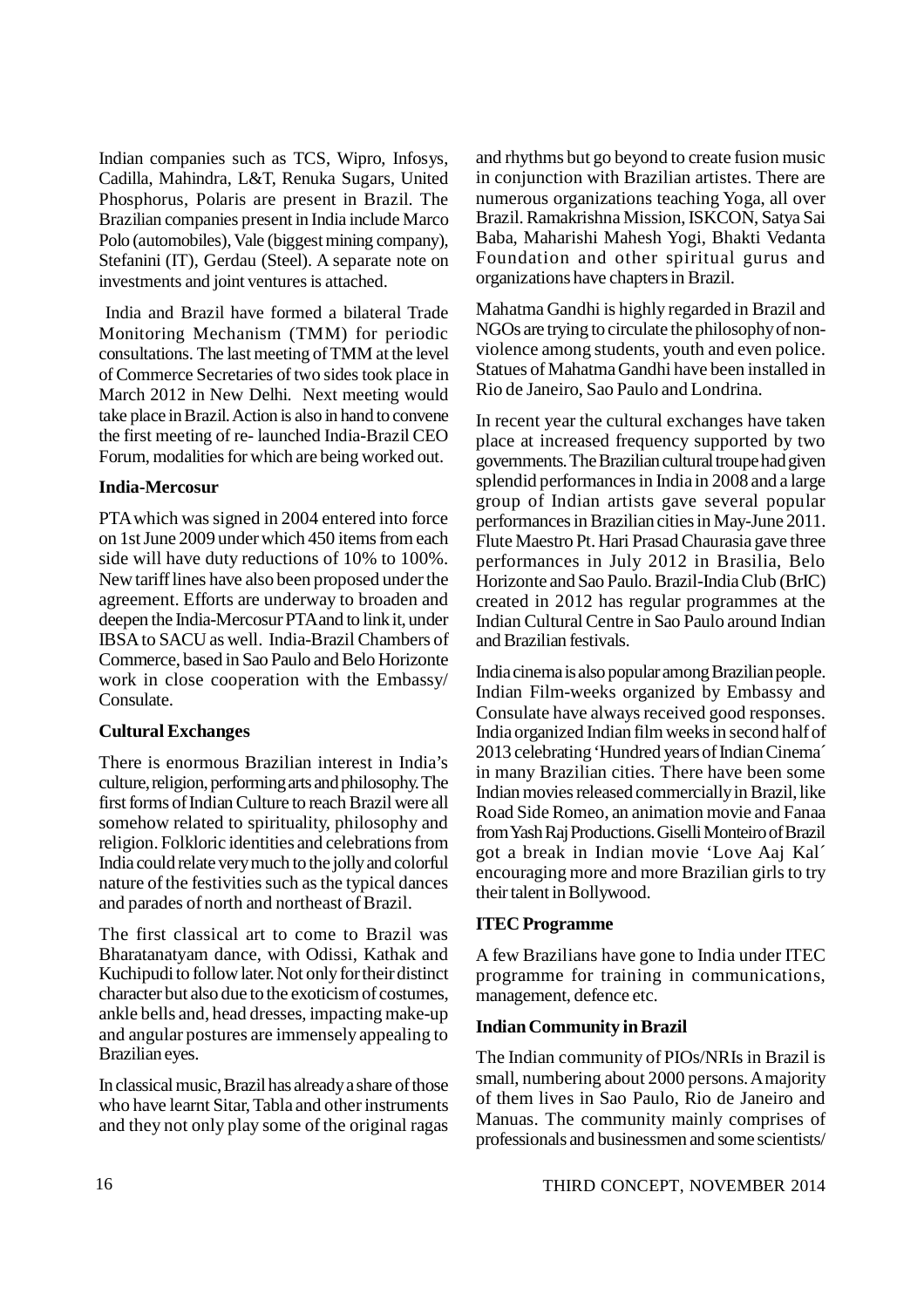Indian companies such as TCS, Wipro, Infosys, Cadilla, Mahindra, L&T, Renuka Sugars, United Phosphorus, Polaris are present in Brazil. The Brazilian companies present in India include Marco Polo (automobiles), Vale (biggest mining company), Stefanini (IT), Gerdau (Steel). A separate note on investments and joint ventures is attached.

India and Brazil have formed a bilateral Trade Monitoring Mechanism (TMM) for periodic consultations. The last meeting of TMM at the level of Commerce Secretaries of two sides took place in March 2012 in New Delhi. Next meeting would take place in Brazil. Action is also in hand to convene the first meeting of re- launched India-Brazil CEO Forum, modalities for which are being worked out.

**India-Mercosur**

PTA which was signed in 2004 entered into force on 1st June 2009 under which 450 items from each side will have duty reductions of 10% to 100%. New tariff lines have also been proposed under the agreement. Efforts are underway to broaden and deepen the India-Mercosur PTA and to link it, under IBSA to SACU as well. India-Brazil Chambers of Commerce, based in Sao Paulo and Belo Horizonte work in close cooperation with the Embassy/ Consulate.

**Cultural Exchanges**

There is enormous Brazilian interest in India's culture, religion, performing arts and philosophy. The first forms of Indian Culture to reach Brazil were all somehow related to spirituality, philosophy and religion. Folkloric identities and celebrations from India could relate very much to the jolly and colorful nature of the festivities such as the typical dances and parades of north and northeast of Brazil.

The first classical art to come to Brazil was Bharatanatyam dance, with Odissi, Kathak and Kuchipudi to follow later. Not only for their distinct character but also due to the exoticism of costumes, ankle bells and, head dresses, impacting make-up and angular postures are immensely appealing to Brazilian eyes.

In classical music, Brazil has already a share of those who have learnt Sitar, Tabla and other instruments and they not only play some of the original ragas and rhythms but go beyond to create fusion music in conjunction with Brazilian artistes. There are numerous organizations teaching Yoga, all over Brazil. Ramakrishna Mission, ISKCON, Satya Sai Baba, Maharishi Mahesh Yogi, Bhakti Vedanta Foundation and other spiritual gurus and organizations have chapters in Brazil.

Mahatma Gandhi is highly regarded in Brazil and NGOs are trying to circulate the philosophy of non-violence among students, youth and even police. Statues of Mahatma Gandhi have been installed in Rio de Janeiro, Sao Paulo and Londrina.

In recent year the cultural exchanges have taken place at increased frequency supported by two governments. The Brazilian cultural troupe had given splendid performances in India in 2008 and a large group of Indian artists gave several popular performances in Brazilian cities in May-June 2011. Flute Maestro Pt. Hari Prasad Chaurasia gave three performances in July 2012 in Brasilia, Belo Horizonte and Sao Paulo. Brazil-India Club (BrIC) created in 2012 has regular programmes at the Indian Cultural Centre in Sao Paulo around Indian and Brazilian festivals.

India cinema is also popular among Brazilian people. Indian Film-weeks organized by Embassy and Consulate have always received good responses. India organized Indian film weeks in second half of 2013 celebrating 'Hundred years of Indian Cinema´ in many Brazilian cities. There have been some Indian movies released commercially in Brazil, like Road Side Romeo, an animation movie and Fanaa from Yash Raj Productions. Giselli Monteiro of Brazil got a break in Indian movie 'Love Aaj Kal´ encouraging more and more Brazilian girls to try their talent in Bollywood.

**ITEC Programme**

A few Brazilians have gone to India under ITEC programme for training in communications, management, defence etc.

**Indian Community in Brazil**

The Indian community of PIOs/NRIs in Brazil is small, numbering about 2000 persons. A majority of them lives in Sao Paulo, Rio de Janeiro and Manuas. The community mainly comprises of professionals and businessmen and some scientists/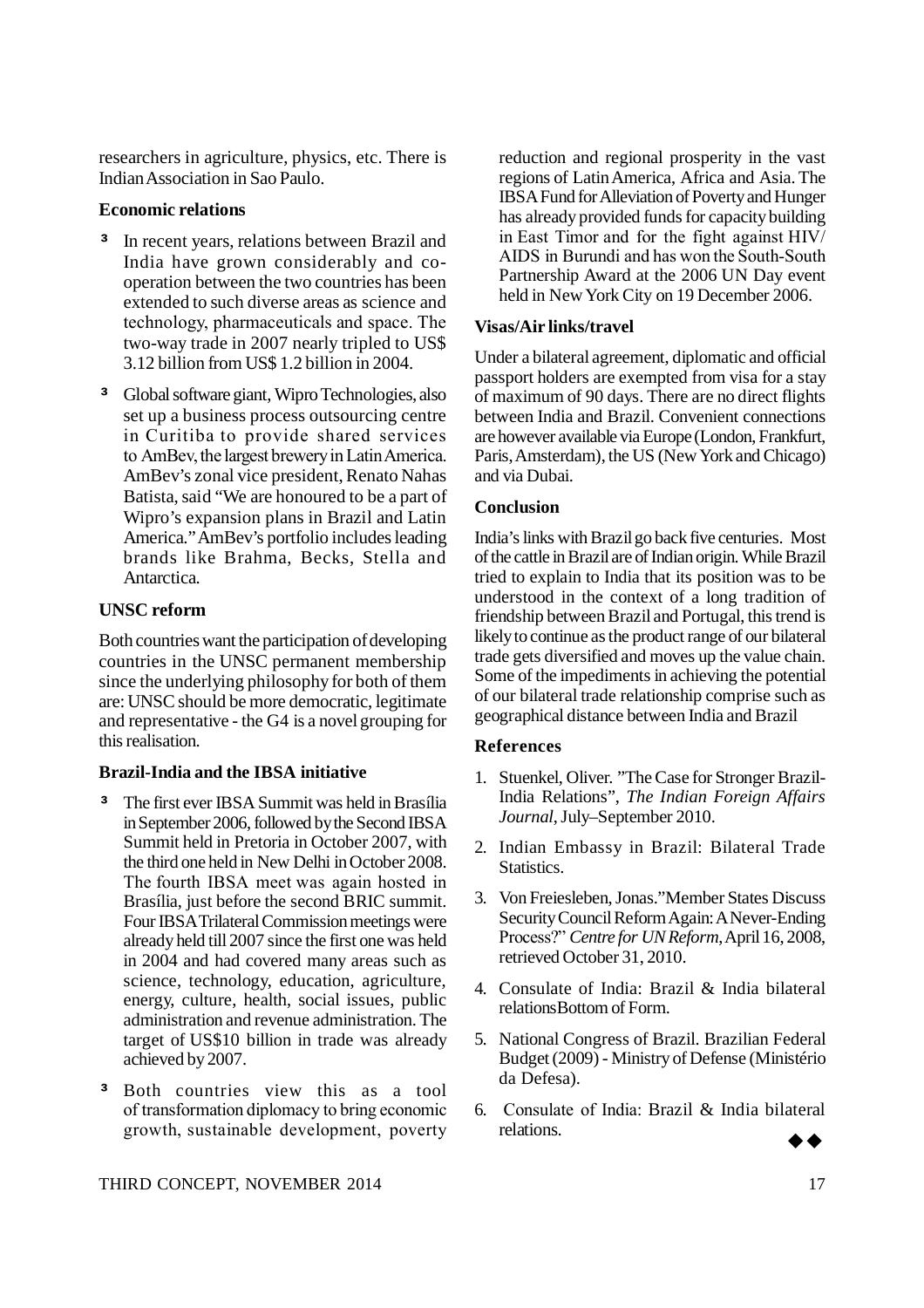researchers in agriculture, physics, etc. There is Indian Association in Sao Paulo.

**Economic relations**

- In recent years, relations between Brazil and India have grown considerably and co-operation between the two countries has been extended to such diverse areas as science and technology, pharmaceuticals and space. The two-way trade in 2007 nearly tripled to US$ 3.12 billion from US$ 1.2 billion in 2004.
- Global software giant, Wipro Technologies, also set up a business process outsourcing centre in Curitiba to provide shared services to AmBev, the largest brewery in Latin America. AmBev's zonal vice president, Renato Nahas Batista, said "We are honoured to be a part of Wipro's expansion plans in Brazil and Latin America." AmBev's portfolio includes leading brands like Brahma, Becks, Stella and Antarctica.

**UNSC reform**

Both countries want the participation of developing countries in the UNSC permanent membership since the underlying philosophy for both of them are: UNSC should be more democratic, legitimate and representative - the G4 is a novel grouping for this realisation.

**Brazil-India and the IBSA initiative**

- The first ever IBSA Summit was held in Brasília in September 2006, followed by the Second IBSA Summit held in Pretoria in October 2007, with the third one held in New Delhi in October 2008. The fourth IBSA meet was again hosted in Brasília, just before the second BRIC summit. Four IBSA Trilateral Commission meetings were already held till 2007 since the first one was held in 2004 and had covered many areas such as science, technology, education, agriculture, energy, culture, health, social issues, public administration and revenue administration. The target of US$10 billion in trade was already achieved by 2007.
- Both countries view this as a tool of transformation diplomacy to bring economic growth, sustainable development, poverty reduction and regional prosperity in the vast regions of Latin America, Africa and Asia. The IBSA Fund for Alleviation of Poverty and Hunger has already provided funds for capacity building in East Timor and for the fight against HIV/AIDS in Burundi and has won the South-South Partnership Award at the 2006 UN Day event held in New York City on 19 December 2006.

**Visas/Air links/travel**

Under a bilateral agreement, diplomatic and official passport holders are exempted from visa for a stay of maximum of 90 days. There are no direct flights between India and Brazil. Convenient connections are however available via Europe (London, Frankfurt, Paris, Amsterdam), the US (New York and Chicago) and via Dubai.

**Conclusion**

India's links with Brazil go back five centuries. Most of the cattle in Brazil are of Indian origin. While Brazil tried to explain to India that its position was to be understood in the context of a long tradition of friendship between Brazil and Portugal, this trend is likely to continue as the product range of our bilateral trade gets diversified and moves up the value chain. Some of the impediments in achieving the potential of our bilateral trade relationship comprise such as geographical distance between India and Brazil

**References**

1. Stuenkel, Oliver. "The Case for Stronger Brazil-India Relations", *The Indian Foreign Affairs Journal*, July–September 2010.
2. Indian Embassy in Brazil: Bilateral Trade Statistics.
3. Von Freiesleben, Jonas."Member States Discuss Security Council Reform Again: A Never-Ending Process?" *Centre for UN Reform*, April 16, 2008, retrieved October 31, 2010.
4. Consulate of India: Brazil & India bilateral relationsBottom of Form.
5. National Congress of Brazil. Brazilian Federal Budget (2009) - Ministry of Defense (Ministério da Defesa).
6. Consulate of India: Brazil & India bilateral relations.

◆◆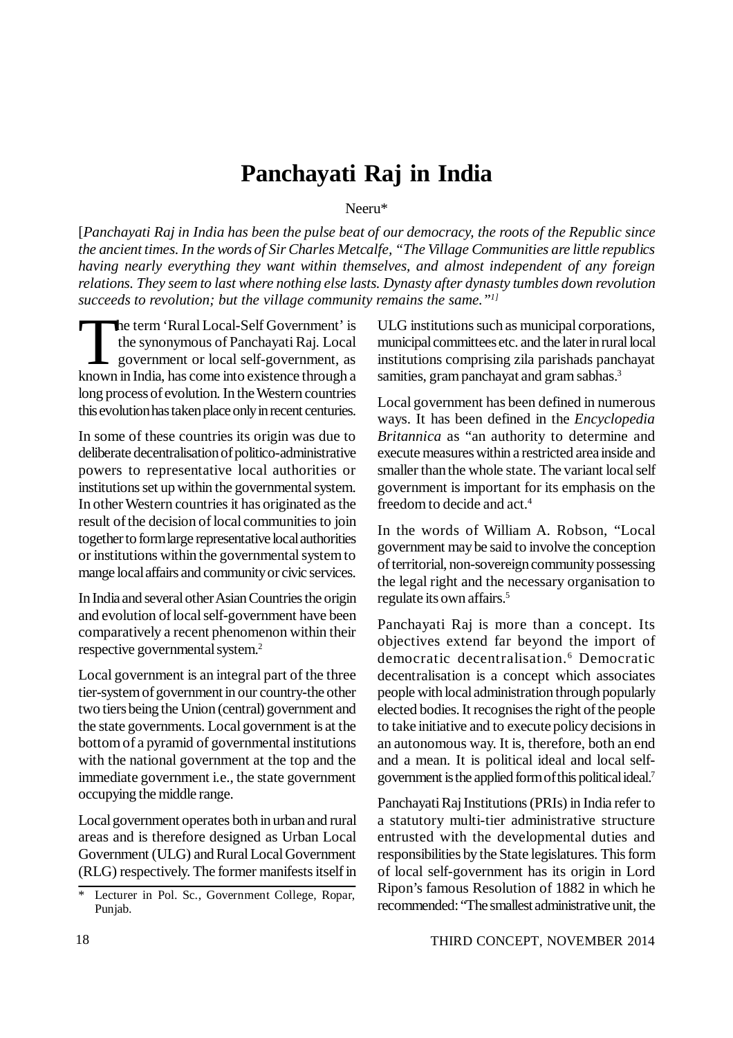# Panchayati Raj in India

Neeru*

[*Panchayati Raj in India has been the pulse beat of our democracy, the roots of the Republic since the ancient times. In the words of Sir Charles Metcalfe, "The Village Communities are little republics having nearly everything they want within themselves, and almost independent of any foreign relations. They seem to last where nothing else lasts. Dynasty after dynasty tumbles down revolution succeeds to revolution; but the village community remains the same."*[1]]

The term 'Rural Local-Self Government' is the synonymous of Panchayati Raj. Local government or local self-government, as known in India, has come into existence through a long process of evolution. In the Western countries this evolution has taken place only in recent centuries.

In some of these countries its origin was due to deliberate decentralisation of politico-administrative powers to representative local authorities or institutions set up within the governmental system. In other Western countries it has originated as the result of the decision of local communities to join together to form large representative local authorities or institutions within the governmental system to mange local affairs and community or civic services.

In India and several other Asian Countries the origin and evolution of local self-government have been comparatively a recent phenomenon within their respective governmental system.[2]

Local government is an integral part of the three tier-system of government in our country-the other two tiers being the Union (central) government and the state governments. Local government is at the bottom of a pyramid of governmental institutions with the national government at the top and the immediate government i.e., the state government occupying the middle range.

Local government operates both in urban and rural areas and is therefore designed as Urban Local Government (ULG) and Rural Local Government (RLG) respectively. The former manifests itself in ULG institutions such as municipal corporations, municipal committees etc. and the later in rural local institutions comprising zila parishads panchayat samities, gram panchayat and gram sabhas.[3]

Local government has been defined in numerous ways. It has been defined in the *Encyclopedia Britannica* as "an authority to determine and execute measures within a restricted area inside and smaller than the whole state. The variant local self government is important for its emphasis on the freedom to decide and act.[4]

In the words of William A. Robson, "Local government may be said to involve the conception of territorial, non-sovereign community possessing the legal right and the necessary organisation to regulate its own affairs.[5]

Panchayati Raj is more than a concept. Its objectives extend far beyond the import of democratic decentralisation.[6] Democratic decentralisation is a concept which associates people with local administration through popularly elected bodies. It recognises the right of the people to take initiative and to execute policy decisions in an autonomous way. It is, therefore, both an end and a mean. It is political ideal and local self-government is the applied form of this political ideal.[7]

Panchayati Raj Institutions (PRIs) in India refer to a statutory multi-tier administrative structure entrusted with the developmental duties and responsibilities by the State legislatures. This form of local self-government has its origin in Lord Ripon's famous Resolution of 1882 in which he recommended: "The smallest administrative unit, the

---

\* Lecturer in Pol. Sc., Government College, Ropar, Punjab.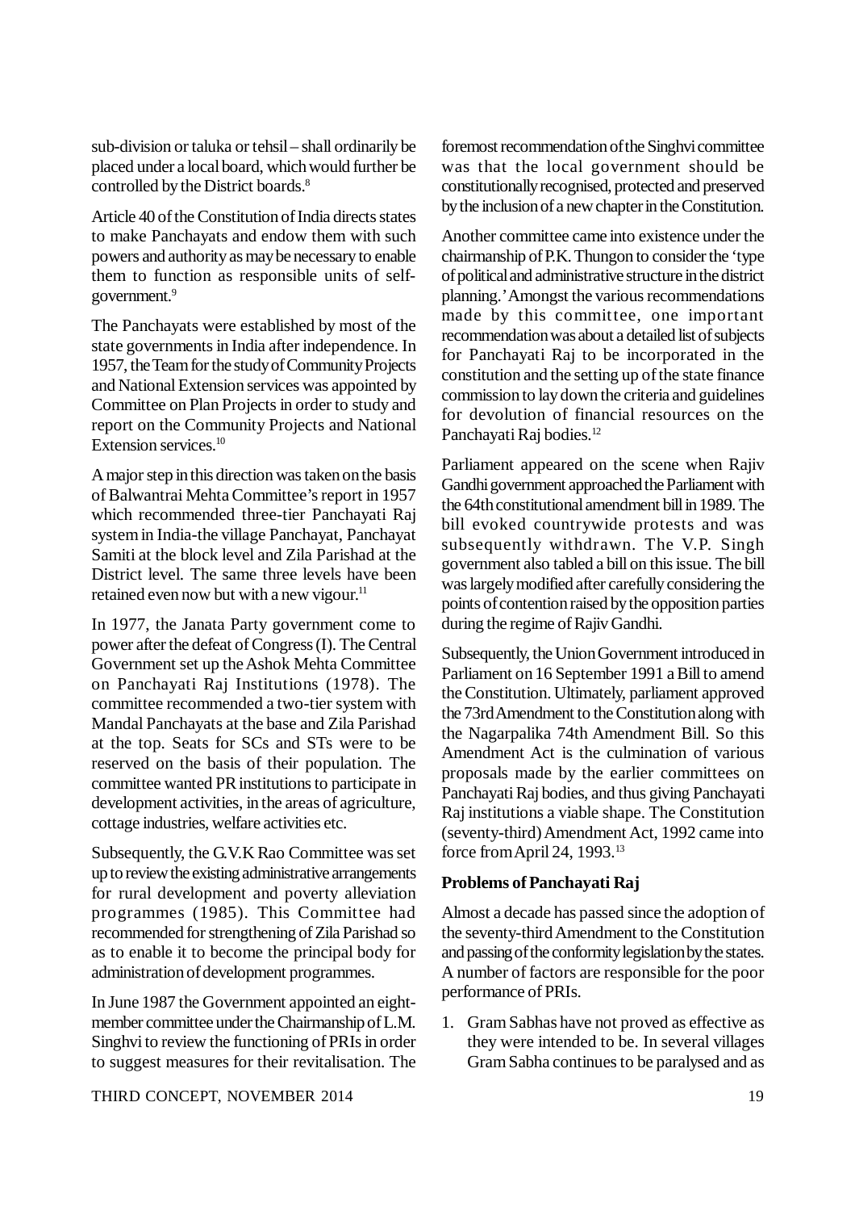sub-division or taluka or tehsil – shall ordinarily be placed under a local board, which would further be controlled by the District boards.[8]

Article 40 of the Constitution of India directs states to make Panchayats and endow them with such powers and authority as may be necessary to enable them to function as responsible units of self-government.[9]

The Panchayats were established by most of the state governments in India after independence. In 1957, the Team for the study of Community Projects and National Extension services was appointed by Committee on Plan Projects in order to study and report on the Community Projects and National Extension services.[10]

A major step in this direction was taken on the basis of Balwantrai Mehta Committee's report in 1957 which recommended three-tier Panchayati Raj system in India-the village Panchayat, Panchayat Samiti at the block level and Zila Parishad at the District level. The same three levels have been retained even now but with a new vigour.[11]

In 1977, the Janata Party government come to power after the defeat of Congress (I). The Central Government set up the Ashok Mehta Committee on Panchayati Raj Institutions (1978). The committee recommended a two-tier system with Mandal Panchayats at the base and Zila Parishad at the top. Seats for SCs and STs were to be reserved on the basis of their population. The committee wanted PR institutions to participate in development activities, in the areas of agriculture, cottage industries, welfare activities etc.

Subsequently, the G.V.K Rao Committee was set up to review the existing administrative arrangements for rural development and poverty alleviation programmes (1985). This Committee had recommended for strengthening of Zila Parishad so as to enable it to become the principal body for administration of development programmes.

In June 1987 the Government appointed an eight-member committee under the Chairmanship of L.M. Singhvi to review the functioning of PRIs in order to suggest measures for their revitalisation. The foremost recommendation of the Singhvi committee was that the local government should be constitutionally recognised, protected and preserved by the inclusion of a new chapter in the Constitution.

Another committee came into existence under the chairmanship of P.K. Thungon to consider the 'type of political and administrative structure in the district planning.' Amongst the various recommendations made by this committee, one important recommendation was about a detailed list of subjects for Panchayati Raj to be incorporated in the constitution and the setting up of the state finance commission to lay down the criteria and guidelines for devolution of financial resources on the Panchayati Raj bodies.[12]

Parliament appeared on the scene when Rajiv Gandhi government approached the Parliament with the 64th constitutional amendment bill in 1989. The bill evoked countrywide protests and was subsequently withdrawn. The V.P. Singh government also tabled a bill on this issue. The bill was largely modified after carefully considering the points of contention raised by the opposition parties during the regime of Rajiv Gandhi.

Subsequently, the Union Government introduced in Parliament on 16 September 1991 a Bill to amend the Constitution. Ultimately, parliament approved the 73rd Amendment to the Constitution along with the Nagarpalika 74th Amendment Bill. So this Amendment Act is the culmination of various proposals made by the earlier committees on Panchayati Raj bodies, and thus giving Panchayati Raj institutions a viable shape. The Constitution (seventy-third) Amendment Act, 1992 came into force from April 24, 1993.[13]

**Problems of Panchayati Raj**

Almost a decade has passed since the adoption of the seventy-third Amendment to the Constitution and passing of the conformity legislation by the states. A number of factors are responsible for the poor performance of PRIs.

1. Gram Sabhas have not proved as effective as they were intended to be. In several villages Gram Sabha continues to be paralysed and as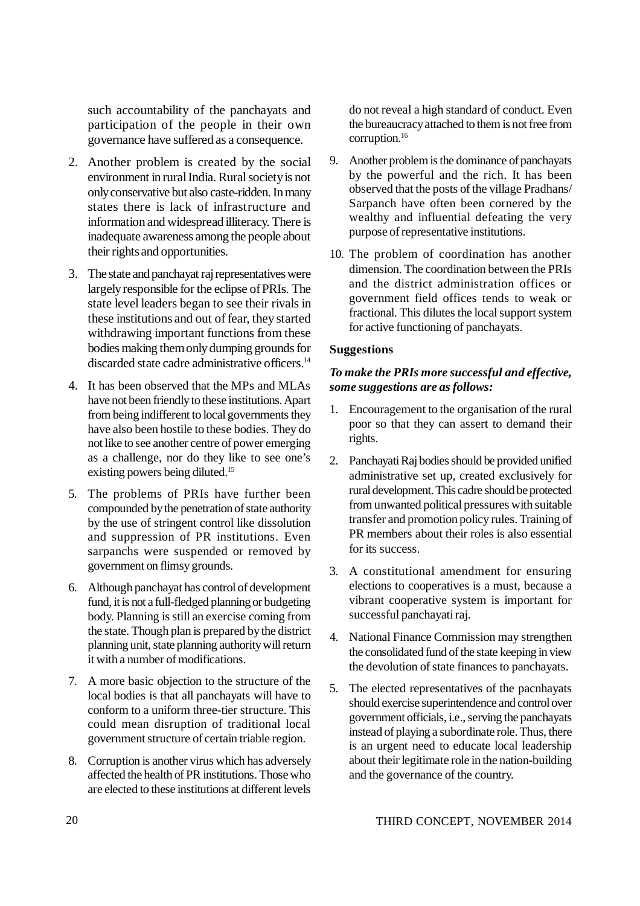such accountability of the panchayats and participation of the people in their own governance have suffered as a consequence.

2. Another problem is created by the social environment in rural India. Rural society is not only conservative but also caste-ridden. In many states there is lack of infrastructure and information and widespread illiteracy. There is inadequate awareness among the people about their rights and opportunities.

3. The state and panchayat raj representatives were largely responsible for the eclipse of PRIs. The state level leaders began to see their rivals in these institutions and out of fear, they started withdrawing important functions from these bodies making them only dumping grounds for discarded state cadre administrative officers.[14]

4. It has been observed that the MPs and MLAs have not been friendly to these institutions. Apart from being indifferent to local governments they have also been hostile to these bodies. They do not like to see another centre of power emerging as a challenge, nor do they like to see one's existing powers being diluted.[15]

5. The problems of PRIs have further been compounded by the penetration of state authority by the use of stringent control like dissolution and suppression of PR institutions. Even sarpanchs were suspended or removed by government on flimsy grounds.

6. Although panchayat has control of development fund, it is not a full-fledged planning or budgeting body. Planning is still an exercise coming from the state. Though plan is prepared by the district planning unit, state planning authority will return it with a number of modifications.

7. A more basic objection to the structure of the local bodies is that all panchayats will have to conform to a uniform three-tier structure. This could mean disruption of traditional local government structure of certain triable region.

8. Corruption is another virus which has adversely affected the health of PR institutions. Those who are elected to these institutions at different levels do not reveal a high standard of conduct. Even the bureaucracy attached to them is not free from corruption.[16]

9. Another problem is the dominance of panchayats by the powerful and the rich. It has been observed that the posts of the village Pradhans/ Sarpanch have often been cornered by the wealthy and influential defeating the very purpose of representative institutions.

10. The problem of coordination has another dimension. The coordination between the PRIs and the district administration offices or government field offices tends to weak or fractional. This dilutes the local support system for active functioning of panchayats.

**Suggestions**

***To make the PRIs more successful and effective, some suggestions are as follows:***

1. Encouragement to the organisation of the rural poor so that they can assert to demand their rights.

2. Panchayati Raj bodies should be provided unified administrative set up, created exclusively for rural development. This cadre should be protected from unwanted political pressures with suitable transfer and promotion policy rules. Training of PR members about their roles is also essential for its success.

3. A constitutional amendment for ensuring elections to cooperatives is a must, because a vibrant cooperative system is important for successful panchayati raj.

4. National Finance Commission may strengthen the consolidated fund of the state keeping in view the devolution of state finances to panchayats.

5. The elected representatives of the pacnhayats should exercise superintendence and control over government officials, i.e., serving the panchayats instead of playing a subordinate role. Thus, there is an urgent need to educate local leadership about their legitimate role in the nation-building and the governance of the country.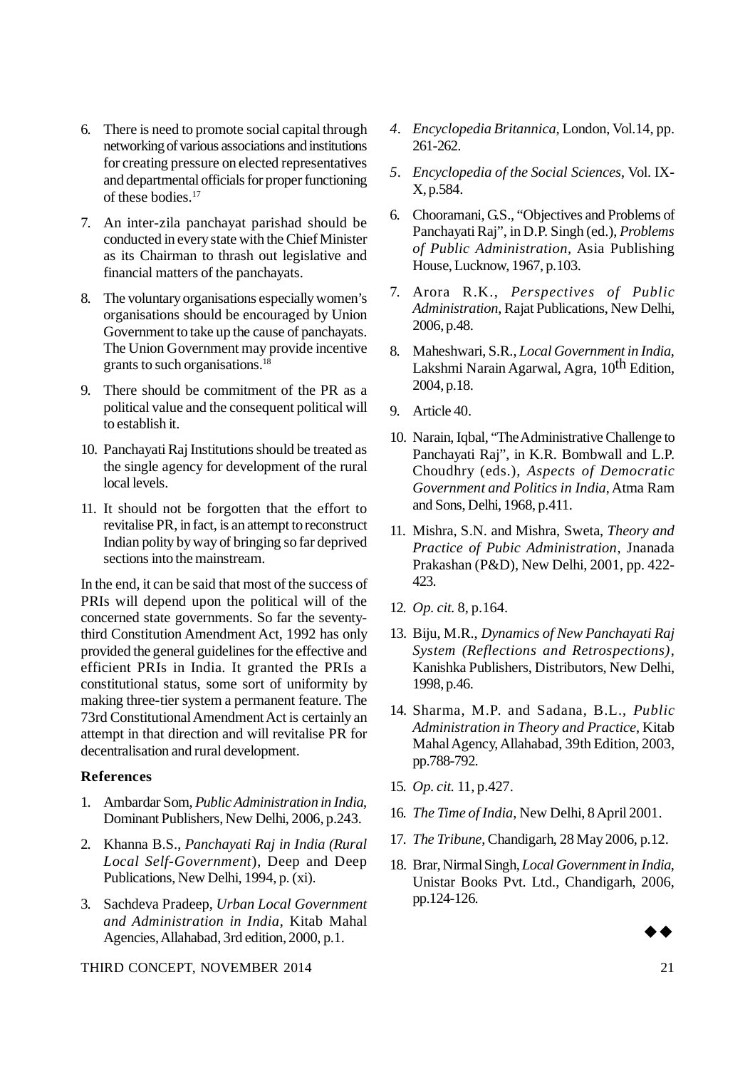6. There is need to promote social capital through networking of various associations and institutions for creating pressure on elected representatives and departmental officials for proper functioning of these bodies.[17]

7. An inter-zila panchayat parishad should be conducted in every state with the Chief Minister as its Chairman to thrash out legislative and financial matters of the panchayats.

8. The voluntary organisations especially women's organisations should be encouraged by Union Government to take up the cause of panchayats. The Union Government may provide incentive grants to such organisations.[18]

9. There should be commitment of the PR as a political value and the consequent political will to establish it.

10. Panchayati Raj Institutions should be treated as the single agency for development of the rural local levels.

11. It should not be forgotten that the effort to revitalise PR, in fact, is an attempt to reconstruct Indian polity by way of bringing so far deprived sections into the mainstream.

In the end, it can be said that most of the success of PRIs will depend upon the political will of the concerned state governments. So far the seventy-third Constitution Amendment Act, 1992 has only provided the general guidelines for the effective and efficient PRIs in India. It granted the PRIs a constitutional status, some sort of uniformity by making three-tier system a permanent feature. The 73rd Constitutional Amendment Act is certainly an attempt in that direction and will revitalise PR for decentralisation and rural development.

### References

1. Ambardar Som, *Public Administration in India*, Dominant Publishers, New Delhi, 2006, p.243.
2. Khanna B.S., *Panchayati Raj in India (Rural Local Self-Government*), Deep and Deep Publications, New Delhi, 1994, p. (xi).
3. Sachdeva Pradeep, *Urban Local Government and Administration in India*, Kitab Mahal Agencies, Allahabad, 3rd edition, 2000, p.1.
4. *Encyclopedia Britannica*, London, Vol.14, pp. 261-262.
5. *Encyclopedia of the Social Sciences*, Vol. IX-X, p.584.
6. Chooramani, G.S., "Objectives and Problems of Panchayati Raj", in D.P. Singh (ed.), *Problems of Public Administration*, Asia Publishing House, Lucknow, 1967, p.103.
7. Arora R.K., *Perspectives of Public Administration*, Rajat Publications, New Delhi, 2006, p.48.
8. Maheshwari, S.R., *Local Government in India*, Lakshmi Narain Agarwal, Agra, 10th Edition, 2004, p.18.
9. Article 40.
10. Narain, Iqbal, "The Administrative Challenge to Panchayati Raj", in K.R. Bombwall and L.P. Choudhry (eds.), *Aspects of Democratic Government and Politics in India*, Atma Ram and Sons, Delhi, 1968, p.411.
11. Mishra, S.N. and Mishra, Sweta, *Theory and Practice of Pubic Administration*, Jnanada Prakashan (P&D), New Delhi, 2001, pp. 422-423.
12. *Op. cit.* 8, p.164.
13. Biju, M.R., *Dynamics of New Panchayati Raj System (Reflections and Retrospections)*, Kanishka Publishers, Distributors, New Delhi, 1998, p.46.
14. Sharma, M.P. and Sadana, B.L., *Public Administration in Theory and Practice*, Kitab Mahal Agency, Allahabad, 39th Edition, 2003, pp.788-792.
15. *Op. cit.* 11, p.427.
16. *The Time of India*, New Delhi, 8 April 2001.
17. *The Tribune*, Chandigarh, 28 May 2006, p.12.
18. Brar, Nirmal Singh, *Local Government in India*, Unistar Books Pvt. Ltd., Chandigarh, 2006, pp.124-126.

◆◆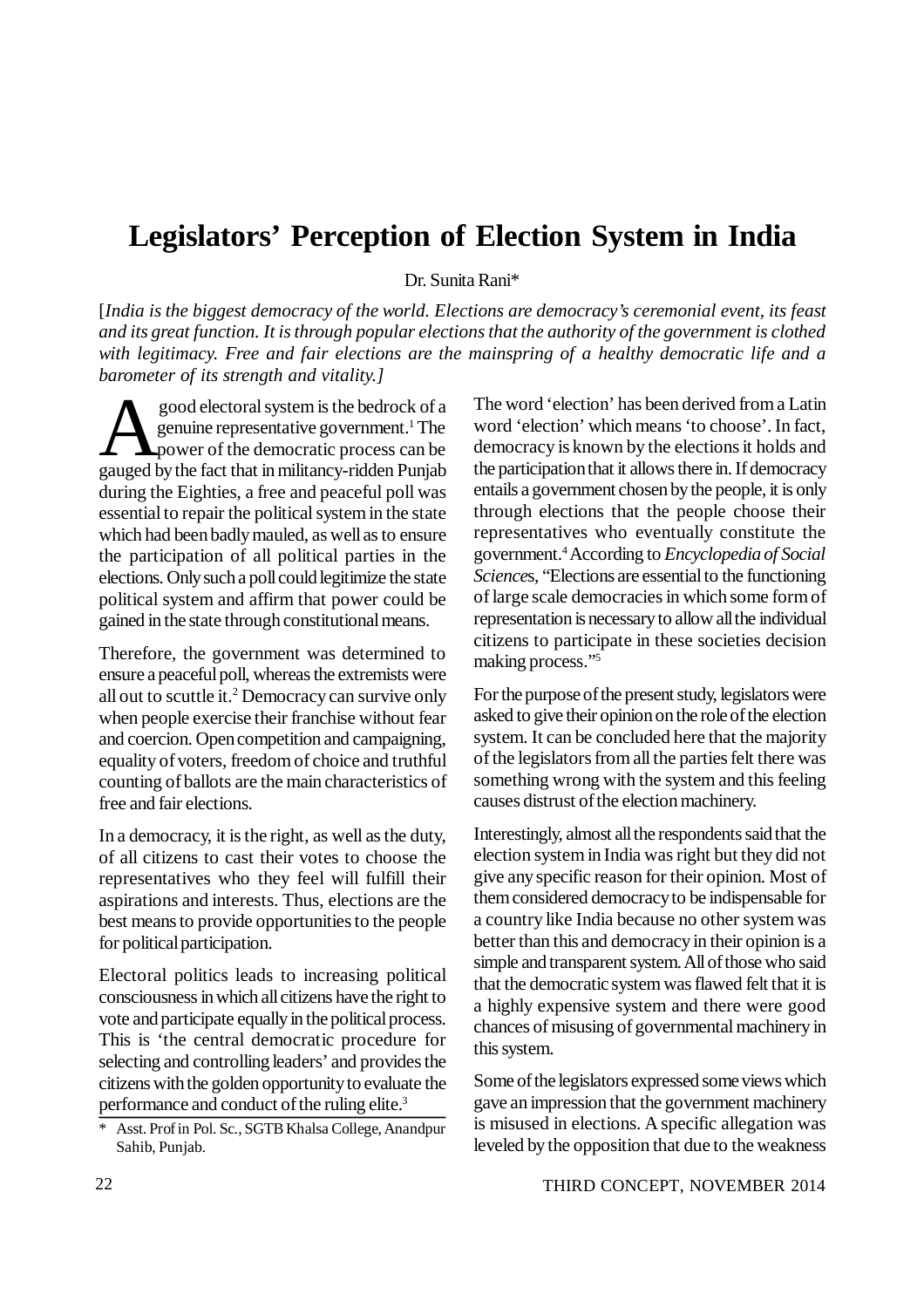# Legislators' Perception of Election System in India

Dr. Sunita Rani*

[*India is the biggest democracy of the world. Elections are democracy's ceremonial event, its feast and its great function. It is through popular elections that the authority of the government is clothed with legitimacy. Free and fair elections are the mainspring of a healthy democratic life and a barometer of its strength and vitality.]*

A good electoral system is the bedrock of a genuine representative government.[1] The power of the democratic process can be gauged by the fact that in militancy-ridden Punjab during the Eighties, a free and peaceful poll was essential to repair the political system in the state which had been badly mauled, as well as to ensure the participation of all political parties in the elections. Only such a poll could legitimize the state political system and affirm that power could be gained in the state through constitutional means.

Therefore, the government was determined to ensure a peaceful poll, whereas the extremists were all out to scuttle it.[2] Democracy can survive only when people exercise their franchise without fear and coercion. Open competition and campaigning, equality of voters, freedom of choice and truthful counting of ballots are the main characteristics of free and fair elections.

In a democracy, it is the right, as well as the duty, of all citizens to cast their votes to choose the representatives who they feel will fulfill their aspirations and interests. Thus, elections are the best means to provide opportunities to the people for political participation.

Electoral politics leads to increasing political consciousness in which all citizens have the right to vote and participate equally in the political process. This is 'the central democratic procedure for selecting and controlling leaders' and provides the citizens with the golden opportunity to evaluate the performance and conduct of the ruling elite.[3]

The word 'election' has been derived from a Latin word 'election' which means 'to choose'. In fact, democracy is known by the elections it holds and the participation that it allows there in. If democracy entails a government chosen by the people, it is only through elections that the people choose their representatives who eventually constitute the government.[4] According to *Encyclopedia of Social Sciences*, "Elections are essential to the functioning of large scale democracies in which some form of representation is necessary to allow all the individual citizens to participate in these societies decision making process."[5]

For the purpose of the present study, legislators were asked to give their opinion on the role of the election system. It can be concluded here that the majority of the legislators from all the parties felt there was something wrong with the system and this feeling causes distrust of the election machinery.

Interestingly, almost all the respondents said that the election system in India was right but they did not give any specific reason for their opinion. Most of them considered democracy to be indispensable for a country like India because no other system was better than this and democracy in their opinion is a simple and transparent system. All of those who said that the democratic system was flawed felt that it is a highly expensive system and there were good chances of misusing of governmental machinery in this system.

Some of the legislators expressed some views which gave an impression that the government machinery is misused in elections. A specific allegation was leveled by the opposition that due to the weakness

\* Asst. Prof in Pol. Sc., SGTB Khalsa College, Anandpur Sahib, Punjab.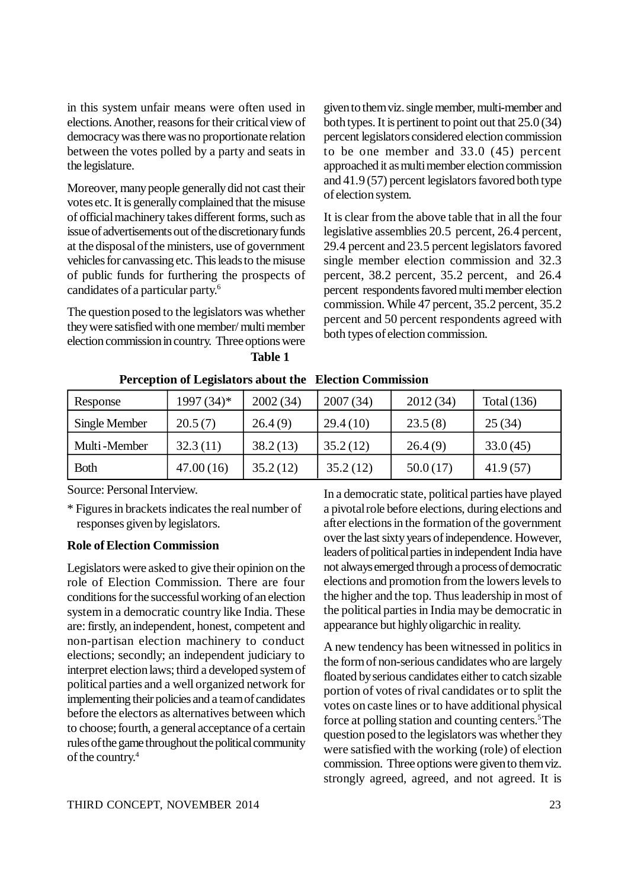in this system unfair means were often used in elections. Another, reasons for their critical view of democracy was there was no proportionate relation between the votes polled by a party and seats in the legislature.

Moreover, many people generally did not cast their votes etc. It is generally complained that the misuse of official machinery takes different forms, such as issue of advertisements out of the discretionary funds at the disposal of the ministers, use of government vehicles for canvassing etc. This leads to the misuse of public funds for furthering the prospects of candidates of a particular party.[6]

The question posed to the legislators was whether they were satisfied with one member/ multi member election commission in country. Three options were given to them viz. single member, multi-member and both types. It is pertinent to point out that 25.0 (34) percent legislators considered election commission to be one member and 33.0 (45) percent approached it as multi member election commission and 41.9 (57) percent legislators favored both type of election system.

It is clear from the above table that in all the four legislative assemblies 20.5 percent, 26.4 percent, 29.4 percent and 23.5 percent legislators favored single member election commission and 32.3 percent, 38.2 percent, 35.2 percent, and 26.4 percent respondents favored multi member election commission. While 47 percent, 35.2 percent, 35.2 percent and 50 percent respondents agreed with both types of election commission.

**Table 1**

**Perception of Legislators about the Election Commission**

| Response | 1997 (34)* | 2002 (34) | 2007 (34) | 2012 (34) | Total (136) |
|---|---|---|---|---|---|
| Single Member | 20.5 (7) | 26.4 (9) | 29.4 (10) | 23.5 (8) | 25 (34) |
| Multi -Member | 32.3 (11) | 38.2 (13) | 35.2 (12) | 26.4 (9) | 33.0 (45) |
| Both | 47.00 (16) | 35.2 (12) | 35.2 (12) | 50.0 (17) | 41.9 (57) |

Source: Personal Interview.

\* Figures in brackets indicates the real number of responses given by legislators.

**Role of Election Commission**

Legislators were asked to give their opinion on the role of Election Commission. There are four conditions for the successful working of an election system in a democratic country like India. These are: firstly, an independent, honest, competent and non-partisan election machinery to conduct elections; secondly; an independent judiciary to interpret election laws; third a developed system of political parties and a well organized network for implementing their policies and a team of candidates before the electors as alternatives between which to choose; fourth, a general acceptance of a certain rules of the game throughout the political community of the country.[4]

In a democratic state, political parties have played a pivotal role before elections, during elections and after elections in the formation of the government over the last sixty years of independence. However, leaders of political parties in independent India have not always emerged through a process of democratic elections and promotion from the lowers levels to the higher and the top. Thus leadership in most of the political parties in India may be democratic in appearance but highly oligarchic in reality.

A new tendency has been witnessed in politics in the form of non-serious candidates who are largely floated by serious candidates either to catch sizable portion of votes of rival candidates or to split the votes on caste lines or to have additional physical force at polling station and counting centers.[5] The question posed to the legislators was whether they were satisfied with the working (role) of election commission. Three options were given to them viz. strongly agreed, agreed, and not agreed. It is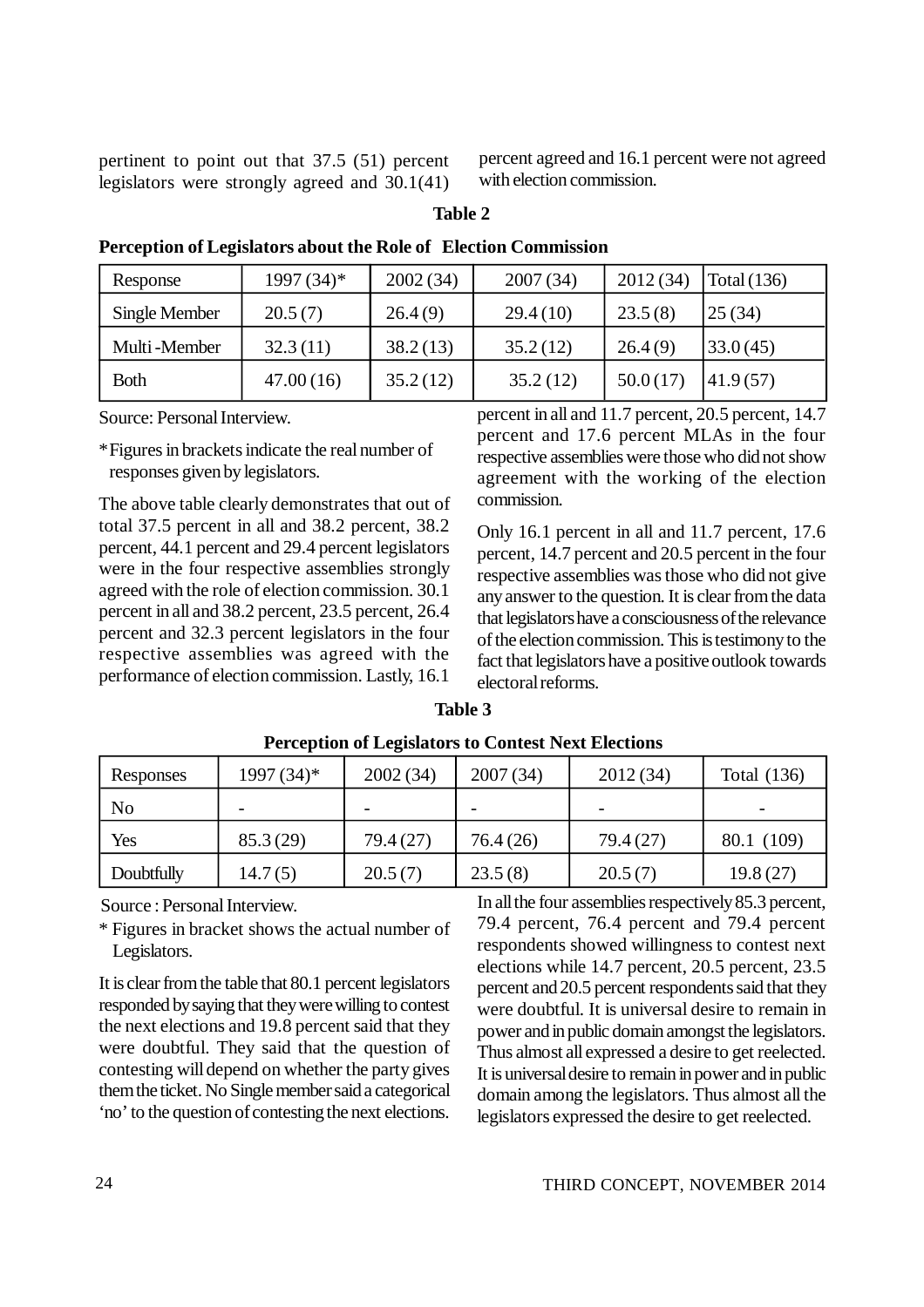pertinent to point out that 37.5 (51) percent legislators were strongly agreed and 30.1(41) percent agreed and 16.1 percent were not agreed with election commission.

**Table 2**

**Perception of Legislators about the Role of Election Commission**

| Response | 1997 (34)* | 2002 (34) | 2007 (34) | 2012 (34) | Total (136) |
|---|---|---|---|---|---|
| Single Member | 20.5 (7) | 26.4 (9) | 29.4 (10) | 23.5 (8) | 25 (34) |
| Multi -Member | 32.3 (11) | 38.2 (13) | 35.2 (12) | 26.4 (9) | 33.0 (45) |
| Both | 47.00 (16) | 35.2 (12) | 35.2 (12) | 50.0 (17) | 41.9 (57) |

Source: Personal Interview.

*Figures in brackets indicate the real number of responses given by legislators.

The above table clearly demonstrates that out of total 37.5 percent in all and 38.2 percent, 38.2 percent, 44.1 percent and 29.4 percent legislators were in the four respective assemblies strongly agreed with the role of election commission. 30.1 percent in all and 38.2 percent, 23.5 percent, 26.4 percent and 32.3 percent legislators in the four respective assemblies was agreed with the performance of election commission. Lastly, 16.1 percent in all and 11.7 percent, 20.5 percent, 14.7 percent and 17.6 percent MLAs in the four respective assemblies were those who did not show agreement with the working of the election commission.

Only 16.1 percent in all and 11.7 percent, 17.6 percent, 14.7 percent and 20.5 percent in the four respective assemblies was those who did not give any answer to the question. It is clear from the data that legislators have a consciousness of the relevance of the election commission. This is testimony to the fact that legislators have a positive outlook towards electoral reforms.

**Table 3**

**Perception of Legislators to Contest Next Elections**

| Responses | 1997 (34)* | 2002 (34) | 2007 (34) | 2012 (34) | Total (136) |
|---|---|---|---|---|---|
| No | - | - | - | - | - |
| Yes | 85.3 (29) | 79.4 (27) | 76.4 (26) | 79.4 (27) | 80.1 (109) |
| Doubtfully | 14.7 (5) | 20.5 (7) | 23.5 (8) | 20.5 (7) | 19.8 (27) |

Source : Personal Interview.

* Figures in bracket shows the actual number of Legislators.

It is clear from the table that 80.1 percent legislators responded by saying that they were willing to contest the next elections and 19.8 percent said that they were doubtful. They said that the question of contesting will depend on whether the party gives them the ticket. No Single member said a categorical 'no' to the question of contesting the next elections. In all the four assemblies respectively 85.3 percent, 79.4 percent, 76.4 percent and 79.4 percent respondents showed willingness to contest next elections while 14.7 percent, 20.5 percent, 23.5 percent and 20.5 percent respondents said that they were doubtful. It is universal desire to remain in power and in public domain amongst the legislators. Thus almost all expressed a desire to get reelected. It is universal desire to remain in power and in public domain among the legislators. Thus almost all the legislators expressed the desire to get reelected.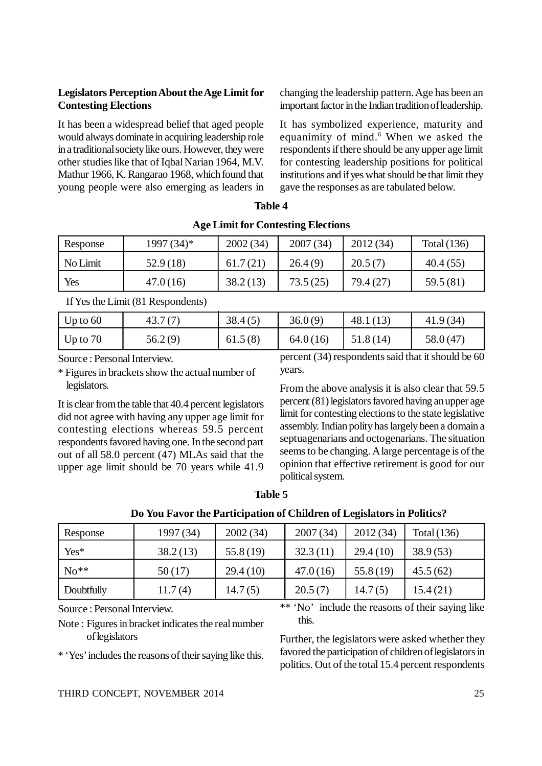**Legislators Perception About the Age Limit for Contesting Elections**

It has been a widespread belief that aged people would always dominate in acquiring leadership role in a traditional society like ours. However, they were other studies like that of Iqbal Narian 1964, M.V. Mathur 1966, K. Rangarao 1968, which found that young people were also emerging as leaders in changing the leadership pattern. Age has been an important factor in the Indian tradition of leadership.

It has symbolized experience, maturity and equanimity of mind.[6] When we asked the respondents if there should be any upper age limit for contesting leadership positions for political institutions and if yes what should be that limit they gave the responses as are tabulated below.

**Table 4**

**Age Limit for Contesting Elections**

| Response | 1997 (34)* | 2002 (34) | 2007 (34) | 2012 (34) | Total (136) |
|---|---|---|---|---|---|
| No Limit | 52.9 (18) | 61.7 (21) | 26.4 (9) | 20.5 (7) | 40.4 (55) |
| Yes | 47.0 (16) | 38.2 (13) | 73.5 (25) | 79.4 (27) | 59.5 (81) |
| If Yes the Limit (81 Respondents) | | | | | |
| Up to 60 | 43.7 (7) | 38.4 (5) | 36.0 (9) | 48.1 (13) | 41.9 (34) |
| Up to 70 | 56.2 (9) | 61.5 (8) | 64.0 (16) | 51.8 (14) | 58.0 (47) |

Source : Personal Interview.

* Figures in brackets show the actual number of legislators.

It is clear from the table that 40.4 percent legislators did not agree with having any upper age limit for contesting elections whereas 59.5 percent respondents favored having one. In the second part out of all 58.0 percent (47) MLAs said that the upper age limit should be 70 years while 41.9 percent (34) respondents said that it should be 60 years.

From the above analysis it is also clear that 59.5 percent (81) legislators favored having an upper age limit for contesting elections to the state legislative assembly. Indian polity has largely been a domain a septuagenarians and octogenarians. The situation seems to be changing. A large percentage is of the opinion that effective retirement is good for our political system.

**Table 5**

**Do You Favor the Participation of Children of Legislators in Politics?**

| Response | 1997 (34) | 2002 (34) | 2007 (34) | 2012 (34) | Total (136) |
|---|---|---|---|---|---|
| Yes* | 38.2 (13) | 55.8 (19) | 32.3 (11) | 29.4 (10) | 38.9 (53) |
| No** | 50 (17) | 29.4 (10) | 47.0 (16) | 55.8 (19) | 45.5 (62) |
| Doubtfully | 11.7 (4) | 14.7 (5) | 20.5 (7) | 14.7 (5) | 15.4 (21) |

Source : Personal Interview.

Note : Figures in bracket indicates the real number of legislators

* 'Yes' includes the reasons of their saying like this.

** 'No' include the reasons of their saying like this.

Further, the legislators were asked whether they favored the participation of children of legislators in politics. Out of the total 15.4 percent respondents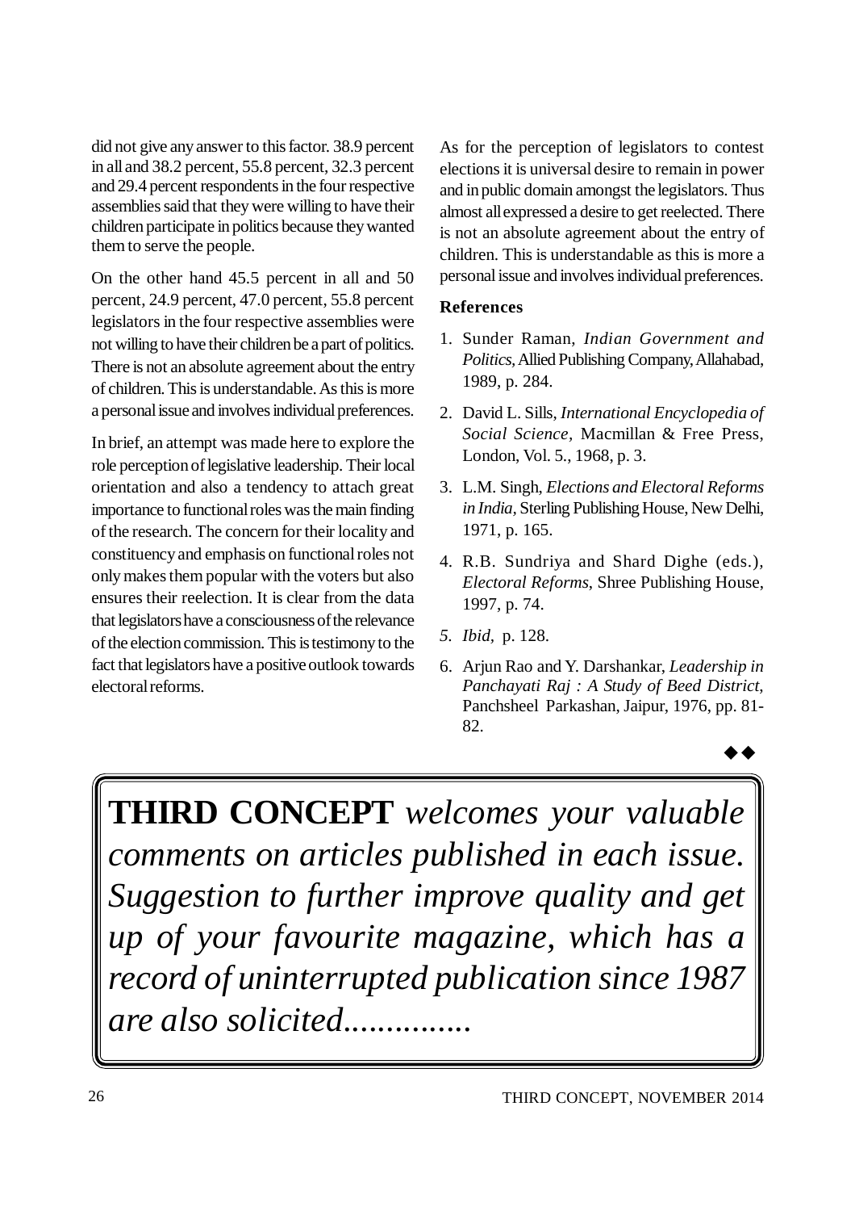did not give any answer to this factor. 38.9 percent in all and 38.2 percent, 55.8 percent, 32.3 percent and 29.4 percent respondents in the four respective assemblies said that they were willing to have their children participate in politics because they wanted them to serve the people.

On the other hand 45.5 percent in all and 50 percent, 24.9 percent, 47.0 percent, 55.8 percent legislators in the four respective assemblies were not willing to have their children be a part of politics. There is not an absolute agreement about the entry of children. This is understandable. As this is more a personal issue and involves individual preferences.

In brief, an attempt was made here to explore the role perception of legislative leadership. Their local orientation and also a tendency to attach great importance to functional roles was the main finding of the research. The concern for their locality and constituency and emphasis on functional roles not only makes them popular with the voters but also ensures their reelection. It is clear from the data that legislators have a consciousness of the relevance of the election commission. This is testimony to the fact that legislators have a positive outlook towards electoral reforms.

As for the perception of legislators to contest elections it is universal desire to remain in power and in public domain amongst the legislators. Thus almost all expressed a desire to get reelected. There is not an absolute agreement about the entry of children. This is understandable as this is more a personal issue and involves individual preferences.

**References**

1. Sunder Raman, *Indian Government and Politics*, Allied Publishing Company, Allahabad, 1989, p. 284.
2. David L. Sills, *International Encyclopedia of Social Science*, Macmillan & Free Press, London, Vol. 5., 1968, p. 3.
3. L.M. Singh, *Elections and Electoral Reforms in India*, Sterling Publishing House, New Delhi, 1971, p. 165.
4. R.B. Sundriya and Shard Dighe (eds.), *Electoral Reforms*, Shree Publishing House, 1997, p. 74.
5. *Ibid*, p. 128.
6. Arjun Rao and Y. Darshankar, *Leadership in Panchayati Raj : A Study of Beed District*, Panchsheel Parkashan, Jaipur, 1976, pp. 81-82.

◆◆

**THIRD CONCEPT** *welcomes your valuable comments on articles published in each issue. Suggestion to further improve quality and get up of your favourite magazine, which has a record of uninterrupted publication since 1987 are also solicited...............*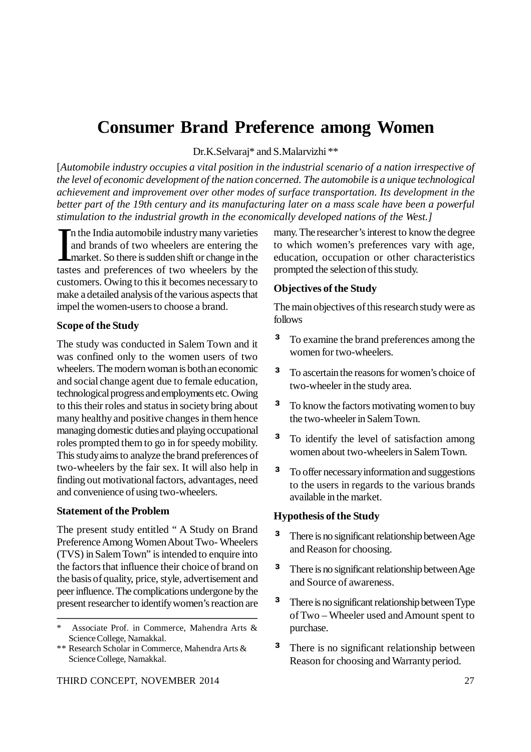# Consumer Brand Preference among Women

Dr.K.Selvaraj* and S.Malarvizhi **

[*Automobile industry occupies a vital position in the industrial scenario of a nation irrespective of the level of economic development of the nation concerned. The automobile is a unique technological achievement and improvement over other modes of surface transportation. Its development in the better part of the 19th century and its manufacturing later on a mass scale have been a powerful stimulation to the industrial growth in the economically developed nations of the West.*]

In the India automobile industry many varieties and brands of two wheelers are entering the market. So there is sudden shift or change in the tastes and preferences of two wheelers by the customers. Owing to this it becomes necessary to make a detailed analysis of the various aspects that impel the women-users to choose a brand.

**Scope of the Study**

The study was conducted in Salem Town and it was confined only to the women users of two wheelers. The modern woman is both an economic and social change agent due to female education, technological progress and employments etc. Owing to this their roles and status in society bring about many healthy and positive changes in them hence managing domestic duties and playing occupational roles prompted them to go in for speedy mobility. This study aims to analyze the brand preferences of two-wheelers by the fair sex. It will also help in finding out motivational factors, advantages, need and convenience of using two-wheelers.

**Statement of the Problem**

The present study entitled " A Study on Brand Preference Among Women About Two- Wheelers (TVS) in Salem Town" is intended to enquire into the factors that influence their choice of brand on the basis of quality, price, style, advertisement and peer influence. The complications undergone by the present researcher to identify women's reaction are many. The researcher's interest to know the degree to which women's preferences vary with age, education, occupation or other characteristics prompted the selection of this study.

**Objectives of the Study**

The main objectives of this research study were as follows

- To examine the brand preferences among the women for two-wheelers.
- To ascertain the reasons for women's choice of two-wheeler in the study area.
- To know the factors motivating women to buy the two-wheeler in Salem Town.
- To identify the level of satisfaction among women about two-wheelers in Salem Town.
- To offer necessary information and suggestions to the users in regards to the various brands available in the market.

**Hypothesis of the Study**

- There is no significant relationship between Age and Reason for choosing.
- There is no significant relationship between Age and Source of awareness.
- There is no significant relationship between Type of Two – Wheeler used and Amount spent to purchase.
- There is no significant relationship between Reason for choosing and Warranty period.

---

\* Associate Prof. in Commerce, Mahendra Arts & Science College, Namakkal.

\** Research Scholar in Commerce, Mahendra Arts & Science College, Namakkal.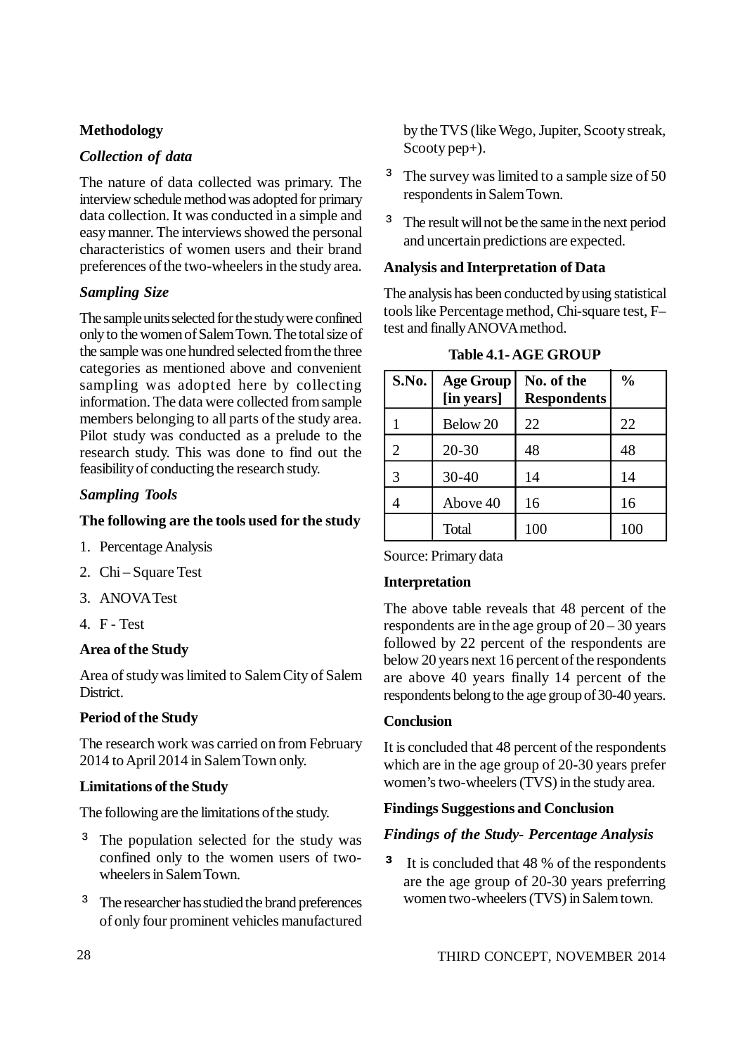**Methodology**

***Collection of data***

The nature of data collected was primary. The interview schedule method was adopted for primary data collection. It was conducted in a simple and easy manner. The interviews showed the personal characteristics of women users and their brand preferences of the two-wheelers in the study area.

***Sampling Size***

The sample units selected for the study were confined only to the women of Salem Town. The total size of the sample was one hundred selected from the three categories as mentioned above and convenient sampling was adopted here by collecting information. The data were collected from sample members belonging to all parts of the study area. Pilot study was conducted as a prelude to the research study. This was done to find out the feasibility of conducting the research study.

***Sampling Tools***

**The following are the tools used for the study**

1. Percentage Analysis
2. Chi – Square Test
3. ANOVA Test
4. F - Test

**Area of the Study**

Area of study was limited to Salem City of Salem District.

**Period of the Study**

The research work was carried on from February 2014 to April 2014 in Salem Town only.

**Limitations of the Study**

The following are the limitations of the study.

- The population selected for the study was confined only to the women users of two-wheelers in Salem Town.
- The researcher has studied the brand preferences of only four prominent vehicles manufactured by the TVS (like Wego, Jupiter, Scooty streak, Scooty pep+).
- The survey was limited to a sample size of 50 respondents in Salem Town.
- The result will not be the same in the next period and uncertain predictions are expected.

**Analysis and Interpretation of Data**

The analysis has been conducted by using statistical tools like Percentage method, Chi-square test, F–test and finally ANOVA method.

**Table 4.1- AGE GROUP**

| S.No. | Age Group [in years] | No. of the Respondents | % |
|---|---|---|---|
| 1 | Below 20 | 22 | 22 |
| 2 | 20-30 | 48 | 48 |
| 3 | 30-40 | 14 | 14 |
| 4 | Above 40 | 16 | 16 |
| | Total | 100 | 100 |

Source: Primary data

**Interpretation**

The above table reveals that 48 percent of the respondents are in the age group of 20 – 30 years followed by 22 percent of the respondents are below 20 years next 16 percent of the respondents are above 40 years finally 14 percent of the respondents belong to the age group of 30-40 years.

**Conclusion**

It is concluded that 48 percent of the respondents which are in the age group of 20-30 years prefer women's two-wheelers (TVS) in the study area.

**Findings Suggestions and Conclusion**

***Findings of the Study- Percentage Analysis***

- It is concluded that 48 % of the respondents are the age group of 20-30 years preferring women two-wheelers (TVS) in Salem town.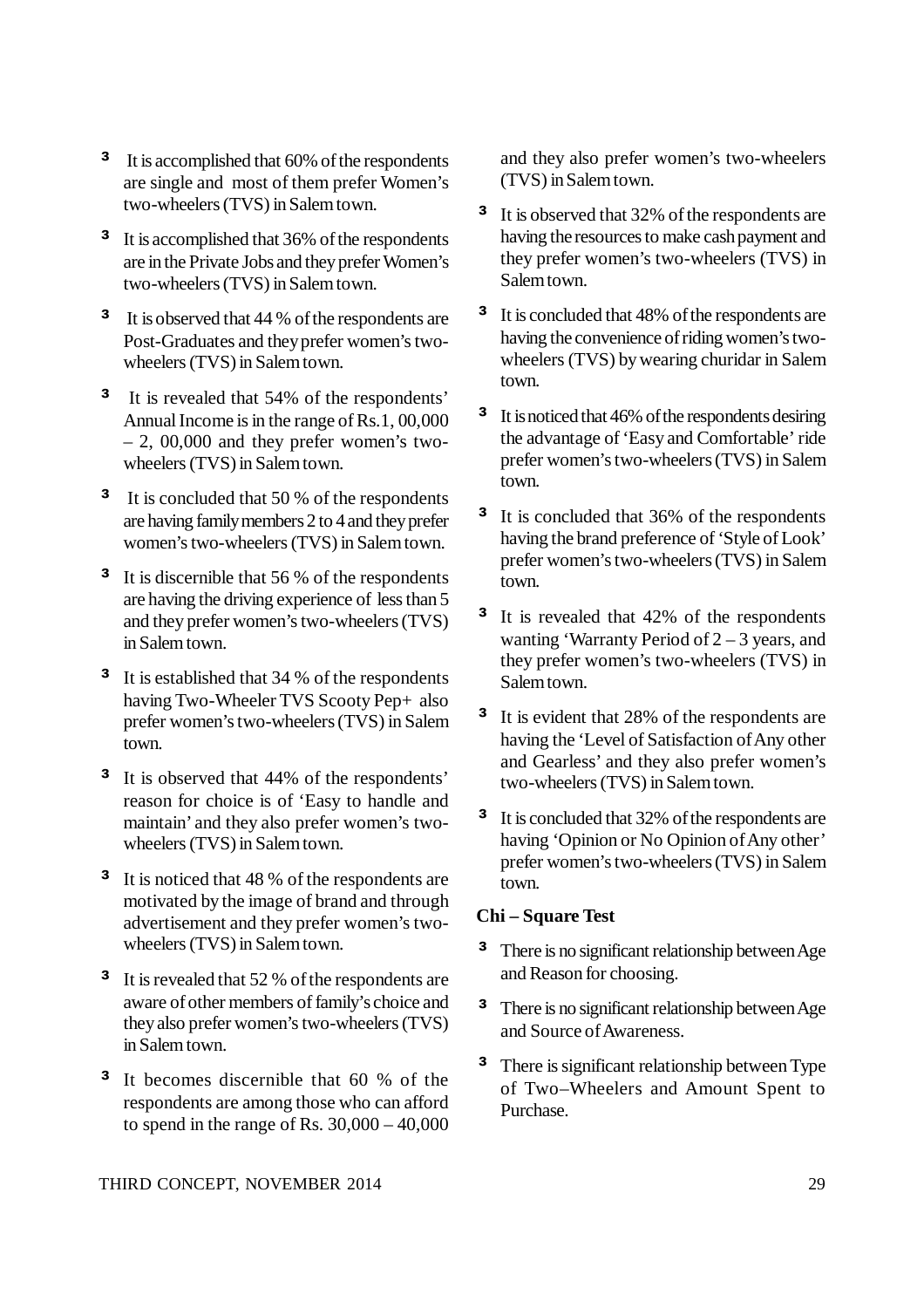- It is accomplished that 60% of the respondents are single and most of them prefer Women's two-wheelers (TVS) in Salem town.
- It is accomplished that 36% of the respondents are in the Private Jobs and they prefer Women's two-wheelers (TVS) in Salem town.
- It is observed that 44 % of the respondents are Post-Graduates and they prefer women's two-wheelers (TVS) in Salem town.
- It is revealed that 54% of the respondents' Annual Income is in the range of Rs.1, 00,000 – 2, 00,000 and they prefer women's two-wheelers (TVS) in Salem town.
- It is concluded that 50 % of the respondents are having family members 2 to 4 and they prefer women's two-wheelers (TVS) in Salem town.
- It is discernible that 56 % of the respondents are having the driving experience of less than 5 and they prefer women's two-wheelers (TVS) in Salem town.
- It is established that 34 % of the respondents having Two-Wheeler TVS Scooty Pep+ also prefer women's two-wheelers (TVS) in Salem town.
- It is observed that 44% of the respondents' reason for choice is of 'Easy to handle and maintain' and they also prefer women's two-wheelers (TVS) in Salem town.
- It is noticed that 48 % of the respondents are motivated by the image of brand and through advertisement and they prefer women's two-wheelers (TVS) in Salem town.
- It is revealed that 52 % of the respondents are aware of other members of family's choice and they also prefer women's two-wheelers (TVS) in Salem town.
- It becomes discernible that 60 % of the respondents are among those who can afford to spend in the range of Rs. 30,000 – 40,000 and they also prefer women's two-wheelers (TVS) in Salem town.
- It is observed that 32% of the respondents are having the resources to make cash payment and they prefer women's two-wheelers (TVS) in Salem town.
- It is concluded that 48% of the respondents are having the convenience of riding women's two-wheelers (TVS) by wearing churidar in Salem town.
- It is noticed that 46% of the respondents desiring the advantage of 'Easy and Comfortable' ride prefer women's two-wheelers (TVS) in Salem town.
- It is concluded that 36% of the respondents having the brand preference of 'Style of Look' prefer women's two-wheelers (TVS) in Salem town.
- It is revealed that 42% of the respondents wanting 'Warranty Period of 2 – 3 years, and they prefer women's two-wheelers (TVS) in Salem town.
- It is evident that 28% of the respondents are having the 'Level of Satisfaction of Any other and Gearless' and they also prefer women's two-wheelers (TVS) in Salem town.
- It is concluded that 32% of the respondents are having 'Opinion or No Opinion of Any other' prefer women's two-wheelers (TVS) in Salem town.

**Chi – Square Test**

- There is no significant relationship between Age and Reason for choosing.
- There is no significant relationship between Age and Source of Awareness.
- There is significant relationship between Type of Two–Wheelers and Amount Spent to Purchase.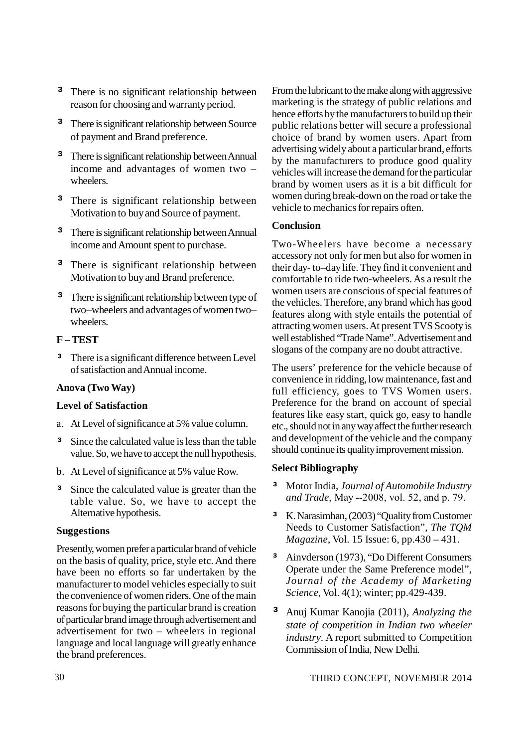- There is no significant relationship between reason for choosing and warranty period.
- There is significant relationship between Source of payment and Brand preference.
- There is significant relationship between Annual income and advantages of women two – wheelers.
- There is significant relationship between Motivation to buy and Source of payment.
- There is significant relationship between Annual income and Amount spent to purchase.
- There is significant relationship between Motivation to buy and Brand preference.
- There is significant relationship between type of two–wheelers and advantages of women two–wheelers.

**F – TEST**

- There is a significant difference between Level of satisfaction and Annual income.

**Anova (Two Way)**

**Level of Satisfaction**

a. At Level of significance at 5% value column.

- Since the calculated value is less than the table value. So, we have to accept the null hypothesis.

b. At Level of significance at 5% value Row.

- Since the calculated value is greater than the table value. So, we have to accept the Alternative hypothesis.

**Suggestions**

Presently, women prefer a particular brand of vehicle on the basis of quality, price, style etc. And there have been no efforts so far undertaken by the manufacturer to model vehicles especially to suit the convenience of women riders. One of the main reasons for buying the particular brand is creation of particular brand image through advertisement and advertisement for two – wheelers in regional language and local language will greatly enhance the brand preferences.

From the lubricant to the make along with aggressive marketing is the strategy of public relations and hence efforts by the manufacturers to build up their public relations better will secure a professional choice of brand by women users. Apart from advertising widely about a particular brand, efforts by the manufacturers to produce good quality vehicles will increase the demand for the particular brand by women users as it is a bit difficult for women during break-down on the road or take the vehicle to mechanics for repairs often.

**Conclusion**

Two-Wheelers have become a necessary accessory not only for men but also for women in their day- to–day life. They find it convenient and comfortable to ride two-wheelers. As a result the women users are conscious of special features of the vehicles. Therefore, any brand which has good features along with style entails the potential of attracting women users. At present TVS Scooty is well established "Trade Name". Advertisement and slogans of the company are no doubt attractive.

The users' preference for the vehicle because of convenience in ridding, low maintenance, fast and full efficiency, goes to TVS Women users. Preference for the brand on account of special features like easy start, quick go, easy to handle etc., should not in any way affect the further research and development of the vehicle and the company should continue its quality improvement mission.

**Select Bibliography**

- Motor India, *Journal of Automobile Industry and Trade*, May --2008, vol. 52, and p. 79.
- K. Narasimhan, (2003) "Quality from Customer Needs to Customer Satisfaction", *The TQM Magazine*, Vol. 15 Issue: 6, pp.430 – 431.
- Ainvderson (1973), "Do Different Consumers Operate under the Same Preference model", *Journal of the Academy of Marketing Science*, Vol. 4(1); winter; pp.429-439.
- Anuj Kumar Kanojia (2011), *Analyzing the state of competition in Indian two wheeler industry*. A report submitted to Competition Commission of India, New Delhi.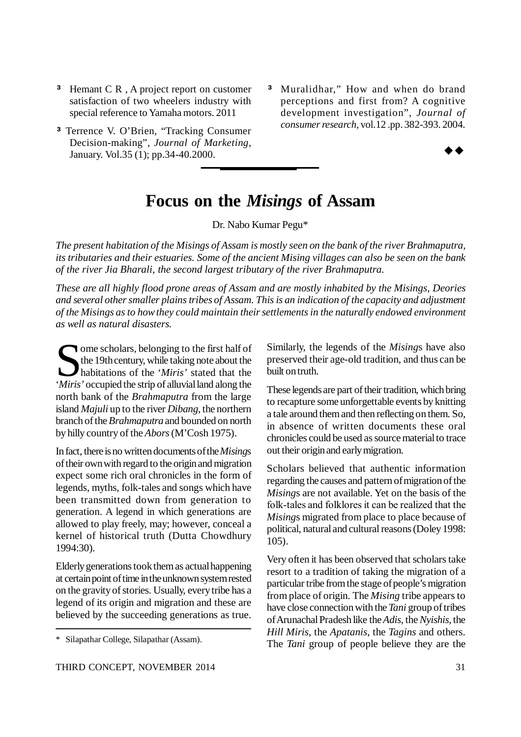³ Hemant C R , A project report on customer satisfaction of two wheelers industry with special reference to Yamaha motors. 2011

³ Terrence V. O'Brien, "Tracking Consumer Decision-making", *Journal of Marketing*, January. Vol.35 (1); pp.34-40.2000.

³ Muralidhar," How and when do brand perceptions and first from? A cognitive development investigation", *Journal of consumer research*, vol.12 .pp. 382-393. 2004.

◆◆

# Focus on the *Misings* of Assam

Dr. Nabo Kumar Pegu*

*The present habitation of the Misings of Assam is mostly seen on the bank of the river Brahmaputra, its tributaries and their estuaries. Some of the ancient Mising villages can also be seen on the bank of the river Jia Bharali, the second largest tributary of the river Brahmaputra.*

*These are all highly flood prone areas of Assam and are mostly inhabited by the Misings, Deories and several other smaller plains tribes of Assam. This is an indication of the capacity and adjustment of the Misings as to how they could maintain their settlements in the naturally endowed environment as well as natural disasters.*

Some scholars, belonging to the first half of the 19th century, while taking note about the habitations of the '*Miris'* stated that the '*Miris'* occupied the strip of alluvial land along the north bank of the *Brahmaputra* from the large island *Majuli* up to the river *Dibang*, the northern branch of the *Brahmaputra* and bounded on north by hilly country of the *Abors* (M'Cosh 1975).

In fact, there is no written documents of the *Mising*s of their own with regard to the origin and migration expect some rich oral chronicles in the form of legends, myths, folk-tales and songs which have been transmitted down from generation to generation. A legend in which generations are allowed to play freely, may; however, conceal a kernel of historical truth (Dutta Chowdhury 1994:30).

Elderly generations took them as actual happening at certain point of time in the unknown system rested on the gravity of stories. Usually, every tribe has a legend of its origin and migration and these are believed by the succeeding generations as true. Similarly, the legends of the *Mising*s have also preserved their age-old tradition, and thus can be built on truth.

These legends are part of their tradition, which bring to recapture some unforgettable events by knitting a tale around them and then reflecting on them. So, in absence of written documents these oral chronicles could be used as source material to trace out their origin and early migration.

Scholars believed that authentic information regarding the causes and pattern of migration of the *Mising*s are not available. Yet on the basis of the folk-tales and folklores it can be realized that the *Mising*s migrated from place to place because of political, natural and cultural reasons (Doley 1998: 105).

Very often it has been observed that scholars take resort to a tradition of taking the migration of a particular tribe from the stage of people's migration from place of origin. The *Mising* tribe appears to have close connection with the *Tani* group of tribes of Arunachal Pradesh like the *Adis*, the *Nyishis*, the *Hill Miris*, the *Apatanis*, the *Tagins* and others. The *Tani* group of people believe they are the

\* Silapathar College, Silapathar (Assam).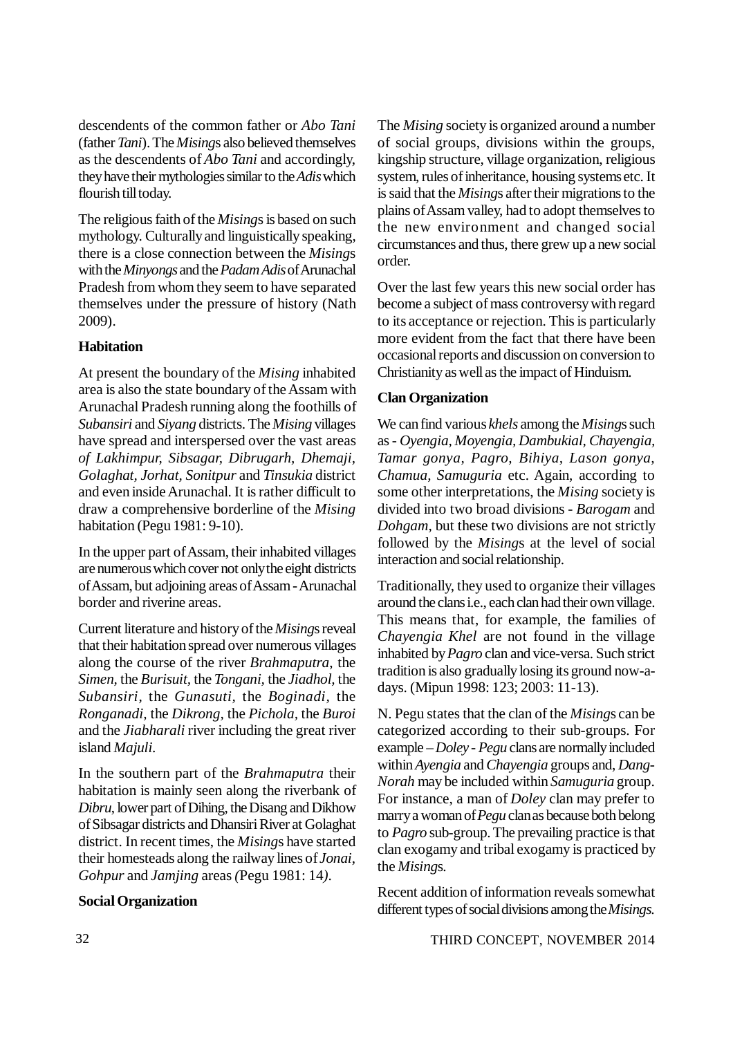descendents of the common father or *Abo Tani* (father *Tani*). The *Mising*s also believed themselves as the descendents of *Abo Tani* and accordingly, they have their mythologies similar to the *Adis* which flourish till today.

The religious faith of the *Mising*s is based on such mythology. Culturally and linguistically speaking, there is a close connection between the *Mising*s with the *Minyongs* and the *Padam Adis* of Arunachal Pradesh from whom they seem to have separated themselves under the pressure of history (Nath 2009).

**Habitation**

At present the boundary of the *Mising* inhabited area is also the state boundary of the Assam with Arunachal Pradesh running along the foothills of *Subansiri* and *Siyang* districts. The *Mising* villages have spread and interspersed over the vast areas *of Lakhimpur, Sibsagar, Dibrugarh, Dhemaji, Golaghat, Jorhat, Sonitpur* and *Tinsukia* district and even inside Arunachal. It is rather difficult to draw a comprehensive borderline of the *Mising* habitation (Pegu 1981: 9-10).

In the upper part of Assam, their inhabited villages are numerous which cover not only the eight districts of Assam, but adjoining areas of Assam - Arunachal border and riverine areas.

Current literature and history of the *Mising*s reveal that their habitation spread over numerous villages along the course of the river *Brahmaputra*, the *Simen*, the *Burisuit*, the *Tongani*, the *Jiadhol*, the *Subansiri*, the *Gunasuti*, the *Boginadi*, the *Ronganadi*, the *Dikrong*, the *Pichola*, the *Buroi* and the *Jiabharali* river including the great river island *Majuli*.

In the southern part of the *Brahmaputra* their habitation is mainly seen along the riverbank of *Dibru*, lower part of Dihing, the Disang and Dikhow of Sibsagar districts and Dhansiri River at Golaghat district. In recent times, the *Mising*s have started their homesteads along the railway lines of *Jonai*, *Gohpur* and *Jamjing* areas *(*Pegu 1981: 14*)*.

**Social Organization**

The *Mising* society is organized around a number of social groups, divisions within the groups, kingship structure, village organization, religious system, rules of inheritance, housing systems etc. It is said that the *Mising*s after their migrations to the plains of Assam valley, had to adopt themselves to the new environment and changed social circumstances and thus, there grew up a new social order.

Over the last few years this new social order has become a subject of mass controversy with regard to its acceptance or rejection. This is particularly more evident from the fact that there have been occasional reports and discussion on conversion to Christianity as well as the impact of Hinduism.

**Clan Organization**

We can find various *khels* among the *Mising*s such as - *Oyengia, Moyengia, Dambukial, Chayengia, Tamar gonya, Pagro, Bihiya, Lason gonya, Chamua, Samuguria* etc. Again, according to some other interpretations, the *Mising* society is divided into two broad divisions - *Barogam* and *Dohgam*, but these two divisions are not strictly followed by the *Mising*s at the level of social interaction and social relationship.

Traditionally, they used to organize their villages around the clans i.e., each clan had their own village. This means that, for example, the families of *Chayengia Khel* are not found in the village inhabited by *Pagro* clan and vice-versa. Such strict tradition is also gradually losing its ground now-a-days. (Mipun 1998: 123; 2003: 11-13).

N. Pegu states that the clan of the *Mising*s can be categorized according to their sub-groups. For example – *Doley - Pegu* clans are normally included within *Ayengia* and *Chayengia* groups and, *Dang-Norah* may be included within *Samuguria* group. For instance, a man of *Doley* clan may prefer to marry a woman of *Pegu* clan as because both belong to *Pagro* sub-group. The prevailing practice is that clan exogamy and tribal exogamy is practiced by the *Mising*s.

Recent addition of information reveals somewhat different types of social divisions among the *Misings*.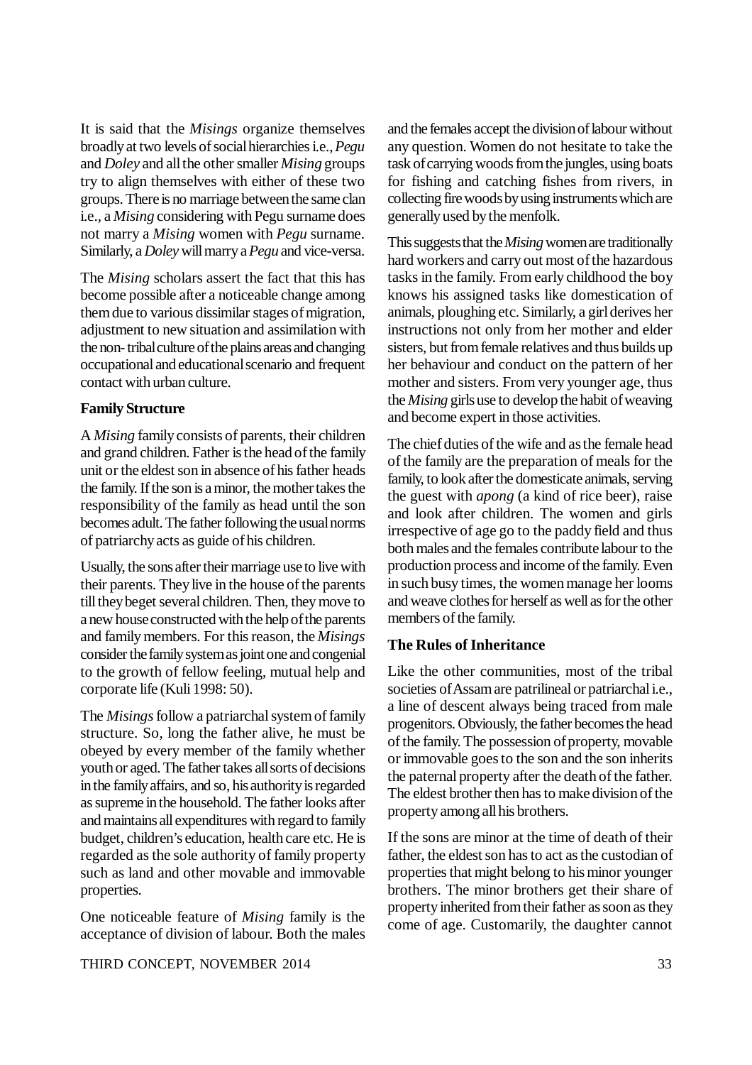It is said that the *Misings* organize themselves broadly at two levels of social hierarchies i.e., *Pegu* and *Doley* and all the other smaller *Mising* groups try to align themselves with either of these two groups. There is no marriage between the same clan i.e., a *Mising* considering with Pegu surname does not marry a *Mising* women with *Pegu* surname. Similarly, a *Doley* will marry a *Pegu* and vice-versa.

The *Mising* scholars assert the fact that this has become possible after a noticeable change among them due to various dissimilar stages of migration, adjustment to new situation and assimilation with the non- tribal culture of the plains areas and changing occupational and educational scenario and frequent contact with urban culture.

**Family Structure**

A *Mising* family consists of parents, their children and grand children. Father is the head of the family unit or the eldest son in absence of his father heads the family. If the son is a minor, the mother takes the responsibility of the family as head until the son becomes adult. The father following the usual norms of patriarchy acts as guide of his children.

Usually, the sons after their marriage use to live with their parents. They live in the house of the parents till they beget several children. Then, they move to a new house constructed with the help of the parents and family members. For this reason, the *Misings* consider the family system as joint one and congenial to the growth of fellow feeling, mutual help and corporate life (Kuli 1998: 50).

The *Misings* follow a patriarchal system of family structure. So, long the father alive, he must be obeyed by every member of the family whether youth or aged. The father takes all sorts of decisions in the family affairs, and so, his authority is regarded as supreme in the household. The father looks after and maintains all expenditures with regard to family budget, children's education, health care etc. He is regarded as the sole authority of family property such as land and other movable and immovable properties.

One noticeable feature of *Mising* family is the acceptance of division of labour. Both the males and the females accept the division of labour without any question. Women do not hesitate to take the task of carrying woods from the jungles, using boats for fishing and catching fishes from rivers, in collecting fire woods by using instruments which are generally used by the menfolk.

This suggests that the *Mising* women are traditionally hard workers and carry out most of the hazardous tasks in the family. From early childhood the boy knows his assigned tasks like domestication of animals, ploughing etc. Similarly, a girl derives her instructions not only from her mother and elder sisters, but from female relatives and thus builds up her behaviour and conduct on the pattern of her mother and sisters. From very younger age, thus the *Mising* girls use to develop the habit of weaving and become expert in those activities.

The chief duties of the wife and as the female head of the family are the preparation of meals for the family, to look after the domesticate animals, serving the guest with *apong* (a kind of rice beer), raise and look after children. The women and girls irrespective of age go to the paddy field and thus both males and the females contribute labour to the production process and income of the family. Even in such busy times, the women manage her looms and weave clothes for herself as well as for the other members of the family.

**The Rules of Inheritance**

Like the other communities, most of the tribal societies of Assam are patrilineal or patriarchal i.e., a line of descent always being traced from male progenitors. Obviously, the father becomes the head of the family. The possession of property, movable or immovable goes to the son and the son inherits the paternal property after the death of the father. The eldest brother then has to make division of the property among all his brothers.

If the sons are minor at the time of death of their father, the eldest son has to act as the custodian of properties that might belong to his minor younger brothers. The minor brothers get their share of property inherited from their father as soon as they come of age. Customarily, the daughter cannot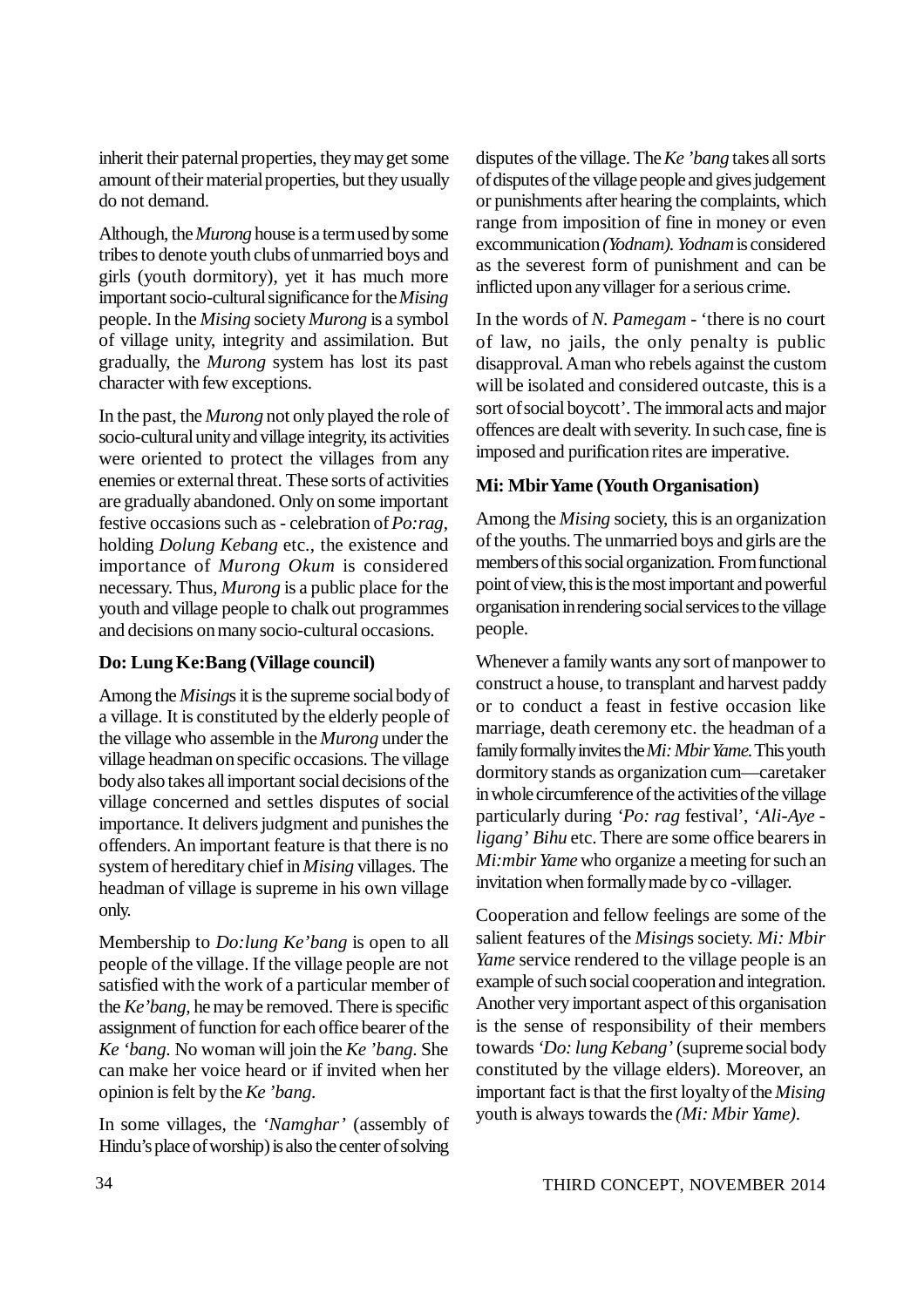inherit their paternal properties, they may get some amount of their material properties, but they usually do not demand.

Although, the *Murong* house is a term used by some tribes to denote youth clubs of unmarried boys and girls (youth dormitory), yet it has much more important socio-cultural significance for the *Mising* people. In the *Mising* society *Murong* is a symbol of village unity, integrity and assimilation. But gradually, the *Murong* system has lost its past character with few exceptions.

In the past, the *Murong* not only played the role of socio-cultural unity and village integrity, its activities were oriented to protect the villages from any enemies or external threat. These sorts of activities are gradually abandoned. Only on some important festive occasions such as - celebration of *Po:rag*, holding *Dolung Kebang* etc., the existence and importance of *Murong Okum* is considered necessary. Thus, *Murong* is a public place for the youth and village people to chalk out programmes and decisions on many socio-cultural occasions.

**Do: Lung Ke:Bang (Village council)**

Among the *Mising*s it is the supreme social body of a village. It is constituted by the elderly people of the village who assemble in the *Murong* under the village headman on specific occasions. The village body also takes all important social decisions of the village concerned and settles disputes of social importance. It delivers judgment and punishes the offenders. An important feature is that there is no system of hereditary chief in *Mising* villages. The headman of village is supreme in his own village only.

Membership to *Do:lung Ke'bang* is open to all people of the village. If the village people are not satisfied with the work of a particular member of the *Ke'bang*, he may be removed. There is specific assignment of function for each office bearer of the *Ke 'bang*. No woman will join the *Ke 'bang*. She can make her voice heard or if invited when her opinion is felt by the *Ke 'bang*.

In some villages, the '*Namghar'* (assembly of Hindu's place of worship) is also the center of solving disputes of the village. The *Ke 'bang* takes all sorts of disputes of the village people and gives judgement or punishments after hearing the complaints, which range from imposition of fine in money or even excommunication *(Yodnam). Yodnam* is considered as the severest form of punishment and can be inflicted upon any villager for a serious crime.

In the words of *N. Pamegam* - 'there is no court of law, no jails, the only penalty is public disapproval. A man who rebels against the custom will be isolated and considered outcaste, this is a sort of social boycott'. The immoral acts and major offences are dealt with severity. In such case, fine is imposed and purification rites are imperative.

**Mi: Mbir Yame (Youth Organisation)**

Among the *Mising* society, this is an organization of the youths. The unmarried boys and girls are the members of this social organization. From functional point of view, this is the most important and powerful organisation in rendering social services to the village people.

Whenever a family wants any sort of manpower to construct a house, to transplant and harvest paddy or to conduct a feast in festive occasion like marriage, death ceremony etc. the headman of a family formally invites the *Mi: Mbir Yame*. This youth dormitory stands as organization cum—caretaker in whole circumference of the activities of the village particularly during *'Po: rag* festival', *'Ali-Aye - ligang' Bihu* etc. There are some office bearers in *Mi:mbir Yame* who organize a meeting for such an invitation when formally made by co -villager.

Cooperation and fellow feelings are some of the salient features of the *Mising*s society. *Mi: Mbir Yame* service rendered to the village people is an example of such social cooperation and integration. Another very important aspect of this organisation is the sense of responsibility of their members towards *'Do: lung Kebang'* (supreme social body constituted by the village elders). Moreover, an important fact is that the first loyalty of the *Mising* youth is always towards the *(Mi: Mbir Yame)*.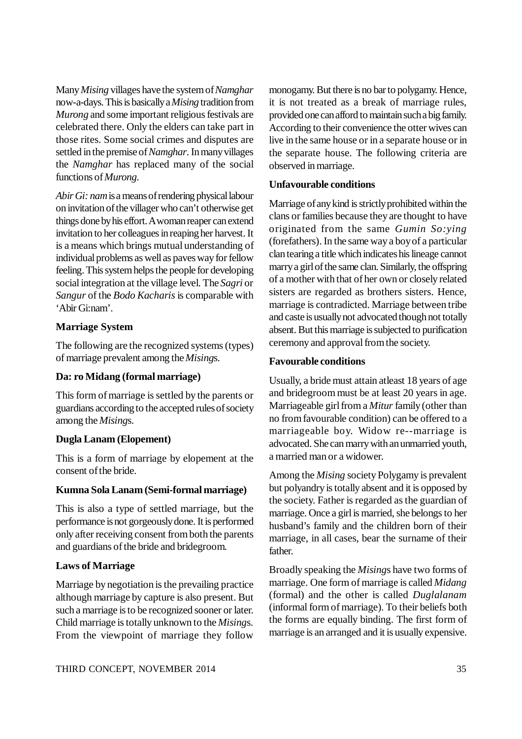Many *Mising* villages have the system of *Namghar* now-a-days. This is basically a *Mising* tradition from *Murong* and some important religious festivals are celebrated there. Only the elders can take part in those rites. Some social crimes and disputes are settled in the premise of *Namghar*. In many villages the *Namghar* has replaced many of the social functions of *Murong*.

*Abir Gi: nam* is a means of rendering physical labour on invitation of the villager who can't otherwise get things done by his effort. A woman reaper can extend invitation to her colleagues in reaping her harvest. It is a means which brings mutual understanding of individual problems as well as paves way for fellow feeling. This system helps the people for developing social integration at the village level. The *Sagri* or *Sangur* of the *Bodo Kacharis* is comparable with 'Abir Gi:nam'.

**Marriage System**

The following are the recognized systems (types) of marriage prevalent among the *Mising*s.

**Da: ro Midang (formal marriage)**

This form of marriage is settled by the parents or guardians according to the accepted rules of society among the *Mising*s.

**Dugla Lanam (Elopement)**

This is a form of marriage by elopement at the consent of the bride.

**Kumna Sola Lanam (Semi-formal marriage)**

This is also a type of settled marriage, but the performance is not gorgeously done. It is performed only after receiving consent from both the parents and guardians of the bride and bridegroom.

**Laws of Marriage**

Marriage by negotiation is the prevailing practice although marriage by capture is also present. But such a marriage is to be recognized sooner or later. Child marriage is totally unknown to the *Mising*s. From the viewpoint of marriage they follow monogamy. But there is no bar to polygamy. Hence, it is not treated as a break of marriage rules, provided one can afford to maintain such a big family. According to their convenience the otter wives can live in the same house or in a separate house or in the separate house. The following criteria are observed in marriage.

**Unfavourable conditions**

Marriage of any kind is strictly prohibited within the clans or families because they are thought to have originated from the same *Gumin So:ying* (forefathers). In the same way a boy of a particular clan tearing a title which indicates his lineage cannot marry a girl of the same clan. Similarly, the offspring of a mother with that of her own or closely related sisters are regarded as brothers sisters. Hence, marriage is contradicted. Marriage between tribe and caste is usually not advocated though not totally absent. But this marriage is subjected to purification ceremony and approval from the society.

**Favourable conditions**

Usually, a bride must attain atleast 18 years of age and bridegroom must be at least 20 years in age. Marriageable girl from a *Mitur* family (other than no from favourable condition) can be offered to a marriageable boy. Widow re--marriage is advocated. She can marry with an unmarried youth, a married man or a widower.

Among the *Mising* society Polygamy is prevalent but polyandry is totally absent and it is opposed by the society. Father is regarded as the guardian of marriage. Once a girl is married, she belongs to her husband's family and the children born of their marriage, in all cases, bear the surname of their father.

Broadly speaking the *Mising*s have two forms of marriage. One form of marriage is called *Midang* (formal) and the other is called *Duglalanam* (informal form of marriage). To their beliefs both the forms are equally binding. The first form of marriage is an arranged and it is usually expensive.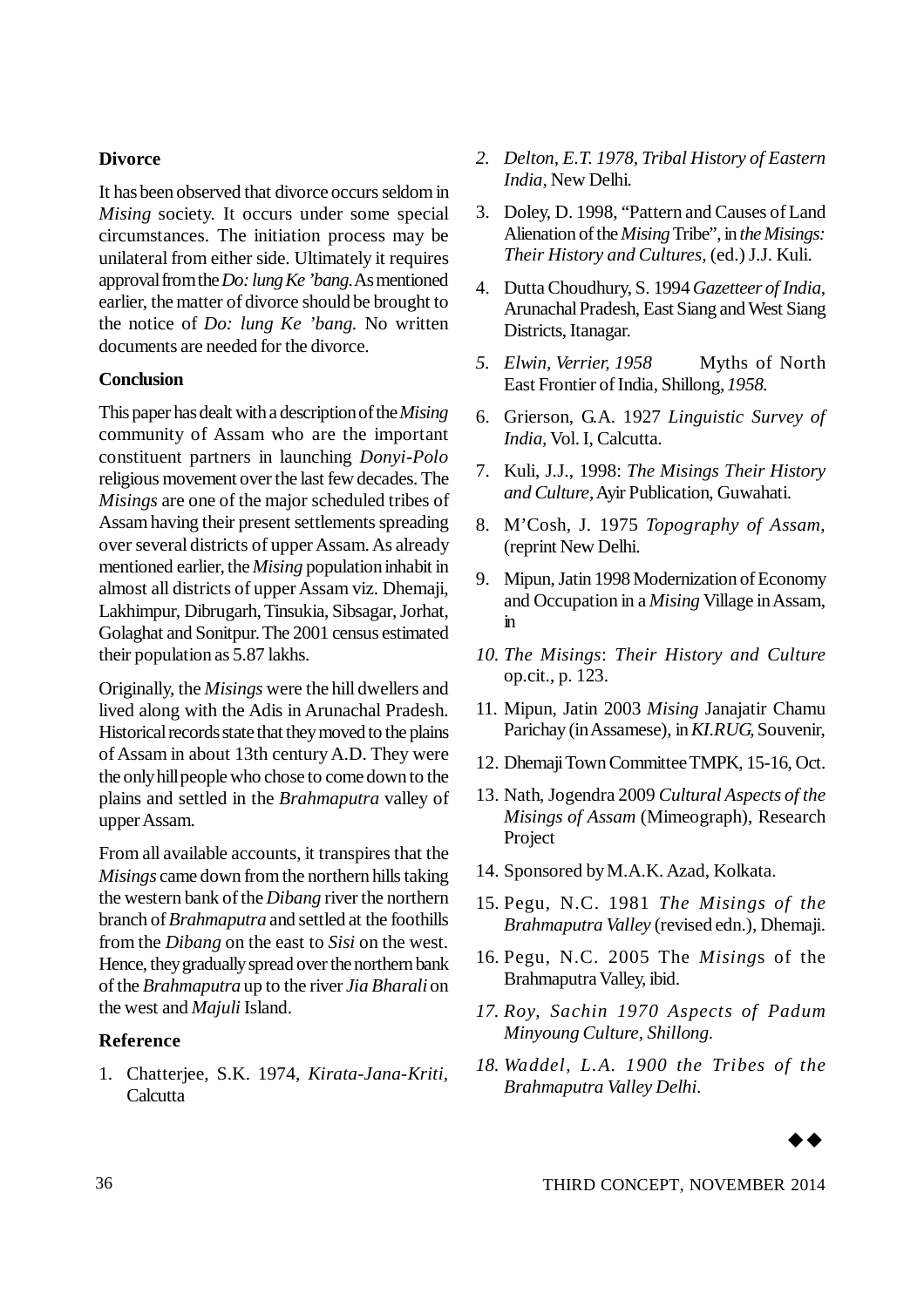**Divorce**

It has been observed that divorce occurs seldom in *Mising* society. It occurs under some special circumstances. The initiation process may be unilateral from either side. Ultimately it requires approval from the *Do: lung Ke 'bang.* As mentioned earlier, the matter of divorce should be brought to the notice of *Do: lung Ke 'bang.* No written documents are needed for the divorce.

**Conclusion**

This paper has dealt with a description of the *Mising* community of Assam who are the important constituent partners in launching *Donyi-Polo* religious movement over the last few decades. The *Misings* are one of the major scheduled tribes of Assam having their present settlements spreading over several districts of upper Assam. As already mentioned earlier, the *Mising* population inhabit in almost all districts of upper Assam viz. Dhemaji, Lakhimpur, Dibrugarh, Tinsukia, Sibsagar, Jorhat, Golaghat and Sonitpur. The 2001 census estimated their population as 5.87 lakhs.

Originally, the *Misings* were the hill dwellers and lived along with the Adis in Arunachal Pradesh. Historical records state that they moved to the plains of Assam in about 13th century A.D. They were the only hill people who chose to come down to the plains and settled in the *Brahmaputra* valley of upper Assam.

From all available accounts, it transpires that the *Misings* came down from the northern hills taking the western bank of the *Dibang* river the northern branch of *Brahmaputra* and settled at the foothills from the *Dibang* on the east to *Sisi* on the west. Hence, they gradually spread over the northern bank of the *Brahmaputra* up to the river *Jia Bharali* on the west and *Majuli* Island.

**Reference**

1. Chatterjee, S.K. 1974, *Kirata-Jana-Kriti*, Calcutta
2. *Delton, E.T. 1978, Tribal History of Eastern India*, New Delhi.
3. Doley, D. 1998, "Pattern and Causes of Land Alienation of the *Mising* Tribe", in *the Misings: Their History and Cultures,* (ed.) J.J. Kuli.
4. Dutta Choudhury, S. 1994 *Gazetteer of India*, Arunachal Pradesh, East Siang and West Siang Districts, Itanagar.
5. *Elwin, Verrier, 1958* Myths of North East Frontier of India, Shillong, *1958.*
6. Grierson, G.A. 1927 *Linguistic Survey of India,* Vol. I, Calcutta.
7. Kuli, J.J., 1998: *The Misings Their History and Culture,* Ayir Publication, Guwahati.
8. M'Cosh, J. 1975 *Topography of Assam,* (reprint New Delhi.
9. Mipun, Jatin 1998 Modernization of Economy and Occupation in a *Mising* Village in Assam, in
10. *The Misings*: *Their History and Culture* op.cit., p. 123.
11. Mipun, Jatin 2003 *Mising* Janajatir Chamu Parichay (in Assamese), in *KI.RUG,* Souvenir,
12. Dhemaji Town Committee TMPK, 15-16, Oct.
13. Nath, Jogendra 2009 *Cultural Aspects of the Misings of Assam* (Mimeograph), Research Project
14. Sponsored by M.A.K. Azad, Kolkata.
15. Pegu, N.C. 1981 *The Misings of the Brahmaputra Valley* (revised edn.), Dhemaji.
16. Pegu, N.C. 2005 The *Mising*s of the Brahmaputra Valley, ibid.
17. *Roy, Sachin 1970 Aspects of Padum Minyoung Culture, Shillong.*
18. *Waddel, L.A. 1900 the Tribes of the Brahmaputra Valley Delhi.*

◆◆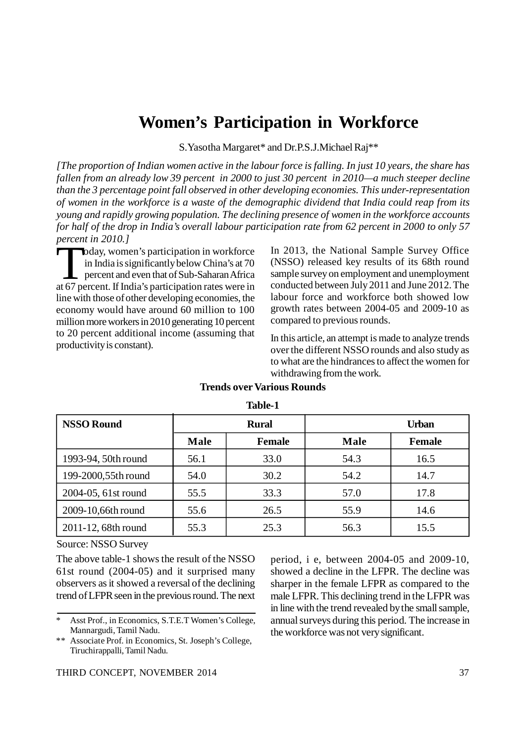# Women's Participation in Workforce

S.Yasotha Margaret* and Dr.P.S.J.Michael Raj**

*[The proportion of Indian women active in the labour force is falling. In just 10 years, the share has fallen from an already low 39 percent in 2000 to just 30 percent in 2010—a much steeper decline than the 3 percentage point fall observed in other developing economies. This under-representation of women in the workforce is a waste of the demographic dividend that India could reap from its young and rapidly growing population. The declining presence of women in the workforce accounts for half of the drop in India's overall labour participation rate from 62 percent in 2000 to only 57 percent in 2010.]*

Today, women's participation in workforce in India is significantly below China's at 70 percent and even that of Sub-Saharan Africa at 67 percent. If India's participation rates were in line with those of other developing economies, the economy would have around 60 million to 100 million more workers in 2010 generating 10 percent to 20 percent additional income (assuming that productivity is constant).

In 2013, the National Sample Survey Office (NSSO) released key results of its 68th round sample survey on employment and unemployment conducted between July 2011 and June 2012. The labour force and workforce both showed low growth rates between 2004-05 and 2009-10 as compared to previous rounds.

In this article, an attempt is made to analyze trends over the different NSSO rounds and also study as to what are the hindrances to affect the women for withdrawing from the work.

### Trends over Various Rounds

**Table-1**

| NSSO Round | Rural | | Urban | |
|---|---|---|---|---|
| | Male | Female | Male | Female |
| 1993-94, 50th round | 56.1 | 33.0 | 54.3 | 16.5 |
| 199-2000,55th round | 54.0 | 30.2 | 54.2 | 14.7 |
| 2004-05, 61st round | 55.5 | 33.3 | 57.0 | 17.8 |
| 2009-10,66th round | 55.6 | 26.5 | 55.9 | 14.6 |
| 2011-12, 68th round | 55.3 | 25.3 | 56.3 | 15.5 |

Source: NSSO Survey

The above table-1 shows the result of the NSSO 61st round (2004-05) and it surprised many observers as it showed a reversal of the declining trend of LFPR seen in the previous round. The next period, i e, between 2004-05 and 2009-10, showed a decline in the LFPR. The decline was sharper in the female LFPR as compared to the male LFPR. This declining trend in the LFPR was in line with the trend revealed by the small sample, annual surveys during this period. The increase in the workforce was not very significant.

---

\* Asst Prof., in Economics, S.T.E.T Women's College, Mannargudi, Tamil Nadu.

\*\* Associate Prof. in Economics, St. Joseph's College, Tiruchirappalli, Tamil Nadu.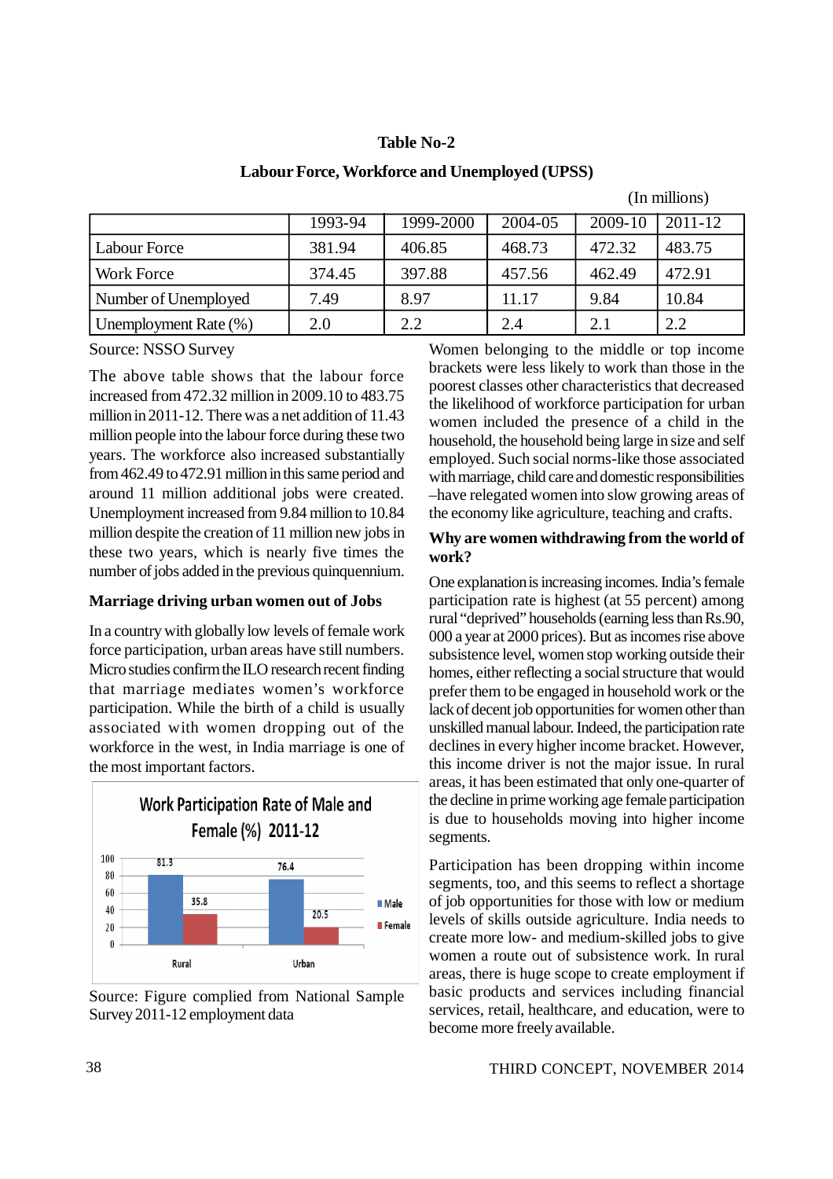**Table No-2**

**Labour Force, Workforce and Unemployed (UPSS)**

(In millions)

| | 1993-94 | 1999-2000 | 2004-05 | 2009-10 | 2011-12 |
|---|---|---|---|---|---|
| Labour Force | 381.94 | 406.85 | 468.73 | 472.32 | 483.75 |
| Work Force | 374.45 | 397.88 | 457.56 | 462.49 | 472.91 |
| Number of Unemployed | 7.49 | 8.97 | 11.17 | 9.84 | 10.84 |
| Unemployment Rate (%) | 2.0 | 2.2 | 2.4 | 2.1 | 2.2 |

Source: NSSO Survey

The above table shows that the labour force increased from 472.32 million in 2009.10 to 483.75 million in 2011-12. There was a net addition of 11.43 million people into the labour force during these two years. The workforce also increased substantially from 462.49 to 472.91 million in this same period and around 11 million additional jobs were created. Unemployment increased from 9.84 million to 10.84 million despite the creation of 11 million new jobs in these two years, which is nearly five times the number of jobs added in the previous quinquennium.

**Marriage driving urban women out of Jobs**

In a country with globally low levels of female work force participation, urban areas have still numbers. Micro studies confirm the ILO research recent finding that marriage mediates women's workforce participation. While the birth of a child is usually associated with women dropping out of the workforce in the west, in India marriage is one of the most important factors.

**Work Participation Rate of Male and Female (%) 2011-12**

| | Male | Female |
|---|---|---|
| Rural | 81.3 | 35.8 |
| Urban | 76.4 | 20.5 |

Source: Figure complied from National Sample Survey 2011-12 employment data

Women belonging to the middle or top income brackets were less likely to work than those in the poorest classes other characteristics that decreased the likelihood of workforce participation for urban women included the presence of a child in the household, the household being large in size and self employed. Such social norms-like those associated with marriage, child care and domestic responsibilities –have relegated women into slow growing areas of the economy like agriculture, teaching and crafts.

**Why are women withdrawing from the world of work?**

One explanation is increasing incomes. India's female participation rate is highest (at 55 percent) among rural "deprived" households (earning less than Rs.90, 000 a year at 2000 prices). But as incomes rise above subsistence level, women stop working outside their homes, either reflecting a social structure that would prefer them to be engaged in household work or the lack of decent job opportunities for women other than unskilled manual labour. Indeed, the participation rate declines in every higher income bracket. However, this income driver is not the major issue. In rural areas, it has been estimated that only one-quarter of the decline in prime working age female participation is due to households moving into higher income segments.

Participation has been dropping within income segments, too, and this seems to reflect a shortage of job opportunities for those with low or medium levels of skills outside agriculture. India needs to create more low- and medium-skilled jobs to give women a route out of subsistence work. In rural areas, there is huge scope to create employment if basic products and services including financial services, retail, healthcare, and education, were to become more freely available.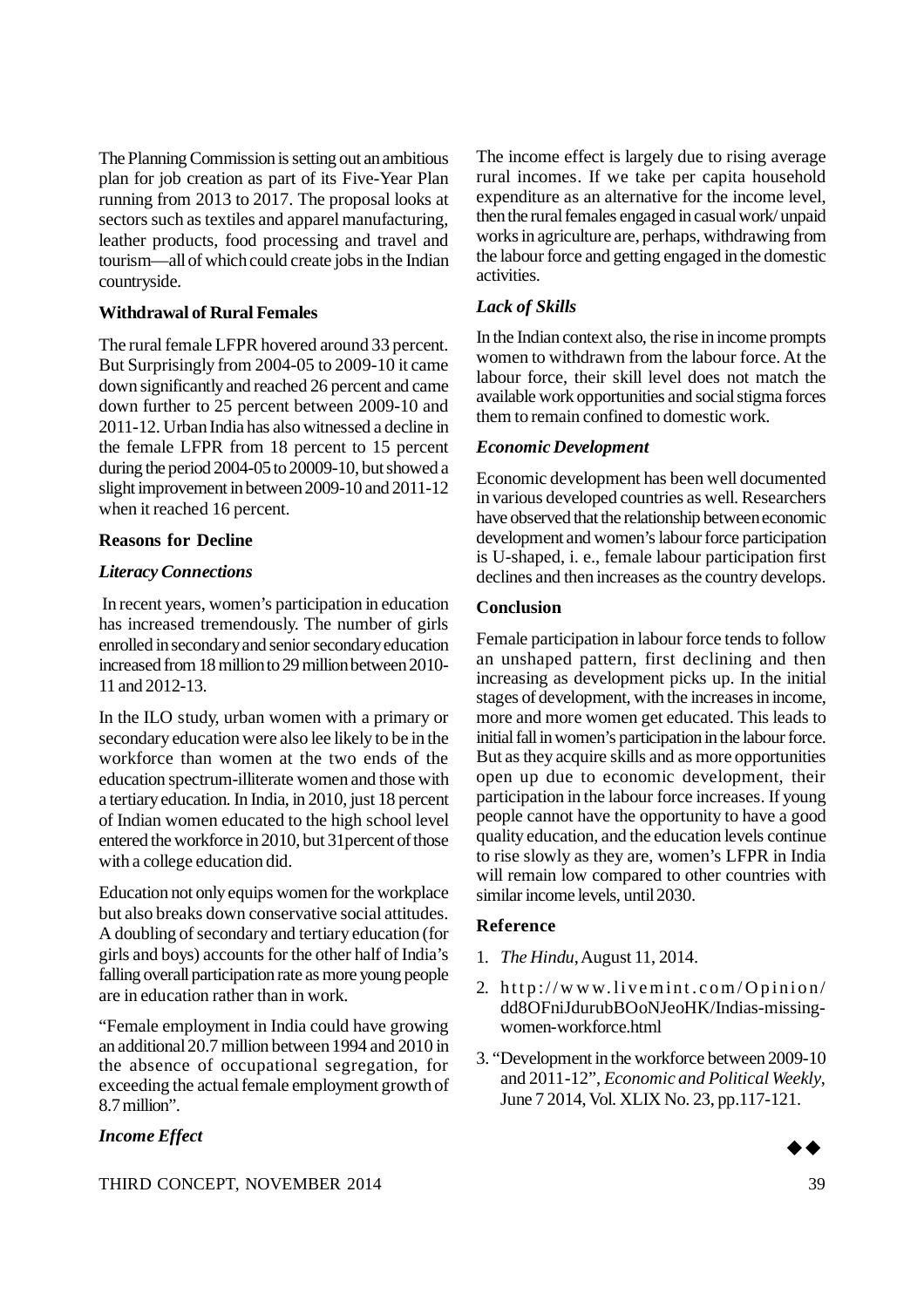The Planning Commission is setting out an ambitious plan for job creation as part of its Five-Year Plan running from 2013 to 2017. The proposal looks at sectors such as textiles and apparel manufacturing, leather products, food processing and travel and tourism—all of which could create jobs in the Indian countryside.

**Withdrawal of Rural Females**

The rural female LFPR hovered around 33 percent. But Surprisingly from 2004-05 to 2009-10 it came down significantly and reached 26 percent and came down further to 25 percent between 2009-10 and 2011-12. Urban India has also witnessed a decline in the female LFPR from 18 percent to 15 percent during the period 2004-05 to 20009-10, but showed a slight improvement in between 2009-10 and 2011-12 when it reached 16 percent.

**Reasons for Decline**

***Literacy Connections***

In recent years, women's participation in education has increased tremendously. The number of girls enrolled in secondary and senior secondary education increased from 18 million to 29 million between 2010-11 and 2012-13.

In the ILO study, urban women with a primary or secondary education were also lee likely to be in the workforce than women at the two ends of the education spectrum-illiterate women and those with a tertiary education. In India, in 2010, just 18 percent of Indian women educated to the high school level entered the workforce in 2010, but 31percent of those with a college education did.

Education not only equips women for the workplace but also breaks down conservative social attitudes. A doubling of secondary and tertiary education (for girls and boys) accounts for the other half of India's falling overall participation rate as more young people are in education rather than in work.

"Female employment in India could have growing an additional 20.7 million between 1994 and 2010 in the absence of occupational segregation, for exceeding the actual female employment growth of 8.7 million".

***Income Effect***

The income effect is largely due to rising average rural incomes. If we take per capita household expenditure as an alternative for the income level, then the rural females engaged in casual work/ unpaid works in agriculture are, perhaps, withdrawing from the labour force and getting engaged in the domestic activities.

***Lack of Skills***

In the Indian context also, the rise in income prompts women to withdrawn from the labour force. At the labour force, their skill level does not match the available work opportunities and social stigma forces them to remain confined to domestic work.

***Economic Development***

Economic development has been well documented in various developed countries as well. Researchers have observed that the relationship between economic development and women's labour force participation is U-shaped, i. e., female labour participation first declines and then increases as the country develops.

**Conclusion**

Female participation in labour force tends to follow an unshaped pattern, first declining and then increasing as development picks up. In the initial stages of development, with the increases in income, more and more women get educated. This leads to initial fall in women's participation in the labour force. But as they acquire skills and as more opportunities open up due to economic development, their participation in the labour force increases. If young people cannot have the opportunity to have a good quality education, and the education levels continue to rise slowly as they are, women's LFPR in India will remain low compared to other countries with similar income levels, until 2030.

**Reference**

1. *The Hindu*, August 11, 2014.
2. http://www.livemint.com/Opinion/dd8OFniJdurubBOoNJeoHK/Indias-missing-women-workforce.html
3. "Development in the workforce between 2009-10 and 2011-12", *Economic and Political Weekly*, June 7 2014, Vol. XLIX No. 23, pp.117-121.

◆◆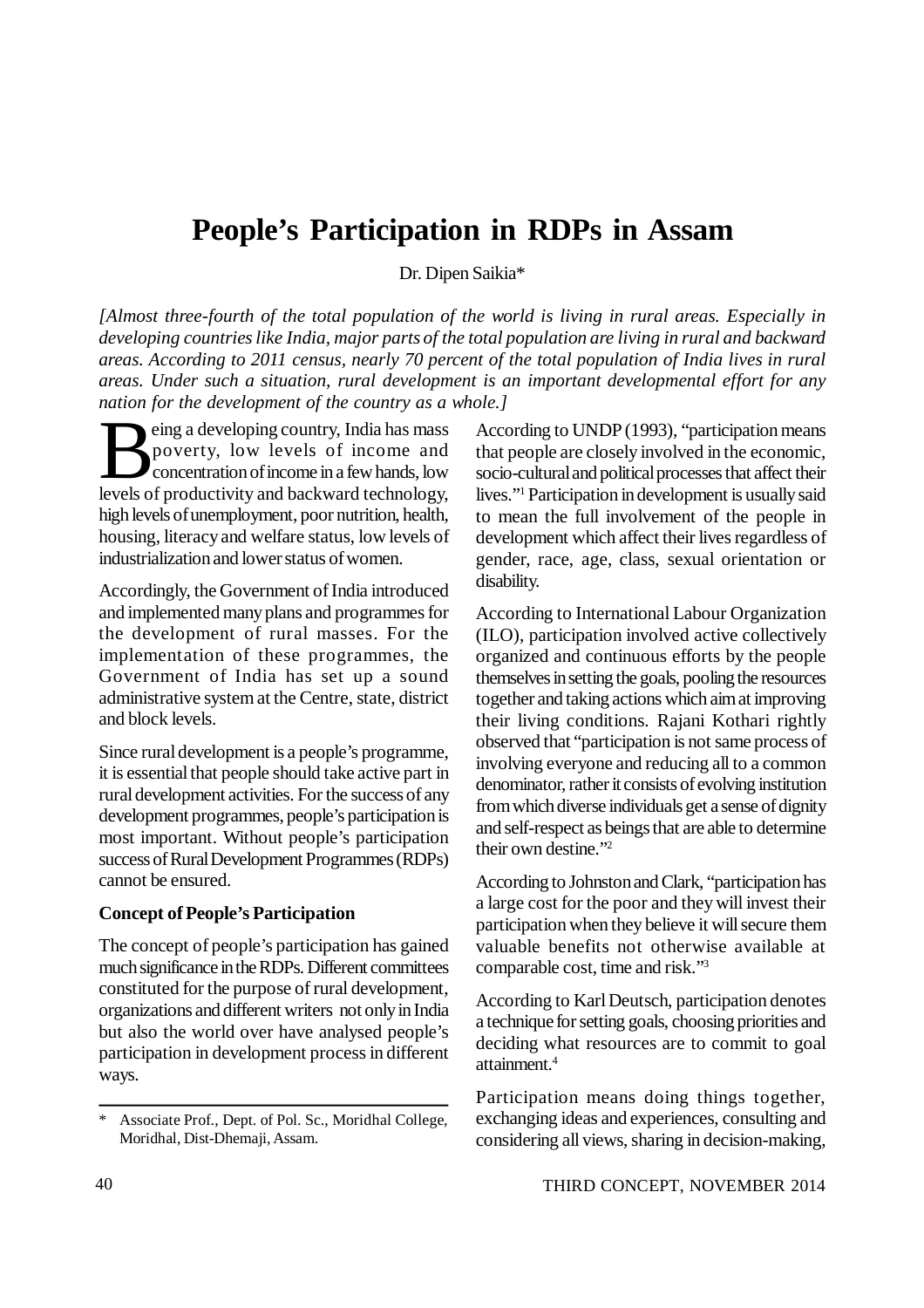# People's Participation in RDPs in Assam

Dr. Dipen Saikia*

*[Almost three-fourth of the total population of the world is living in rural areas. Especially in developing countries like India, major parts of the total population are living in rural and backward areas. According to 2011 census, nearly 70 percent of the total population of India lives in rural areas. Under such a situation, rural development is an important developmental effort for any nation for the development of the country as a whole.]*

Being a developing country, India has mass poverty, low levels of income and concentration of income in a few hands, low levels of productivity and backward technology, high levels of unemployment, poor nutrition, health, housing, literacy and welfare status, low levels of industrialization and lower status of women.

Accordingly, the Government of India introduced and implemented many plans and programmes for the development of rural masses. For the implementation of these programmes, the Government of India has set up a sound administrative system at the Centre, state, district and block levels.

Since rural development is a people's programme, it is essential that people should take active part in rural development activities. For the success of any development programmes, people's participation is most important. Without people's participation success of Rural Development Programmes (RDPs) cannot be ensured.

**Concept of People's Participation**

The concept of people's participation has gained much significance in the RDPs. Different committees constituted for the purpose of rural development, organizations and different writers not only in India but also the world over have analysed people's participation in development process in different ways.

According to UNDP (1993), "participation means that people are closely involved in the economic, socio-cultural and political processes that affect their lives."[1] Participation in development is usually said to mean the full involvement of the people in development which affect their lives regardless of gender, race, age, class, sexual orientation or disability.

According to International Labour Organization (ILO), participation involved active collectively organized and continuous efforts by the people themselves in setting the goals, pooling the resources together and taking actions which aim at improving their living conditions. Rajani Kothari rightly observed that "participation is not same process of involving everyone and reducing all to a common denominator, rather it consists of evolving institution from which diverse individuals get a sense of dignity and self-respect as beings that are able to determine their own destine."[2]

According to Johnston and Clark, "participation has a large cost for the poor and they will invest their participation when they believe it will secure them valuable benefits not otherwise available at comparable cost, time and risk."[3]

According to Karl Deutsch, participation denotes a technique for setting goals, choosing priorities and deciding what resources are to commit to goal attainment.[4]

Participation means doing things together, exchanging ideas and experiences, consulting and considering all views, sharing in decision-making,

---

\* Associate Prof., Dept. of Pol. Sc., Moridhal College, Moridhal, Dist-Dhemaji, Assam.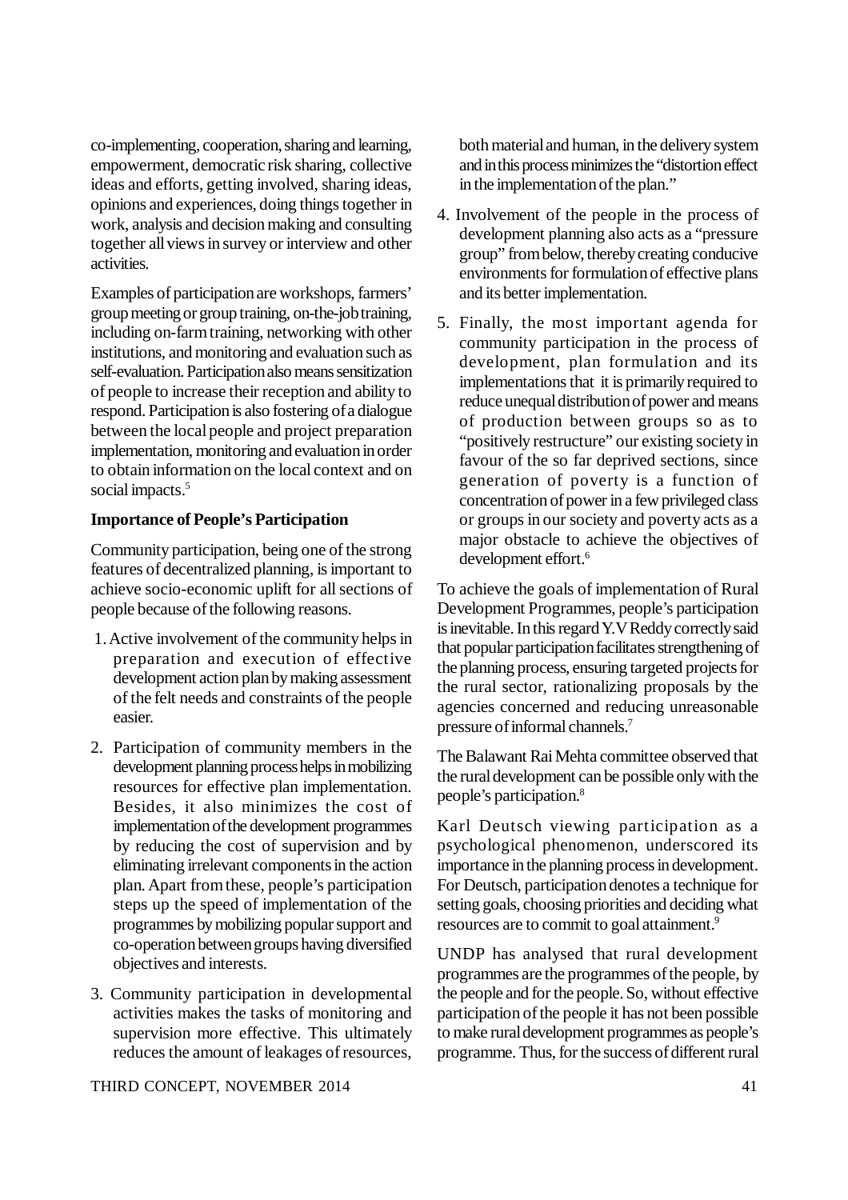co-implementing, cooperation, sharing and learning, empowerment, democratic risk sharing, collective ideas and efforts, getting involved, sharing ideas, opinions and experiences, doing things together in work, analysis and decision making and consulting together all views in survey or interview and other activities.

Examples of participation are workshops, farmers' group meeting or group training, on-the-job training, including on-farm training, networking with other institutions, and monitoring and evaluation such as self-evaluation. Participation also means sensitization of people to increase their reception and ability to respond. Participation is also fostering of a dialogue between the local people and project preparation implementation, monitoring and evaluation in order to obtain information on the local context and on social impacts.[5]

**Importance of People's Participation**

Community participation, being one of the strong features of decentralized planning, is important to achieve socio-economic uplift for all sections of people because of the following reasons.

1. Active involvement of the community helps in preparation and execution of effective development action plan by making assessment of the felt needs and constraints of the people easier.
2. Participation of community members in the development planning process helps in mobilizing resources for effective plan implementation. Besides, it also minimizes the cost of implementation of the development programmes by reducing the cost of supervision and by eliminating irrelevant components in the action plan. Apart from these, people's participation steps up the speed of implementation of the programmes by mobilizing popular support and co-operation between groups having diversified objectives and interests.
3. Community participation in developmental activities makes the tasks of monitoring and supervision more effective. This ultimately reduces the amount of leakages of resources, both material and human, in the delivery system and in this process minimizes the "distortion effect in the implementation of the plan."
4. Involvement of the people in the process of development planning also acts as a "pressure group" from below, thereby creating conducive environments for formulation of effective plans and its better implementation.
5. Finally, the most important agenda for community participation in the process of development, plan formulation and its implementations that it is primarily required to reduce unequal distribution of power and means of production between groups so as to "positively restructure" our existing society in favour of the so far deprived sections, since generation of poverty is a function of concentration of power in a few privileged class or groups in our society and poverty acts as a major obstacle to achieve the objectives of development effort.[6]

To achieve the goals of implementation of Rural Development Programmes, people's participation is inevitable. In this regard Y.V Reddy correctly said that popular participation facilitates strengthening of the planning process, ensuring targeted projects for the rural sector, rationalizing proposals by the agencies concerned and reducing unreasonable pressure of informal channels.[7]

The Balawant Rai Mehta committee observed that the rural development can be possible only with the people's participation.[8]

Karl Deutsch viewing participation as a psychological phenomenon, underscored its importance in the planning process in development. For Deutsch, participation denotes a technique for setting goals, choosing priorities and deciding what resources are to commit to goal attainment.[9]

UNDP has analysed that rural development programmes are the programmes of the people, by the people and for the people. So, without effective participation of the people it has not been possible to make rural development programmes as people's programme. Thus, for the success of different rural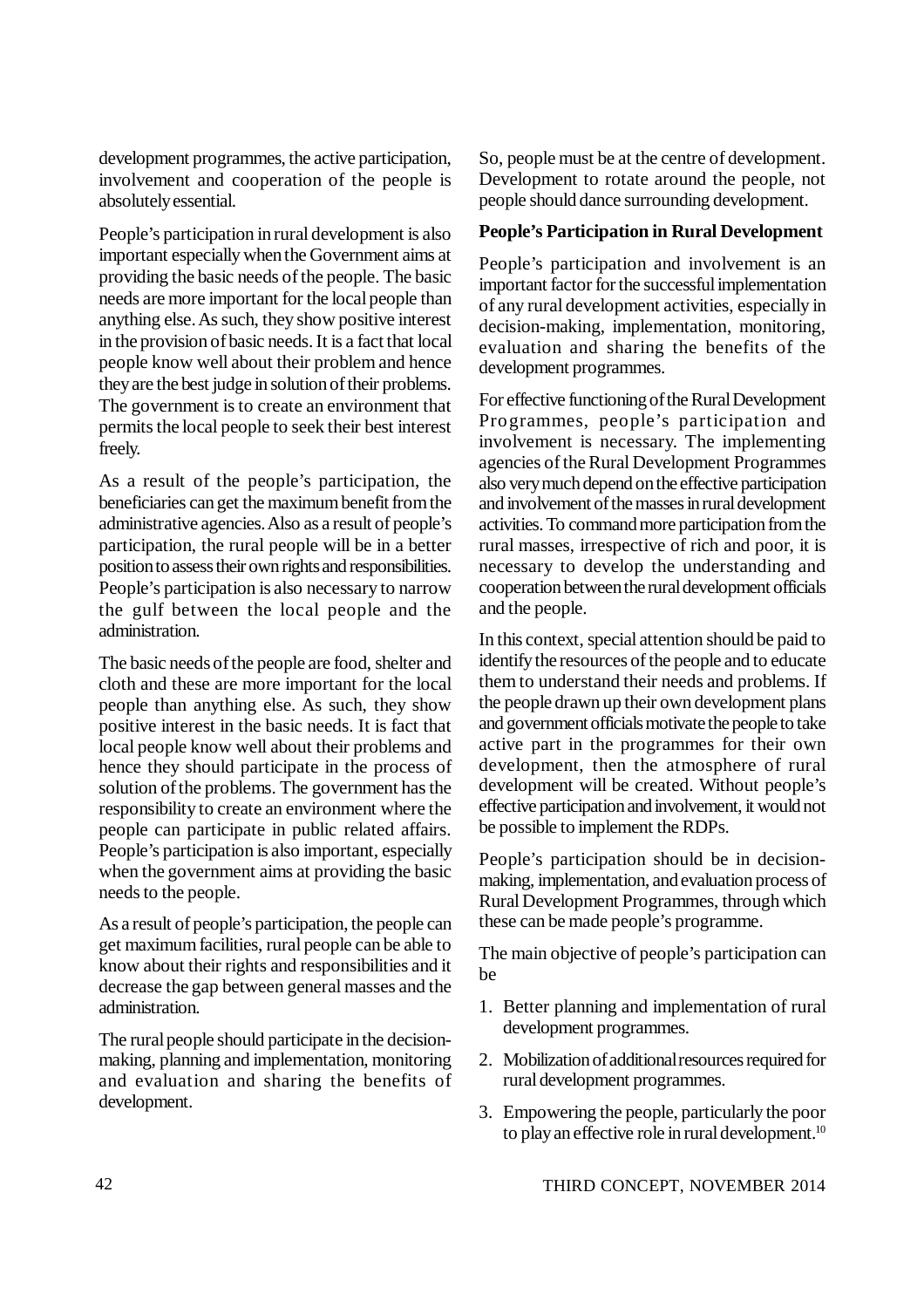development programmes, the active participation, involvement and cooperation of the people is absolutely essential.

People's participation in rural development is also important especially when the Government aims at providing the basic needs of the people. The basic needs are more important for the local people than anything else. As such, they show positive interest in the provision of basic needs. It is a fact that local people know well about their problem and hence they are the best judge in solution of their problems. The government is to create an environment that permits the local people to seek their best interest freely.

As a result of the people's participation, the beneficiaries can get the maximum benefit from the administrative agencies. Also as a result of people's participation, the rural people will be in a better position to assess their own rights and responsibilities. People's participation is also necessary to narrow the gulf between the local people and the administration.

The basic needs of the people are food, shelter and cloth and these are more important for the local people than anything else. As such, they show positive interest in the basic needs. It is fact that local people know well about their problems and hence they should participate in the process of solution of the problems. The government has the responsibility to create an environment where the people can participate in public related affairs. People's participation is also important, especially when the government aims at providing the basic needs to the people.

As a result of people's participation, the people can get maximum facilities, rural people can be able to know about their rights and responsibilities and it decrease the gap between general masses and the administration.

The rural people should participate in the decision-making, planning and implementation, monitoring and evaluation and sharing the benefits of development.

So, people must be at the centre of development. Development to rotate around the people, not people should dance surrounding development.

**People's Participation in Rural Development**

People's participation and involvement is an important factor for the successful implementation of any rural development activities, especially in decision-making, implementation, monitoring, evaluation and sharing the benefits of the development programmes.

For effective functioning of the Rural Development Programmes, people's participation and involvement is necessary. The implementing agencies of the Rural Development Programmes also very much depend on the effective participation and involvement of the masses in rural development activities. To command more participation from the rural masses, irrespective of rich and poor, it is necessary to develop the understanding and cooperation between the rural development officials and the people.

In this context, special attention should be paid to identify the resources of the people and to educate them to understand their needs and problems. If the people drawn up their own development plans and government officials motivate the people to take active part in the programmes for their own development, then the atmosphere of rural development will be created. Without people's effective participation and involvement, it would not be possible to implement the RDPs.

People's participation should be in decision-making, implementation, and evaluation process of Rural Development Programmes, through which these can be made people's programme.

The main objective of people's participation can be

1. Better planning and implementation of rural development programmes.
2. Mobilization of additional resources required for rural development programmes.
3. Empowering the people, particularly the poor to play an effective role in rural development.[10]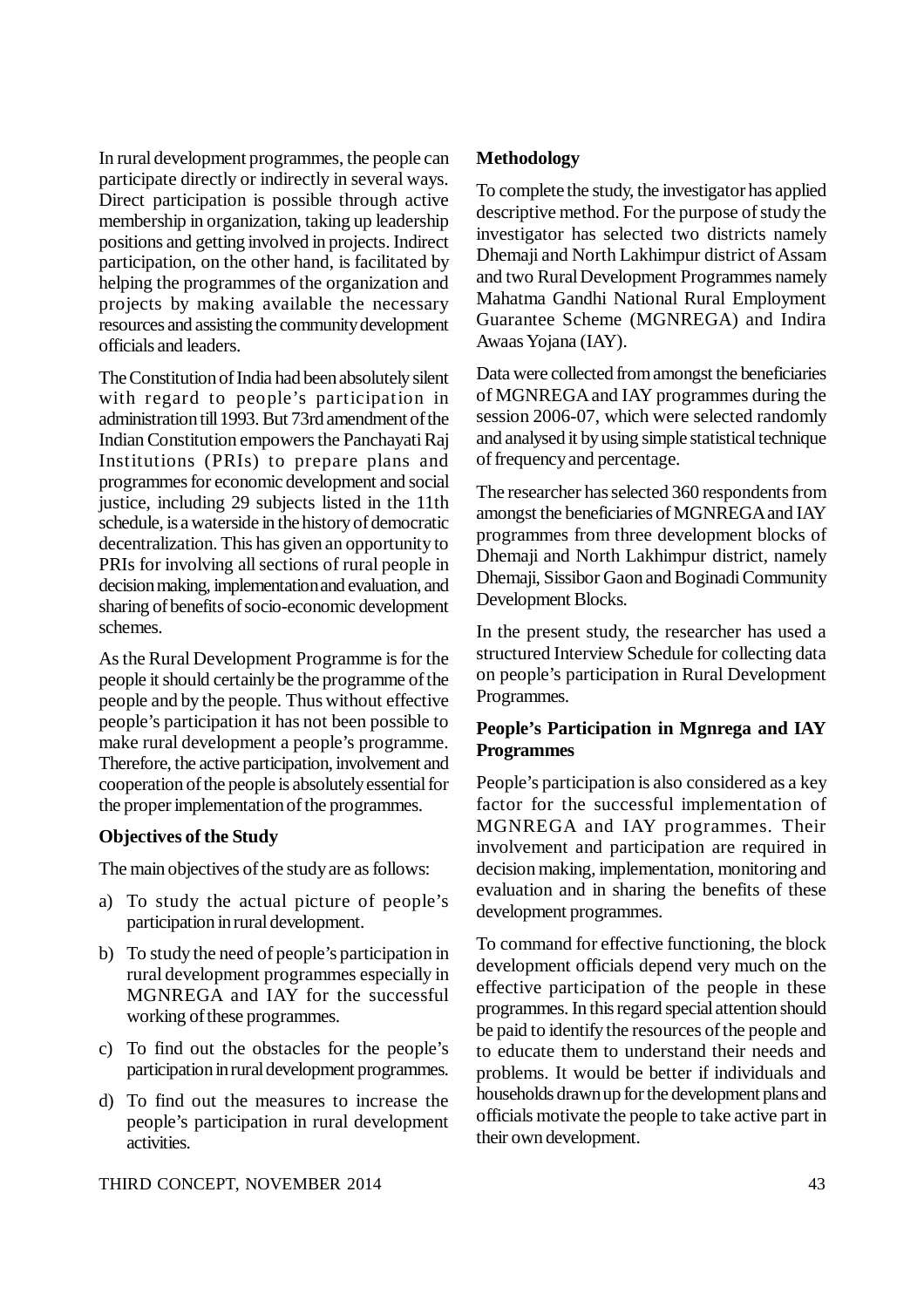In rural development programmes, the people can participate directly or indirectly in several ways. Direct participation is possible through active membership in organization, taking up leadership positions and getting involved in projects. Indirect participation, on the other hand, is facilitated by helping the programmes of the organization and projects by making available the necessary resources and assisting the community development officials and leaders.

The Constitution of India had been absolutely silent with regard to people's participation in administration till 1993. But 73rd amendment of the Indian Constitution empowers the Panchayati Raj Institutions (PRIs) to prepare plans and programmes for economic development and social justice, including 29 subjects listed in the 11th schedule, is a waterside in the history of democratic decentralization. This has given an opportunity to PRIs for involving all sections of rural people in decision making, implementation and evaluation, and sharing of benefits of socio-economic development schemes.

As the Rural Development Programme is for the people it should certainly be the programme of the people and by the people. Thus without effective people's participation it has not been possible to make rural development a people's programme. Therefore, the active participation, involvement and cooperation of the people is absolutely essential for the proper implementation of the programmes.

**Objectives of the Study**

The main objectives of the study are as follows:

a) To study the actual picture of people's participation in rural development.

b) To study the need of people's participation in rural development programmes especially in MGNREGA and IAY for the successful working of these programmes.

c) To find out the obstacles for the people's participation in rural development programmes.

d) To find out the measures to increase the people's participation in rural development activities.

**Methodology**

To complete the study, the investigator has applied descriptive method. For the purpose of study the investigator has selected two districts namely Dhemaji and North Lakhimpur district of Assam and two Rural Development Programmes namely Mahatma Gandhi National Rural Employment Guarantee Scheme (MGNREGA) and Indira Awaas Yojana (IAY).

Data were collected from amongst the beneficiaries of MGNREGA and IAY programmes during the session 2006-07, which were selected randomly and analysed it by using simple statistical technique of frequency and percentage.

The researcher has selected 360 respondents from amongst the beneficiaries of MGNREGA and IAY programmes from three development blocks of Dhemaji and North Lakhimpur district, namely Dhemaji, Sissibor Gaon and Boginadi Community Development Blocks.

In the present study, the researcher has used a structured Interview Schedule for collecting data on people's participation in Rural Development Programmes.

**People's Participation in Mgnrega and IAY Programmes**

People's participation is also considered as a key factor for the successful implementation of MGNREGA and IAY programmes. Their involvement and participation are required in decision making, implementation, monitoring and evaluation and in sharing the benefits of these development programmes.

To command for effective functioning, the block development officials depend very much on the effective participation of the people in these programmes. In this regard special attention should be paid to identify the resources of the people and to educate them to understand their needs and problems. It would be better if individuals and households drawn up for the development plans and officials motivate the people to take active part in their own development.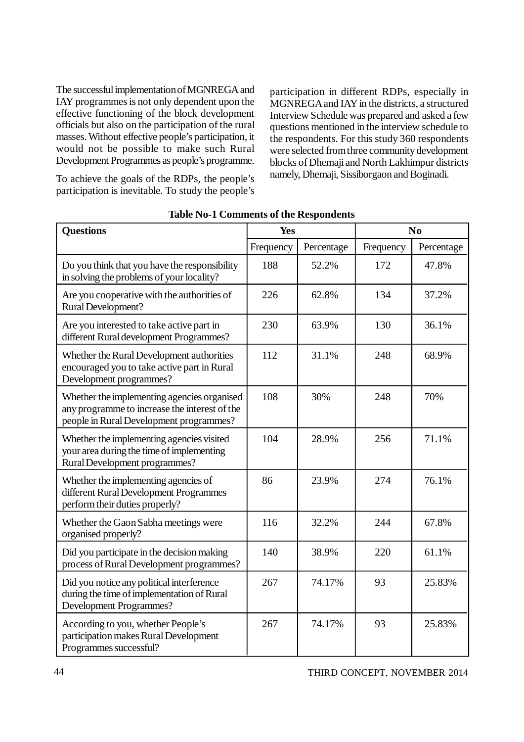The successful implementation of MGNREGA and IAY programmes is not only dependent upon the effective functioning of the block development officials but also on the participation of the rural masses. Without effective people's participation, it would not be possible to make such Rural Development Programmes as people's programme.

To achieve the goals of the RDPs, the people's participation is inevitable. To study the people's participation in different RDPs, especially in MGNREGA and IAY in the districts, a structured Interview Schedule was prepared and asked a few questions mentioned in the interview schedule to the respondents. For this study 360 respondents were selected from three community development blocks of Dhemaji and North Lakhimpur districts namely, Dhemaji, Sissiborgaon and Boginadi.

**Table No-1 Comments of the Respondents**

| **Questions** | **Yes** | | **No** | |
|---|---|---|---|---|
| | Frequency | Percentage | Frequency | Percentage |
| Do you think that you have the responsibility in solving the problems of your locality? | 188 | 52.2% | 172 | 47.8% |
| Are you cooperative with the authorities of Rural Development? | 226 | 62.8% | 134 | 37.2% |
| Are you interested to take active part in different Rural development Programmes? | 230 | 63.9% | 130 | 36.1% |
| Whether the Rural Development authorities encouraged you to take active part in Rural Development programmes? | 112 | 31.1% | 248 | 68.9% |
| Whether the implementing agencies organised any programme to increase the interest of the people in Rural Development programmes? | 108 | 30% | 248 | 70% |
| Whether the implementing agencies visited your area during the time of implementing Rural Development programmes? | 104 | 28.9% | 256 | 71.1% |
| Whether the implementing agencies of different Rural Development Programmes perform their duties properly? | 86 | 23.9% | 274 | 76.1% |
| Whether the Gaon Sabha meetings were organised properly? | 116 | 32.2% | 244 | 67.8% |
| Did you participate in the decision making process of Rural Development programmes? | 140 | 38.9% | 220 | 61.1% |
| Did you notice any political interference during the time of implementation of Rural Development Programmes? | 267 | 74.17% | 93 | 25.83% |
| According to you, whether People's participation makes Rural Development Programmes successful? | 267 | 74.17% | 93 | 25.83% |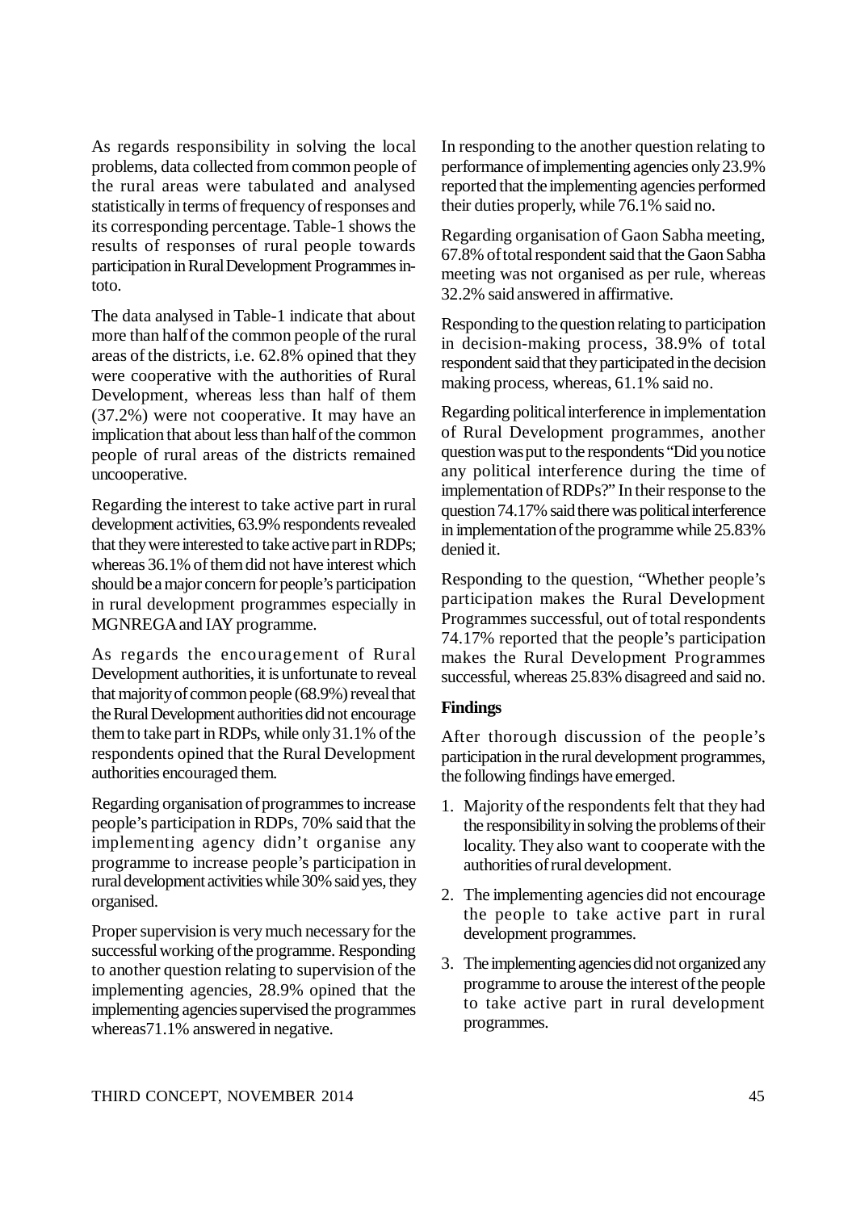As regards responsibility in solving the local problems, data collected from common people of the rural areas were tabulated and analysed statistically in terms of frequency of responses and its corresponding percentage. Table-1 shows the results of responses of rural people towards participation in Rural Development Programmes in-toto.

The data analysed in Table-1 indicate that about more than half of the common people of the rural areas of the districts, i.e. 62.8% opined that they were cooperative with the authorities of Rural Development, whereas less than half of them (37.2%) were not cooperative. It may have an implication that about less than half of the common people of rural areas of the districts remained uncooperative.

Regarding the interest to take active part in rural development activities, 63.9% respondents revealed that they were interested to take active part in RDPs; whereas 36.1% of them did not have interest which should be a major concern for people's participation in rural development programmes especially in MGNREGA and IAY programme.

As regards the encouragement of Rural Development authorities, it is unfortunate to reveal that majority of common people (68.9%) reveal that the Rural Development authorities did not encourage them to take part in RDPs, while only 31.1% of the respondents opined that the Rural Development authorities encouraged them.

Regarding organisation of programmes to increase people's participation in RDPs, 70% said that the implementing agency didn't organise any programme to increase people's participation in rural development activities while 30% said yes, they organised.

Proper supervision is very much necessary for the successful working of the programme. Responding to another question relating to supervision of the implementing agencies, 28.9% opined that the implementing agencies supervised the programmes whereas71.1% answered in negative.

In responding to the another question relating to performance of implementing agencies only 23.9% reported that the implementing agencies performed their duties properly, while 76.1% said no.

Regarding organisation of Gaon Sabha meeting, 67.8% of total respondent said that the Gaon Sabha meeting was not organised as per rule, whereas 32.2% said answered in affirmative.

Responding to the question relating to participation in decision-making process, 38.9% of total respondent said that they participated in the decision making process, whereas, 61.1% said no.

Regarding political interference in implementation of Rural Development programmes, another question was put to the respondents "Did you notice any political interference during the time of implementation of RDPs?" In their response to the question 74.17% said there was political interference in implementation of the programme while 25.83% denied it.

Responding to the question, "Whether people's participation makes the Rural Development Programmes successful, out of total respondents 74.17% reported that the people's participation makes the Rural Development Programmes successful, whereas 25.83% disagreed and said no.

**Findings**

After thorough discussion of the people's participation in the rural development programmes, the following findings have emerged.

1. Majority of the respondents felt that they had the responsibility in solving the problems of their locality. They also want to cooperate with the authorities of rural development.
2. The implementing agencies did not encourage the people to take active part in rural development programmes.
3. The implementing agencies did not organized any programme to arouse the interest of the people to take active part in rural development programmes.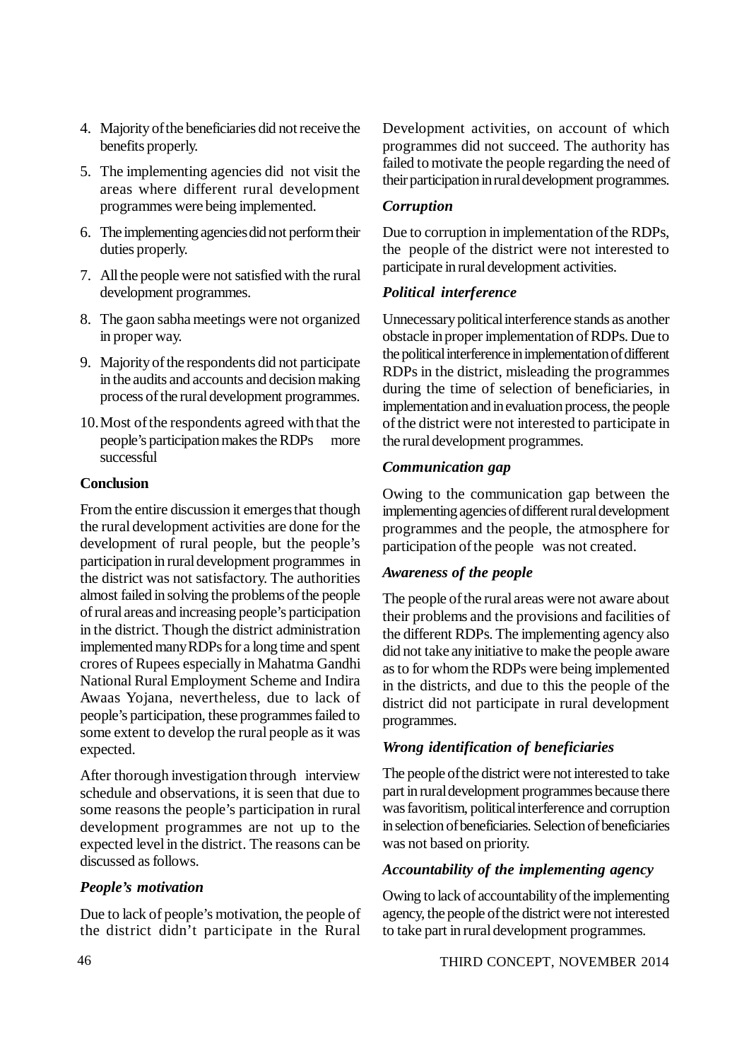4. Majority of the beneficiaries did not receive the benefits properly.
5. The implementing agencies did not visit the areas where different rural development programmes were being implemented.
6. The implementing agencies did not perform their duties properly.
7. All the people were not satisfied with the rural development programmes.
8. The gaon sabha meetings were not organized in proper way.
9. Majority of the respondents did not participate in the audits and accounts and decision making process of the rural development programmes.
10. Most of the respondents agreed with that the people's participation makes the RDPs more successful

**Conclusion**

From the entire discussion it emerges that though the rural development activities are done for the development of rural people, but the people's participation in rural development programmes in the district was not satisfactory. The authorities almost failed in solving the problems of the people of rural areas and increasing people's participation in the district. Though the district administration implemented many RDPs for a long time and spent crores of Rupees especially in Mahatma Gandhi National Rural Employment Scheme and Indira Awaas Yojana, nevertheless, due to lack of people's participation, these programmes failed to some extent to develop the rural people as it was expected.

After thorough investigation through interview schedule and observations, it is seen that due to some reasons the people's participation in rural development programmes are not up to the expected level in the district. The reasons can be discussed as follows.

***People's motivation***

Due to lack of people's motivation, the people of the district didn't participate in the Rural Development activities, on account of which programmes did not succeed. The authority has failed to motivate the people regarding the need of their participation in rural development programmes.

***Corruption***

Due to corruption in implementation of the RDPs, the people of the district were not interested to participate in rural development activities.

***Political interference***

Unnecessary political interference stands as another obstacle in proper implementation of RDPs. Due to the political interference in implementation of different RDPs in the district, misleading the programmes during the time of selection of beneficiaries, in implementation and in evaluation process, the people of the district were not interested to participate in the rural development programmes.

***Communication gap***

Owing to the communication gap between the implementing agencies of different rural development programmes and the people, the atmosphere for participation of the people was not created.

***Awareness of the people***

The people of the rural areas were not aware about their problems and the provisions and facilities of the different RDPs. The implementing agency also did not take any initiative to make the people aware as to for whom the RDPs were being implemented in the districts, and due to this the people of the district did not participate in rural development programmes.

***Wrong identification of beneficiaries***

The people of the district were not interested to take part in rural development programmes because there was favoritism, political interference and corruption in selection of beneficiaries. Selection of beneficiaries was not based on priority.

***Accountability of the implementing agency***

Owing to lack of accountability of the implementing agency, the people of the district were not interested to take part in rural development programmes.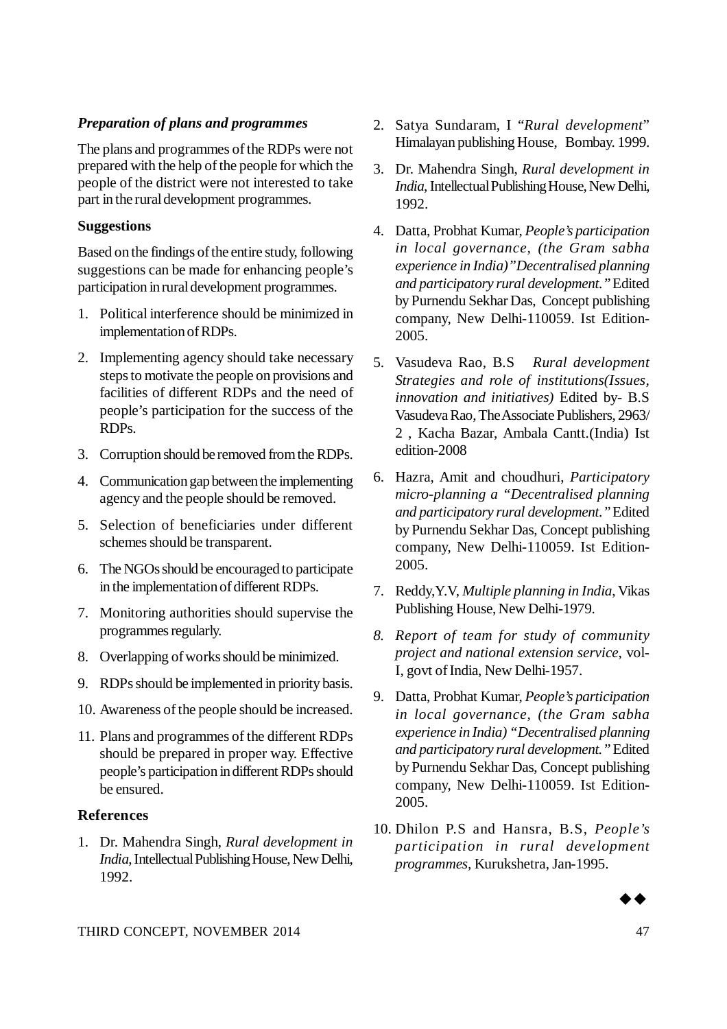***Preparation of plans and programmes***

The plans and programmes of the RDPs were not prepared with the help of the people for which the people of the district were not interested to take part in the rural development programmes.

**Suggestions**

Based on the findings of the entire study, following suggestions can be made for enhancing people's participation in rural development programmes.

1. Political interference should be minimized in implementation of RDPs.
2. Implementing agency should take necessary steps to motivate the people on provisions and facilities of different RDPs and the need of people's participation for the success of the RDPs.
3. Corruption should be removed from the RDPs.
4. Communication gap between the implementing agency and the people should be removed.
5. Selection of beneficiaries under different schemes should be transparent.
6. The NGOs should be encouraged to participate in the implementation of different RDPs.
7. Monitoring authorities should supervise the programmes regularly.
8. Overlapping of works should be minimized.
9. RDPs should be implemented in priority basis.
10. Awareness of the people should be increased.
11. Plans and programmes of the different RDPs should be prepared in proper way. Effective people's participation in different RDPs should be ensured.

**References**

1. Dr. Mahendra Singh, *Rural development in India*, Intellectual Publishing House, New Delhi, 1992.
2. Satya Sundaram, I "*Rural development*" Himalayan publishing House, Bombay. 1999.
3. Dr. Mahendra Singh, *Rural development in India*, Intellectual Publishing House, New Delhi, 1992.
4. Datta, Probhat Kumar, *People's participation in local governance, (the Gram sabha experience in India)"Decentralised planning and participatory rural development."* Edited by Purnendu Sekhar Das, Concept publishing company, New Delhi-110059. Ist Edition-2005.
5. Vasudeva Rao, B.S *Rural development Strategies and role of institutions(Issues, innovation and initiatives)* Edited by- B.S Vasudeva Rao, The Associate Publishers, 2963/ 2 , Kacha Bazar, Ambala Cantt.(India) Ist edition-2008
6. Hazra, Amit and choudhuri, *Participatory micro-planning a "Decentralised planning and participatory rural development."* Edited by Purnendu Sekhar Das, Concept publishing company, New Delhi-110059. Ist Edition-2005.
7. Reddy,Y.V, *Multiple planning in India*, Vikas Publishing House, New Delhi-1979.
8. *Report of team for study of community project and national extension service*, vol-I, govt of India, New Delhi-1957.
9. Datta, Probhat Kumar, *People's participation in local governance, (the Gram sabha experience in India) "Decentralised planning and participatory rural development."* Edited by Purnendu Sekhar Das, Concept publishing company, New Delhi-110059. Ist Edition-2005.
10. Dhilon P.S and Hansra, B.S, *People's participation in rural development programmes*, Kurukshetra, Jan-1995.

◆◆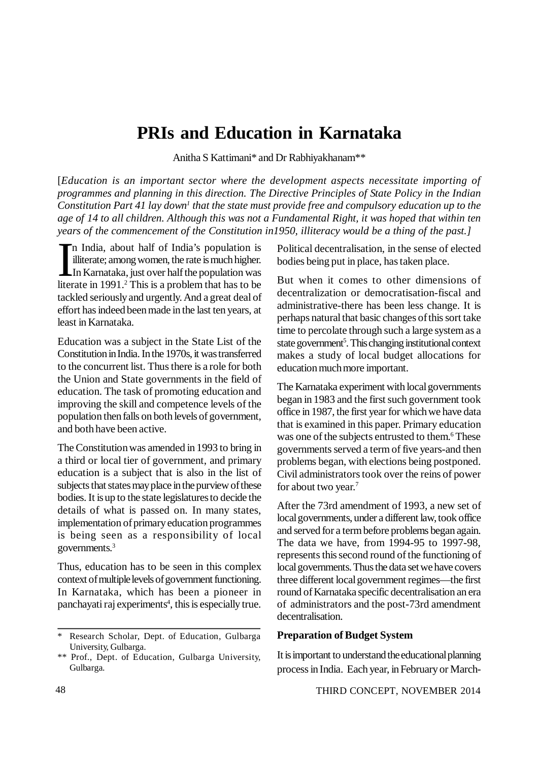# PRIs and Education in Karnataka

Anitha S Kattimani* and Dr Rabhiyakhanam**

[*Education is an important sector where the development aspects necessitate importing of programmes and planning in this direction. The Directive Principles of State Policy in the Indian Constitution Part 41 lay down[1] that the state must provide free and compulsory education up to the age of 14 to all children. Although this was not a Fundamental Right, it was hoped that within ten years of the commencement of the Constitution in1950, illiteracy would be a thing of the past.*]

In India, about half of India's population is illiterate; among women, the rate is much higher. In Karnataka, just over half the population was literate in 1991.[2] This is a problem that has to be tackled seriously and urgently. And a great deal of effort has indeed been made in the last ten years, at least in Karnataka.

Education was a subject in the State List of the Constitution in India. In the 1970s, it was transferred to the concurrent list. Thus there is a role for both the Union and State governments in the field of education. The task of promoting education and improving the skill and competence levels of the population then falls on both levels of government, and both have been active.

The Constitution was amended in 1993 to bring in a third or local tier of government, and primary education is a subject that is also in the list of subjects that states may place in the purview of these bodies. It is up to the state legislatures to decide the details of what is passed on. In many states, implementation of primary education programmes is being seen as a responsibility of local governments.[3]

Thus, education has to be seen in this complex context of multiple levels of government functioning. In Karnataka, which has been a pioneer in panchayati raj experiments[4], this is especially true. Political decentralisation, in the sense of elected bodies being put in place, has taken place.

But when it comes to other dimensions of decentralization or democratisation-fiscal and administrative-there has been less change. It is perhaps natural that basic changes of this sort take time to percolate through such a large system as a state government[5]. This changing institutional context makes a study of local budget allocations for education much more important.

The Karnataka experiment with local governments began in 1983 and the first such government took office in 1987, the first year for which we have data that is examined in this paper. Primary education was one of the subjects entrusted to them.[6] These governments served a term of five years-and then problems began, with elections being postponed. Civil administrators took over the reins of power for about two year.[7]

After the 73rd amendment of 1993, a new set of local governments, under a different law, took office and served for a term before problems began again. The data we have, from 1994-95 to 1997-98, represents this second round of the functioning of local governments. Thus the data set we have covers three different local government regimes—the first round of Karnataka specific decentralisation an era of administrators and the post-73rd amendment decentralisation.

### Preparation of Budget System

It is important to understand the educational planning process in India. Each year, in February or March-

---

\* Research Scholar, Dept. of Education, Gulbarga University, Gulbarga.

\*\* Prof., Dept. of Education, Gulbarga University, Gulbarga.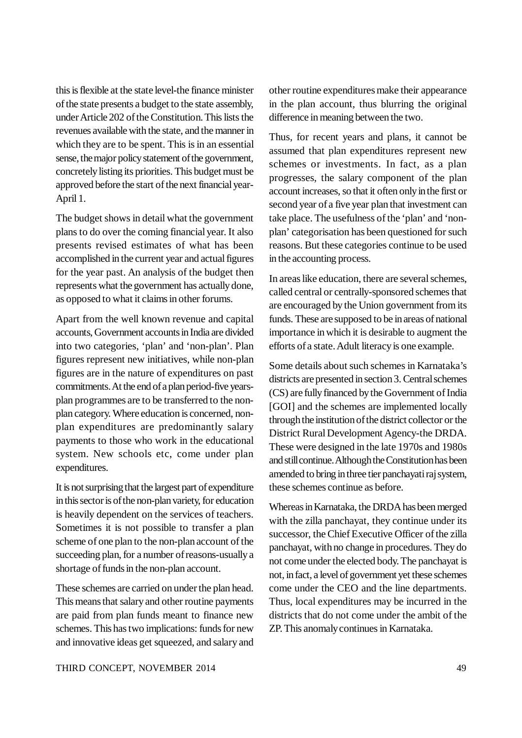this is flexible at the state level-the finance minister of the state presents a budget to the state assembly, under Article 202 of the Constitution. This lists the revenues available with the state, and the manner in which they are to be spent. This is in an essential sense, the major policy statement of the government, concretely listing its priorities. This budget must be approved before the start of the next financial year-April 1.

The budget shows in detail what the government plans to do over the coming financial year. It also presents revised estimates of what has been accomplished in the current year and actual figures for the year past. An analysis of the budget then represents what the government has actually done, as opposed to what it claims in other forums.

Apart from the well known revenue and capital accounts, Government accounts in India are divided into two categories, 'plan' and 'non-plan'. Plan figures represent new initiatives, while non-plan figures are in the nature of expenditures on past commitments. At the end of a plan period-five years-plan programmes are to be transferred to the non-plan category. Where education is concerned, non-plan expenditures are predominantly salary payments to those who work in the educational system. New schools etc, come under plan expenditures.

It is not surprising that the largest part of expenditure in this sector is of the non-plan variety, for education is heavily dependent on the services of teachers. Sometimes it is not possible to transfer a plan scheme of one plan to the non-plan account of the succeeding plan, for a number of reasons-usually a shortage of funds in the non-plan account.

These schemes are carried on under the plan head. This means that salary and other routine payments are paid from plan funds meant to finance new schemes. This has two implications: funds for new and innovative ideas get squeezed, and salary and other routine expenditures make their appearance in the plan account, thus blurring the original difference in meaning between the two.

Thus, for recent years and plans, it cannot be assumed that plan expenditures represent new schemes or investments. In fact, as a plan progresses, the salary component of the plan account increases, so that it often only in the first or second year of a five year plan that investment can take place. The usefulness of the 'plan' and 'non-plan' categorisation has been questioned for such reasons. But these categories continue to be used in the accounting process.

In areas like education, there are several schemes, called central or centrally-sponsored schemes that are encouraged by the Union government from its funds. These are supposed to be in areas of national importance in which it is desirable to augment the efforts of a state. Adult literacy is one example.

Some details about such schemes in Karnataka's districts are presented in section 3. Central schemes (CS) are fully financed by the Government of India [GOI] and the schemes are implemented locally through the institution of the district collector or the District Rural Development Agency-the DRDA. These were designed in the late 1970s and 1980s and still continue. Although the Constitution has been amended to bring in three tier panchayati raj system, these schemes continue as before.

Whereas in Karnataka, the DRDA has been merged with the zilla panchayat, they continue under its successor, the Chief Executive Officer of the zilla panchayat, with no change in procedures. They do not come under the elected body. The panchayat is not, in fact, a level of government yet these schemes come under the CEO and the line departments. Thus, local expenditures may be incurred in the districts that do not come under the ambit of the ZP. This anomaly continues in Karnataka.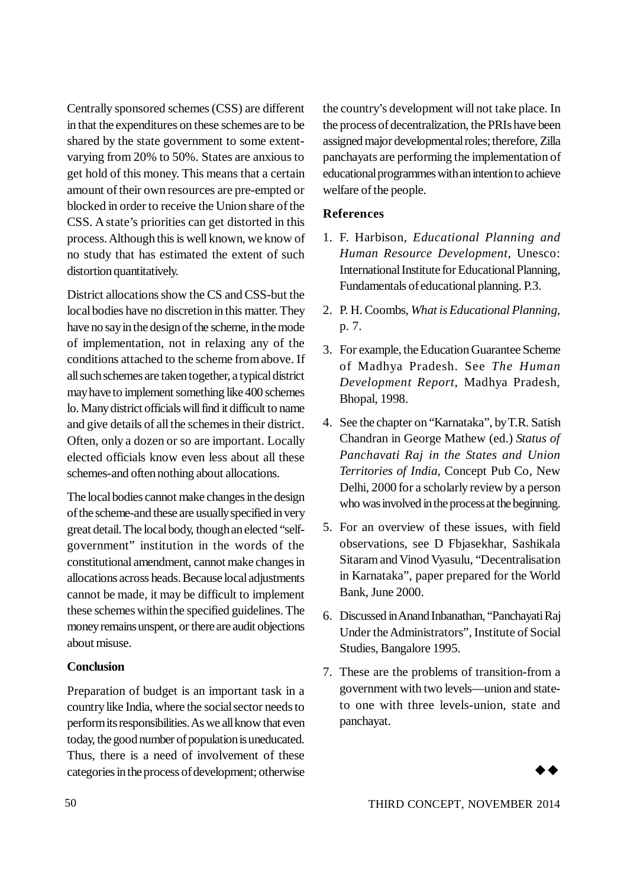Centrally sponsored schemes (CSS) are different in that the expenditures on these schemes are to be shared by the state government to some extent-varying from 20% to 50%. States are anxious to get hold of this money. This means that a certain amount of their own resources are pre-empted or blocked in order to receive the Union share of the CSS. A state's priorities can get distorted in this process. Although this is well known, we know of no study that has estimated the extent of such distortion quantitatively.

District allocations show the CS and CSS-but the local bodies have no discretion in this matter. They have no say in the design of the scheme, in the mode of implementation, not in relaxing any of the conditions attached to the scheme from above. If all such schemes are taken together, a typical district may have to implement something like 400 schemes lo. Many district officials will find it difficult to name and give details of all the schemes in their district. Often, only a dozen or so are important. Locally elected officials know even less about all these schemes-and often nothing about allocations.

The local bodies cannot make changes in the design of the scheme-and these are usually specified in very great detail. The local body, though an elected "self-government" institution in the words of the constitutional amendment, cannot make changes in allocations across heads. Because local adjustments cannot be made, it may be difficult to implement these schemes within the specified guidelines. The money remains unspent, or there are audit objections about misuse.

**Conclusion**

Preparation of budget is an important task in a country like India, where the social sector needs to perform its responsibilities. As we all know that even today, the good number of population is uneducated. Thus, there is a need of involvement of these categories in the process of development; otherwise the country's development will not take place. In the process of decentralization, the PRIs have been assigned major developmental roles; therefore, Zilla panchayats are performing the implementation of educational programmes with an intention to achieve welfare of the people.

**References**

1. F. Harbison, *Educational Planning and Human Resource Development*, Unesco: International Institute for Educational Planning, Fundamentals of educational planning. P.3.
2. P. H. Coombs, *What is Educational Planning*, p. 7.
3. For example, the Education Guarantee Scheme of Madhya Pradesh. See *The Human Development Report*, Madhya Pradesh, Bhopal, 1998.
4. See the chapter on "Karnataka", by T.R. Satish Chandran in George Mathew (ed.) *Status of Panchavati Raj in the States and Union Territories of India*, Concept Pub Co, New Delhi, 2000 for a scholarly review by a person who was involved in the process at the beginning.
5. For an overview of these issues, with field observations, see D Fbjasekhar, Sashikala Sitaram and Vinod Vyasulu, "Decentralisation in Karnataka", paper prepared for the World Bank, June 2000.
6. Discussed in Anand Inbanathan, "Panchayati Raj Under the Administrators", Institute of Social Studies, Bangalore 1995.
7. These are the problems of transition-from a government with two levels—union and state-to one with three levels-union, state and panchayat.

◆◆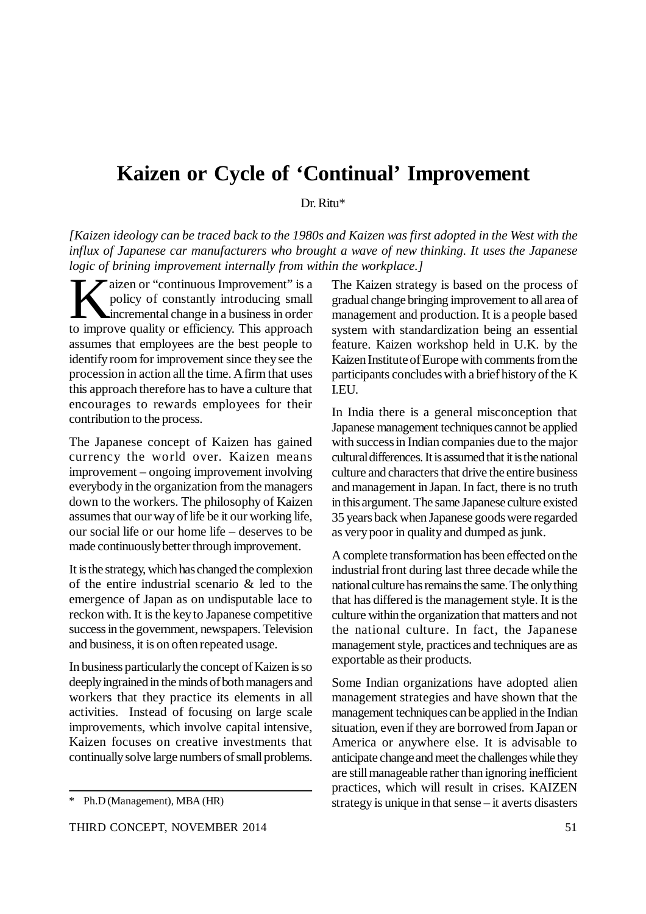# Kaizen or Cycle of 'Continual' Improvement

Dr. Ritu*

*[Kaizen ideology can be traced back to the 1980s and Kaizen was first adopted in the West with the influx of Japanese car manufacturers who brought a wave of new thinking. It uses the Japanese logic of brining improvement internally from within the workplace.]*

Kaizen or "continuous Improvement" is a policy of constantly introducing small incremental change in a business in order to improve quality or efficiency. This approach assumes that employees are the best people to identify room for improvement since they see the procession in action all the time. A firm that uses this approach therefore has to have a culture that encourages to rewards employees for their contribution to the process.

The Japanese concept of Kaizen has gained currency the world over. Kaizen means improvement – ongoing improvement involving everybody in the organization from the managers down to the workers. The philosophy of Kaizen assumes that our way of life be it our working life, our social life or our home life – deserves to be made continuously better through improvement.

It is the strategy, which has changed the complexion of the entire industrial scenario & led to the emergence of Japan as on undisputable lace to reckon with. It is the key to Japanese competitive success in the government, newspapers. Television and business, it is on often repeated usage.

In business particularly the concept of Kaizen is so deeply ingrained in the minds of both managers and workers that they practice its elements in all activities. Instead of focusing on large scale improvements, which involve capital intensive, Kaizen focuses on creative investments that continually solve large numbers of small problems.

The Kaizen strategy is based on the process of gradual change bringing improvement to all area of management and production. It is a people based system with standardization being an essential feature. Kaizen workshop held in U.K. by the Kaizen Institute of Europe with comments from the participants concludes with a brief history of the K I.EU.

In India there is a general misconception that Japanese management techniques cannot be applied with success in Indian companies due to the major cultural differences. It is assumed that it is the national culture and characters that drive the entire business and management in Japan. In fact, there is no truth in this argument. The same Japanese culture existed 35 years back when Japanese goods were regarded as very poor in quality and dumped as junk.

A complete transformation has been effected on the industrial front during last three decade while the national culture has remains the same. The only thing that has differed is the management style. It is the culture within the organization that matters and not the national culture. In fact, the Japanese management style, practices and techniques are as exportable as their products.

Some Indian organizations have adopted alien management strategies and have shown that the management techniques can be applied in the Indian situation, even if they are borrowed from Japan or America or anywhere else. It is advisable to anticipate change and meet the challenges while they are still manageable rather than ignoring inefficient practices, which will result in crises. KAIZEN strategy is unique in that sense – it averts disasters

---

\* Ph.D (Management), MBA (HR)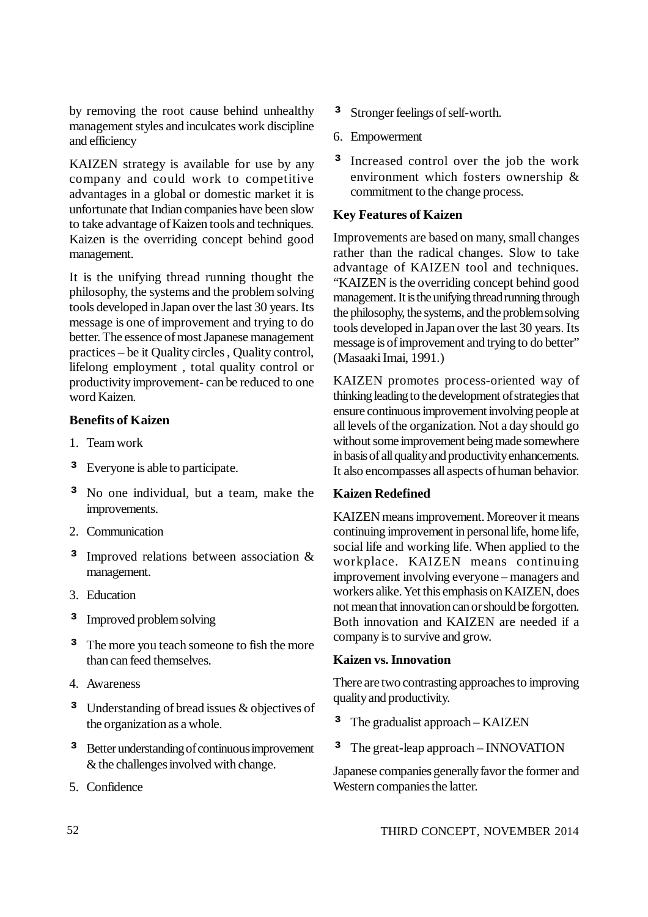by removing the root cause behind unhealthy management styles and inculcates work discipline and efficiency

KAIZEN strategy is available for use by any company and could work to competitive advantages in a global or domestic market it is unfortunate that Indian companies have been slow to take advantage of Kaizen tools and techniques. Kaizen is the overriding concept behind good management.

It is the unifying thread running thought the philosophy, the systems and the problem solving tools developed in Japan over the last 30 years. Its message is one of improvement and trying to do better. The essence of most Japanese management practices – be it Quality circles , Quality control, lifelong employment , total quality control or productivity improvement- can be reduced to one word Kaizen.

**Benefits of Kaizen**

1. Team work
   - Everyone is able to participate.
   - No one individual, but a team, make the improvements.
2. Communication
   - Improved relations between association & management.
3. Education
   - Improved problem solving
   - The more you teach someone to fish the more than can feed themselves.
4. Awareness
   - Understanding of bread issues & objectives of the organization as a whole.
   - Better understanding of continuous improvement & the challenges involved with change.
5. Confidence
   - Stronger feelings of self-worth.
6. Empowerment
   - Increased control over the job the work environment which fosters ownership & commitment to the change process.

**Key Features of Kaizen**

Improvements are based on many, small changes rather than the radical changes. Slow to take advantage of KAIZEN tool and techniques. "KAIZEN is the overriding concept behind good management. It is the unifying thread running through the philosophy, the systems, and the problem solving tools developed in Japan over the last 30 years. Its message is of improvement and trying to do better" (Masaaki Imai, 1991.)

KAIZEN promotes process-oriented way of thinking leading to the development of strategies that ensure continuous improvement involving people at all levels of the organization. Not a day should go without some improvement being made somewhere in basis of all quality and productivity enhancements. It also encompasses all aspects of human behavior.

**Kaizen Redefined**

KAIZEN means improvement. Moreover it means continuing improvement in personal life, home life, social life and working life. When applied to the workplace. KAIZEN means continuing improvement involving everyone – managers and workers alike. Yet this emphasis on KAIZEN, does not mean that innovation can or should be forgotten. Both innovation and KAIZEN are needed if a company is to survive and grow.

**Kaizen vs. Innovation**

There are two contrasting approaches to improving quality and productivity.

- The gradualist approach – KAIZEN
- The great-leap approach – INNOVATION

Japanese companies generally favor the former and Western companies the latter.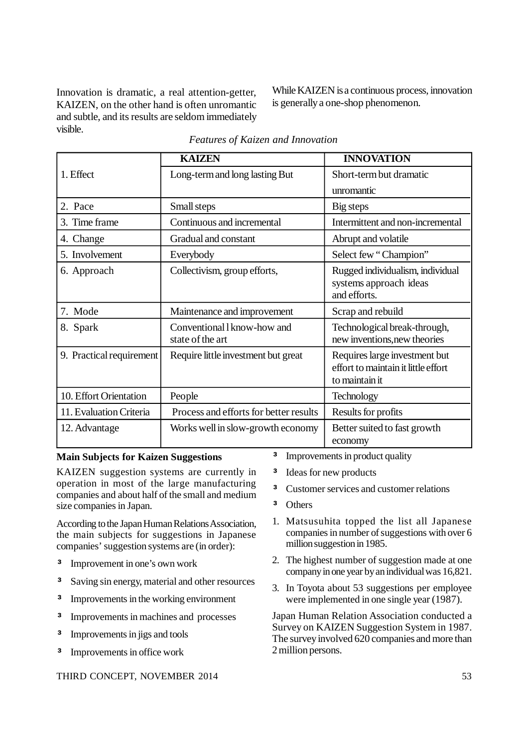Innovation is dramatic, a real attention-getter, KAIZEN, on the other hand is often unromantic and subtle, and its results are seldom immediately visible.

While KAIZEN is a continuous process, innovation is generally a one-shop phenomenon.

*Features of Kaizen and Innovation*

| | KAIZEN | INNOVATION |
|---|---|---|
| 1. Effect | Long-term and long lasting But | Short-term but dramatic unromantic |
| 2. Pace | Small steps | Big steps |
| 3. Time frame | Continuous and incremental | Intermittent and non-incremental |
| 4. Change | Gradual and constant | Abrupt and volatile |
| 5. Involvement | Everybody | Select few " Champion" |
| 6. Approach | Collectivism, group efforts, | Rugged individualism, individual systems approach ideas and efforts. |
| 7. Mode | Maintenance and improvement | Scrap and rebuild |
| 8. Spark | Conventional l know-how and state of the art | Technological break-through, new inventions,new theories |
| 9. Practical requirement | Require little investment but great | Requires large investment but effort to maintain it little effort to maintain it |
| 10. Effort Orientation | People | Technology |
| 11. Evaluation Criteria | Process and efforts for better results | Results for profits |
| 12. Advantage | Works well in slow-growth economy | Better suited to fast growth economy |

**Main Subjects for Kaizen Suggestions**

KAIZEN suggestion systems are currently in operation in most of the large manufacturing companies and about half of the small and medium size companies in Japan.

According to the Japan Human Relations Association, the main subjects for suggestions in Japanese companies' suggestion systems are (in order):

- Improvement in one's own work
- Saving sin energy, material and other resources
- Improvements in the working environment
- Improvements in machines and processes
- Improvements in jigs and tools
- Improvements in office work
- Improvements in product quality
- Ideas for new products
- Customer services and customer relations
- Others

1. Matsusuhita topped the list all Japanese companies in number of suggestions with over 6 million suggestion in 1985.
2. The highest number of suggestion made at one company in one year by an individual was 16,821.
3. In Toyota about 53 suggestions per employee were implemented in one single year (1987).

Japan Human Relation Association conducted a Survey on KAIZEN Suggestion System in 1987. The survey involved 620 companies and more than 2 million persons.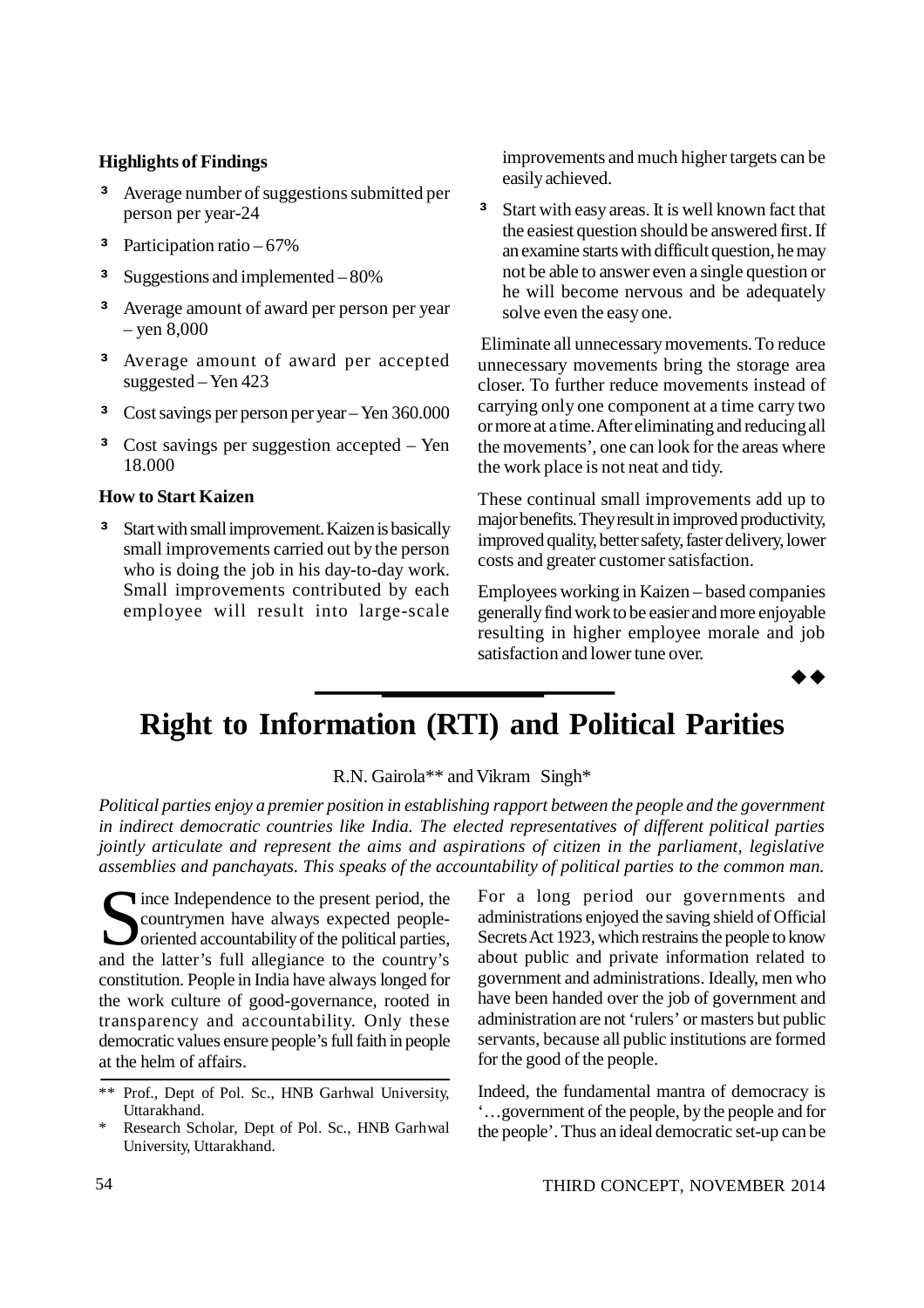**Highlights of Findings**

- Average number of suggestions submitted per person per year-24
- Participation ratio – 67%
- Suggestions and implemented – 80%
- Average amount of award per person per year – yen 8,000
- Average amount of award per accepted suggested – Yen 423
- Cost savings per person per year – Yen 360.000
- Cost savings per suggestion accepted – Yen 18.000

**How to Start Kaizen**

- Start with small improvement. Kaizen is basically small improvements carried out by the person who is doing the job in his day-to-day work. Small improvements contributed by each employee will result into large-scale improvements and much higher targets can be easily achieved.
- Start with easy areas. It is well known fact that the easiest question should be answered first. If an examine starts with difficult question, he may not be able to answer even a single question or he will become nervous and be adequately solve even the easy one.

Eliminate all unnecessary movements. To reduce unnecessary movements bring the storage area closer. To further reduce movements instead of carrying only one component at a time carry two or more at a time. After eliminating and reducing all the movements', one can look for the areas where the work place is not neat and tidy.

These continual small improvements add up to major benefits. They result in improved productivity, improved quality, better safety, faster delivery, lower costs and greater customer satisfaction.

Employees working in Kaizen – based companies generally find work to be easier and more enjoyable resulting in higher employee morale and job satisfaction and lower tune over.

◆◆

# Right to Information (RTI) and Political Parities

R.N. Gairola** and Vikram Singh*

*Political parties enjoy a premier position in establishing rapport between the people and the government in indirect democratic countries like India. The elected representatives of different political parties jointly articulate and represent the aims and aspirations of citizen in the parliament, legislative assemblies and panchayats. This speaks of the accountability of political parties to the common man.*

Since Independence to the present period, the countrymen have always expected people-oriented accountability of the political parties, and the latter's full allegiance to the country's constitution. People in India have always longed for the work culture of good-governance, rooted in transparency and accountability. Only these democratic values ensure people's full faith in people at the helm of affairs.

For a long period our governments and administrations enjoyed the saving shield of Official Secrets Act 1923, which restrains the people to know about public and private information related to government and administrations. Ideally, men who have been handed over the job of government and administration are not 'rulers' or masters but public servants, because all public institutions are formed for the good of the people.

Indeed, the fundamental mantra of democracy is '…government of the people, by the people and for the people'. Thus an ideal democratic set-up can be

** Prof., Dept of Pol. Sc., HNB Garhwal University, Uttarakhand.

* Research Scholar, Dept of Pol. Sc., HNB Garhwal University, Uttarakhand.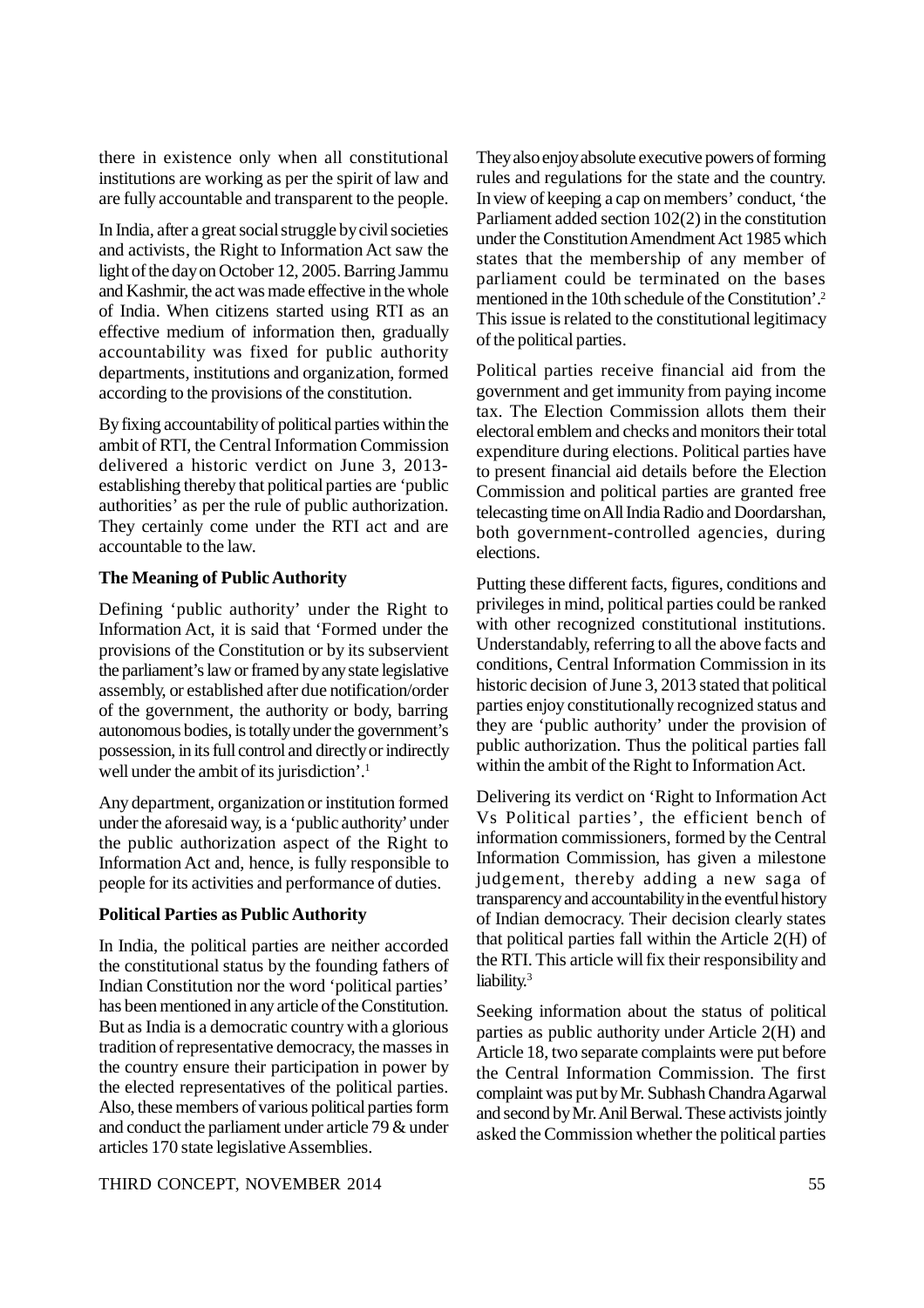there in existence only when all constitutional institutions are working as per the spirit of law and are fully accountable and transparent to the people.

In India, after a great social struggle by civil societies and activists, the Right to Information Act saw the light of the day on October 12, 2005. Barring Jammu and Kashmir, the act was made effective in the whole of India. When citizens started using RTI as an effective medium of information then, gradually accountability was fixed for public authority departments, institutions and organization, formed according to the provisions of the constitution.

By fixing accountability of political parties within the ambit of RTI, the Central Information Commission delivered a historic verdict on June 3, 2013- establishing thereby that political parties are 'public authorities' as per the rule of public authorization. They certainly come under the RTI act and are accountable to the law.

**The Meaning of Public Authority**

Defining 'public authority' under the Right to Information Act, it is said that 'Formed under the provisions of the Constitution or by its subservient the parliament's law or framed by any state legislative assembly, or established after due notification/order of the government, the authority or body, barring autonomous bodies, is totally under the government's possession, in its full control and directly or indirectly well under the ambit of its jurisdiction'.[1]

Any department, organization or institution formed under the aforesaid way, is a 'public authority' under the public authorization aspect of the Right to Information Act and, hence, is fully responsible to people for its activities and performance of duties.

**Political Parties as Public Authority**

In India, the political parties are neither accorded the constitutional status by the founding fathers of Indian Constitution nor the word 'political parties' has been mentioned in any article of the Constitution. But as India is a democratic country with a glorious tradition of representative democracy, the masses in the country ensure their participation in power by the elected representatives of the political parties. Also, these members of various political parties form and conduct the parliament under article 79 & under articles 170 state legislative Assemblies.

They also enjoy absolute executive powers of forming rules and regulations for the state and the country. In view of keeping a cap on members' conduct, 'the Parliament added section 102(2) in the constitution under the Constitution Amendment Act 1985 which states that the membership of any member of parliament could be terminated on the bases mentioned in the 10th schedule of the Constitution'.[2] This issue is related to the constitutional legitimacy of the political parties.

Political parties receive financial aid from the government and get immunity from paying income tax. The Election Commission allots them their electoral emblem and checks and monitors their total expenditure during elections. Political parties have to present financial aid details before the Election Commission and political parties are granted free telecasting time on All India Radio and Doordarshan, both government-controlled agencies, during elections.

Putting these different facts, figures, conditions and privileges in mind, political parties could be ranked with other recognized constitutional institutions. Understandably, referring to all the above facts and conditions, Central Information Commission in its historic decision of June 3, 2013 stated that political parties enjoy constitutionally recognized status and they are 'public authority' under the provision of public authorization. Thus the political parties fall within the ambit of the Right to Information Act.

Delivering its verdict on 'Right to Information Act Vs Political parties', the efficient bench of information commissioners, formed by the Central Information Commission, has given a milestone judgement, thereby adding a new saga of transparency and accountability in the eventful history of Indian democracy. Their decision clearly states that political parties fall within the Article 2(H) of the RTI. This article will fix their responsibility and liability.[3]

Seeking information about the status of political parties as public authority under Article 2(H) and Article 18, two separate complaints were put before the Central Information Commission. The first complaint was put by Mr. Subhash Chandra Agarwal and second by Mr. Anil Berwal. These activists jointly asked the Commission whether the political parties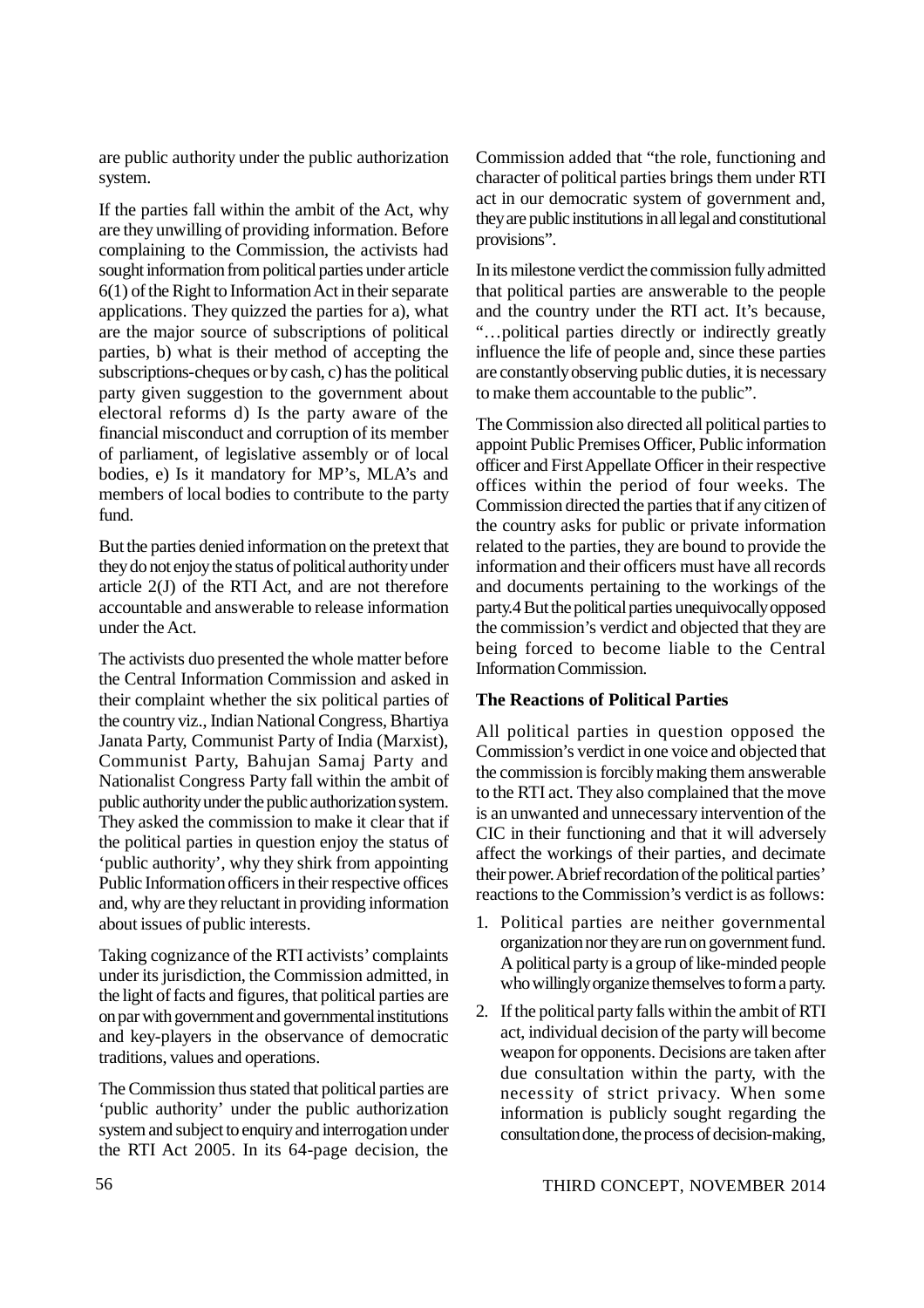are public authority under the public authorization system.

If the parties fall within the ambit of the Act, why are they unwilling of providing information. Before complaining to the Commission, the activists had sought information from political parties under article 6(1) of the Right to Information Act in their separate applications. They quizzed the parties for a), what are the major source of subscriptions of political parties, b) what is their method of accepting the subscriptions-cheques or by cash, c) has the political party given suggestion to the government about electoral reforms d) Is the party aware of the financial misconduct and corruption of its member of parliament, of legislative assembly or of local bodies, e) Is it mandatory for MP's, MLA's and members of local bodies to contribute to the party fund.

But the parties denied information on the pretext that they do not enjoy the status of political authority under article 2(J) of the RTI Act, and are not therefore accountable and answerable to release information under the Act.

The activists duo presented the whole matter before the Central Information Commission and asked in their complaint whether the six political parties of the country viz., Indian National Congress, Bhartiya Janata Party, Communist Party of India (Marxist), Communist Party, Bahujan Samaj Party and Nationalist Congress Party fall within the ambit of public authority under the public authorization system. They asked the commission to make it clear that if the political parties in question enjoy the status of 'public authority', why they shirk from appointing Public Information officers in their respective offices and, why are they reluctant in providing information about issues of public interests.

Taking cognizance of the RTI activists' complaints under its jurisdiction, the Commission admitted, in the light of facts and figures, that political parties are on par with government and governmental institutions and key-players in the observance of democratic traditions, values and operations.

The Commission thus stated that political parties are 'public authority' under the public authorization system and subject to enquiry and interrogation under the RTI Act 2005. In its 64-page decision, the Commission added that "the role, functioning and character of political parties brings them under RTI act in our democratic system of government and, they are public institutions in all legal and constitutional provisions".

In its milestone verdict the commission fully admitted that political parties are answerable to the people and the country under the RTI act. It's because, "…political parties directly or indirectly greatly influence the life of people and, since these parties are constantly observing public duties, it is necessary to make them accountable to the public".

The Commission also directed all political parties to appoint Public Premises Officer, Public information officer and First Appellate Officer in their respective offices within the period of four weeks. The Commission directed the parties that if any citizen of the country asks for public or private information related to the parties, they are bound to provide the information and their officers must have all records and documents pertaining to the workings of the party.4 But the political parties unequivocally opposed the commission's verdict and objected that they are being forced to become liable to the Central Information Commission.

**The Reactions of Political Parties**

All political parties in question opposed the Commission's verdict in one voice and objected that the commission is forcibly making them answerable to the RTI act. They also complained that the move is an unwanted and unnecessary intervention of the CIC in their functioning and that it will adversely affect the workings of their parties, and decimate their power. A brief recordation of the political parties' reactions to the Commission's verdict is as follows:

1. Political parties are neither governmental organization nor they are run on government fund. A political party is a group of like-minded people who willingly organize themselves to form a party.
2. If the political party falls within the ambit of RTI act, individual decision of the party will become weapon for opponents. Decisions are taken after due consultation within the party, with the necessity of strict privacy. When some information is publicly sought regarding the consultation done, the process of decision-making,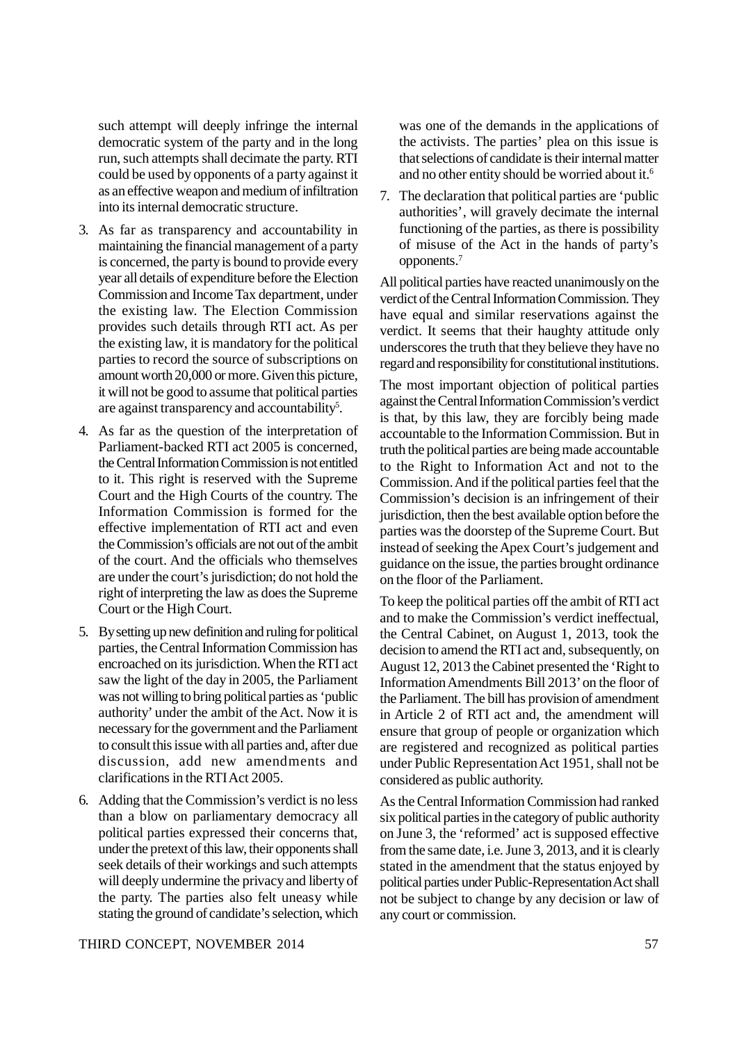such attempt will deeply infringe the internal democratic system of the party and in the long run, such attempts shall decimate the party. RTI could be used by opponents of a party against it as an effective weapon and medium of infiltration into its internal democratic structure.

3. As far as transparency and accountability in maintaining the financial management of a party is concerned, the party is bound to provide every year all details of expenditure before the Election Commission and Income Tax department, under the existing law. The Election Commission provides such details through RTI act. As per the existing law, it is mandatory for the political parties to record the source of subscriptions on amount worth 20,000 or more. Given this picture, it will not be good to assume that political parties are against transparency and accountability[5].

4. As far as the question of the interpretation of Parliament-backed RTI act 2005 is concerned, the Central Information Commission is not entitled to it. This right is reserved with the Supreme Court and the High Courts of the country. The Information Commission is formed for the effective implementation of RTI act and even the Commission's officials are not out of the ambit of the court. And the officials who themselves are under the court's jurisdiction; do not hold the right of interpreting the law as does the Supreme Court or the High Court.

5. By setting up new definition and ruling for political parties, the Central Information Commission has encroached on its jurisdiction. When the RTI act saw the light of the day in 2005, the Parliament was not willing to bring political parties as 'public authority' under the ambit of the Act. Now it is necessary for the government and the Parliament to consult this issue with all parties and, after due discussion, add new amendments and clarifications in the RTI Act 2005.

6. Adding that the Commission's verdict is no less than a blow on parliamentary democracy all political parties expressed their concerns that, under the pretext of this law, their opponents shall seek details of their workings and such attempts will deeply undermine the privacy and liberty of the party. The parties also felt uneasy while stating the ground of candidate's selection, which was one of the demands in the applications of the activists. The parties' plea on this issue is that selections of candidate is their internal matter and no other entity should be worried about it.[6]

7. The declaration that political parties are 'public authorities', will gravely decimate the internal functioning of the parties, as there is possibility of misuse of the Act in the hands of party's opponents.[7]

All political parties have reacted unanimously on the verdict of the Central Information Commission. They have equal and similar reservations against the verdict. It seems that their haughty attitude only underscores the truth that they believe they have no regard and responsibility for constitutional institutions.

The most important objection of political parties against the Central Information Commission's verdict is that, by this law, they are forcibly being made accountable to the Information Commission. But in truth the political parties are being made accountable to the Right to Information Act and not to the Commission. And if the political parties feel that the Commission's decision is an infringement of their jurisdiction, then the best available option before the parties was the doorstep of the Supreme Court. But instead of seeking the Apex Court's judgement and guidance on the issue, the parties brought ordinance on the floor of the Parliament.

To keep the political parties off the ambit of RTI act and to make the Commission's verdict ineffectual, the Central Cabinet, on August 1, 2013, took the decision to amend the RTI act and, subsequently, on August 12, 2013 the Cabinet presented the 'Right to Information Amendments Bill 2013' on the floor of the Parliament. The bill has provision of amendment in Article 2 of RTI act and, the amendment will ensure that group of people or organization which are registered and recognized as political parties under Public Representation Act 1951, shall not be considered as public authority.

As the Central Information Commission had ranked six political parties in the category of public authority on June 3, the 'reformed' act is supposed effective from the same date, i.e. June 3, 2013, and it is clearly stated in the amendment that the status enjoyed by political parties under Public-Representation Act shall not be subject to change by any decision or law of any court or commission.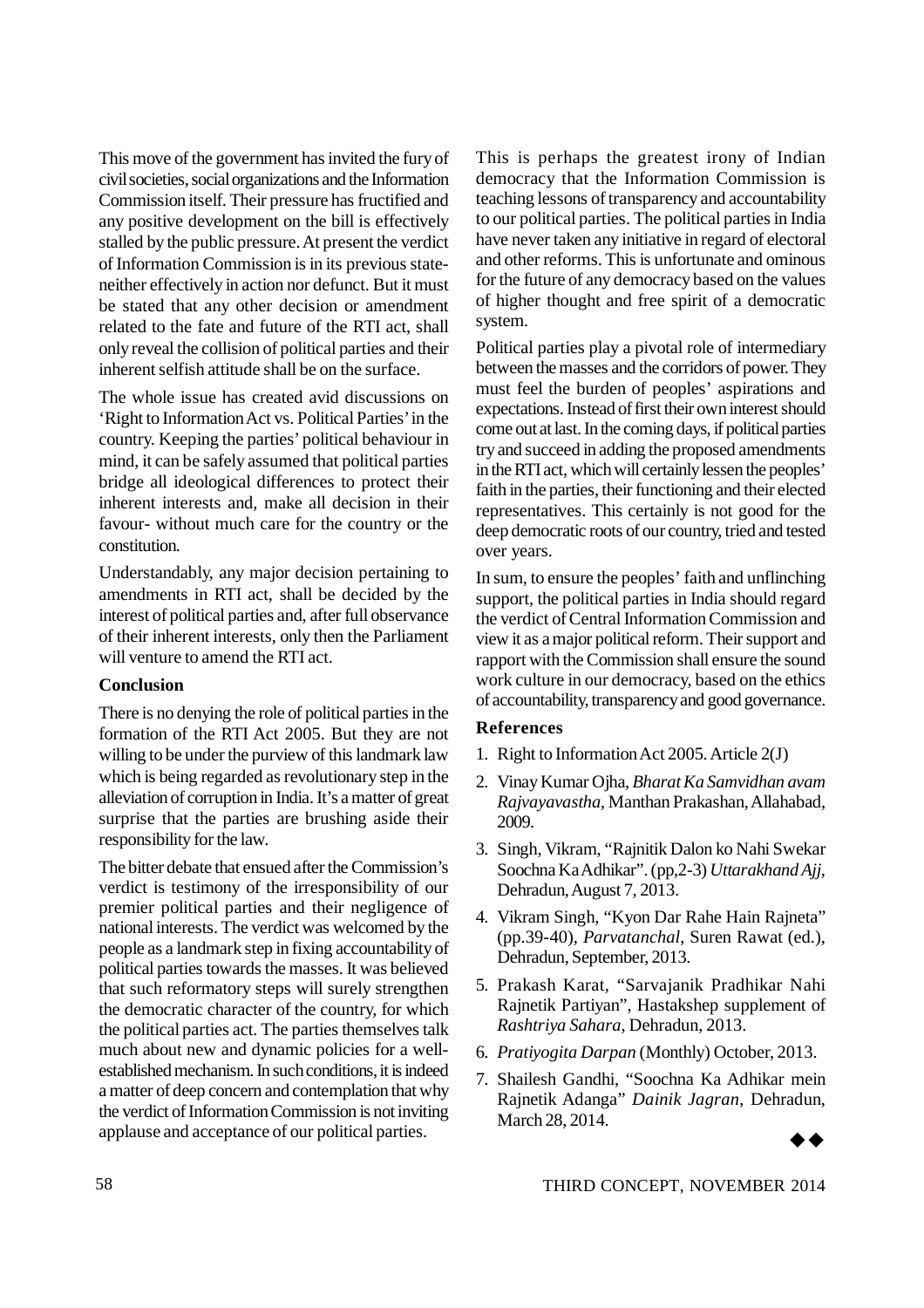This move of the government has invited the fury of civil societies, social organizations and the Information Commission itself. Their pressure has fructified and any positive development on the bill is effectively stalled by the public pressure. At present the verdict of Information Commission is in its previous state-neither effectively in action nor defunct. But it must be stated that any other decision or amendment related to the fate and future of the RTI act, shall only reveal the collision of political parties and their inherent selfish attitude shall be on the surface.

The whole issue has created avid discussions on 'Right to Information Act vs. Political Parties' in the country. Keeping the parties' political behaviour in mind, it can be safely assumed that political parties bridge all ideological differences to protect their inherent interests and, make all decision in their favour- without much care for the country or the constitution.

Understandably, any major decision pertaining to amendments in RTI act, shall be decided by the interest of political parties and, after full observance of their inherent interests, only then the Parliament will venture to amend the RTI act.

### Conclusion

There is no denying the role of political parties in the formation of the RTI Act 2005. But they are not willing to be under the purview of this landmark law which is being regarded as revolutionary step in the alleviation of corruption in India. It's a matter of great surprise that the parties are brushing aside their responsibility for the law.

The bitter debate that ensued after the Commission's verdict is testimony of the irresponsibility of our premier political parties and their negligence of national interests. The verdict was welcomed by the people as a landmark step in fixing accountability of political parties towards the masses. It was believed that such reformatory steps will surely strengthen the democratic character of the country, for which the political parties act. The parties themselves talk much about new and dynamic policies for a well-established mechanism. In such conditions, it is indeed a matter of deep concern and contemplation that why the verdict of Information Commission is not inviting applause and acceptance of our political parties.

This is perhaps the greatest irony of Indian democracy that the Information Commission is teaching lessons of transparency and accountability to our political parties. The political parties in India have never taken any initiative in regard of electoral and other reforms. This is unfortunate and ominous for the future of any democracy based on the values of higher thought and free spirit of a democratic system.

Political parties play a pivotal role of intermediary between the masses and the corridors of power. They must feel the burden of peoples' aspirations and expectations. Instead of first their own interest should come out at last. In the coming days, if political parties try and succeed in adding the proposed amendments in the RTI act, which will certainly lessen the peoples' faith in the parties, their functioning and their elected representatives. This certainly is not good for the deep democratic roots of our country, tried and tested over years.

In sum, to ensure the peoples' faith and unflinching support, the political parties in India should regard the verdict of Central Information Commission and view it as a major political reform. Their support and rapport with the Commission shall ensure the sound work culture in our democracy, based on the ethics of accountability, transparency and good governance.

### References

1. Right to Information Act 2005. Article 2(J)
2. Vinay Kumar Ojha, *Bharat Ka Samvidhan avam Rajvayavastha*, Manthan Prakashan, Allahabad, 2009.
3. Singh, Vikram, "Rajnitik Dalon ko Nahi Swekar Soochna Ka Adhikar". (pp,2-3) *Uttarakhand Ajj*, Dehradun, August 7, 2013.
4. Vikram Singh, "Kyon Dar Rahe Hain Rajneta" (pp.39-40), *Parvatanchal*, Suren Rawat (ed.), Dehradun, September, 2013.
5. Prakash Karat, "Sarvajanik Pradhikar Nahi Rajnetik Partiyan", Hastakshep supplement of *Rashtriya Sahara*, Dehradun, 2013.
6. *Pratiyogita Darpan* (Monthly) October, 2013.
7. Shailesh Gandhi, "Soochna Ka Adhikar mein Rajnetik Adanga" *Dainik Jagran*, Dehradun, March 28, 2014.

◆◆